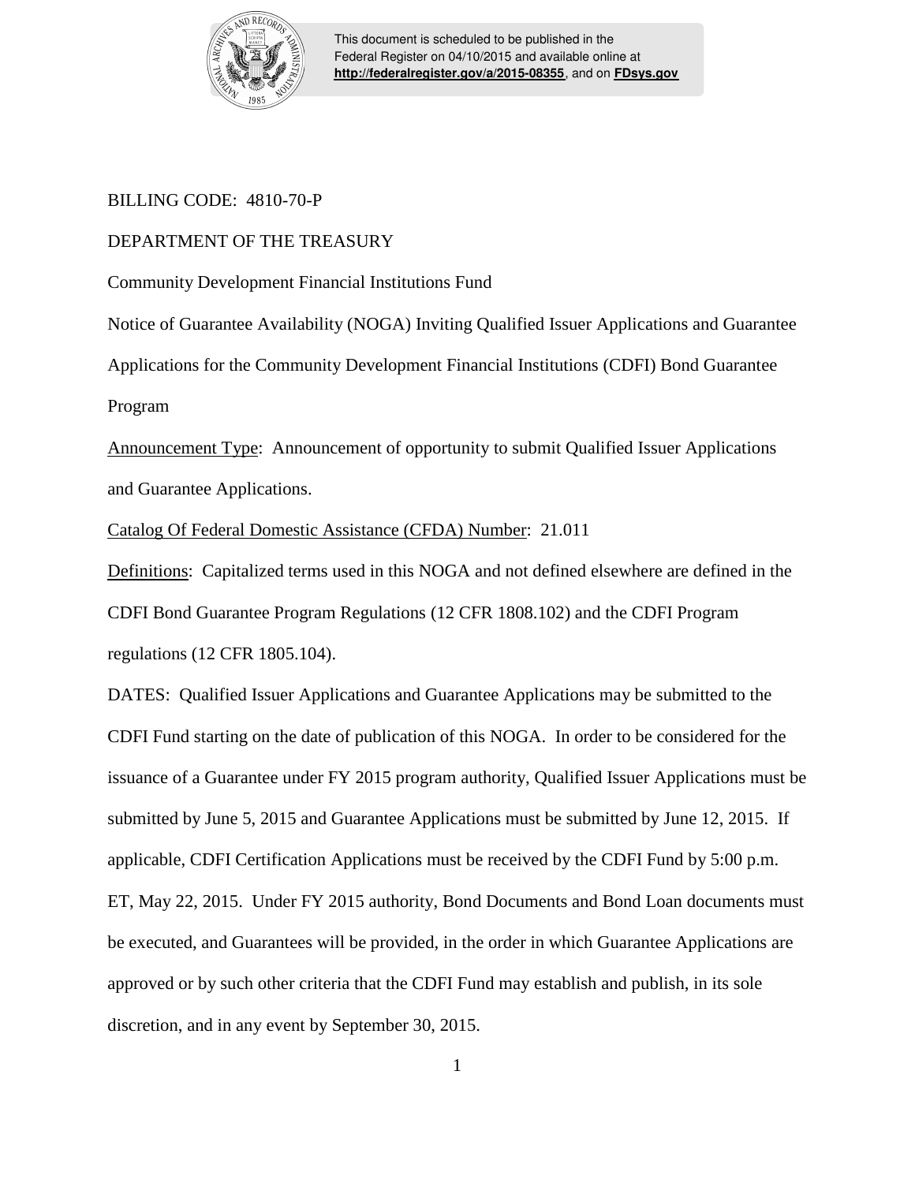This document is scheduled to be published in the Federal Register on 04/10/2015 and available online at **http://federalregister.gov/a/2015-08355**, and on **FDsys.gov**

BILLING CODE: 4810-70-P

DEPARTMENT OF THE TREASURY

Community Development Financial Institutions Fund

Notice of Guarantee Availability (NOGA) Inviting Qualified Issuer Applications and Guarantee Applications for the Community Development Financial Institutions (CDFI) Bond Guarantee Program

Announcement Type: Announcement of opportunity to submit Qualified Issuer Applications and Guarantee Applications.

Catalog Of Federal Domestic Assistance (CFDA) Number: 21.011

Definitions: Capitalized terms used in this NOGA and not defined elsewhere are defined in the CDFI Bond Guarantee Program Regulations (12 CFR 1808.102) and the CDFI Program regulations (12 CFR 1805.104).

DATES: Qualified Issuer Applications and Guarantee Applications may be submitted to the CDFI Fund starting on the date of publication of this NOGA. In order to be considered for the issuance of a Guarantee under FY 2015 program authority, Qualified Issuer Applications must be submitted by June 5, 2015 and Guarantee Applications must be submitted by June 12, 2015. If applicable, CDFI Certification Applications must be received by the CDFI Fund by 5:00 p.m. ET, May 22, 2015. Under FY 2015 authority, Bond Documents and Bond Loan documents must be executed, and Guarantees will be provided, in the order in which Guarantee Applications are approved or by such other criteria that the CDFI Fund may establish and publish, in its sole discretion, and in any event by September 30, 2015.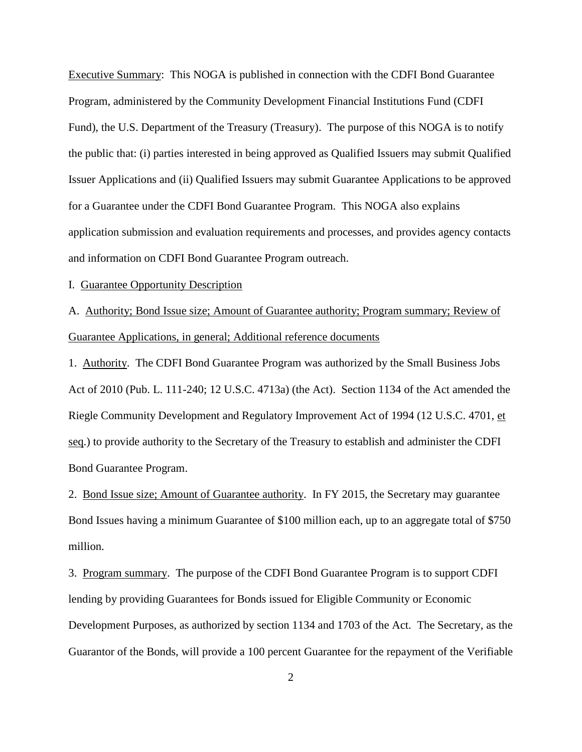Executive Summary: This NOGA is published in connection with the CDFI Bond Guarantee Program, administered by the Community Development Financial Institutions Fund (CDFI Fund), the U.S. Department of the Treasury (Treasury). The purpose of this NOGA is to notify the public that: (i) parties interested in being approved as Qualified Issuers may submit Qualified Issuer Applications and (ii) Qualified Issuers may submit Guarantee Applications to be approved for a Guarantee under the CDFI Bond Guarantee Program. This NOGA also explains application submission and evaluation requirements and processes, and provides agency contacts and information on CDFI Bond Guarantee Program outreach.

I. Guarantee Opportunity Description

A. Authority; Bond Issue size; Amount of Guarantee authority; Program summary; Review of Guarantee Applications, in general; Additional reference documents

1. Authority. The CDFI Bond Guarantee Program was authorized by the Small Business Jobs Act of 2010 (Pub. L. 111-240; 12 U.S.C. 4713a) (the Act). Section 1134 of the Act amended the Riegle Community Development and Regulatory Improvement Act of 1994 (12 U.S.C. 4701, et seq.) to provide authority to the Secretary of the Treasury to establish and administer the CDFI Bond Guarantee Program.

2. Bond Issue size; Amount of Guarantee authority. In FY 2015, the Secretary may guarantee Bond Issues having a minimum Guarantee of $100 million each, up to an aggregate total of $750 million.

3. Program summary. The purpose of the CDFI Bond Guarantee Program is to support CDFI lending by providing Guarantees for Bonds issued for Eligible Community or Economic Development Purposes, as authorized by section 1134 and 1703 of the Act. The Secretary, as the Guarantor of the Bonds, will provide a 100 percent Guarantee for the repayment of the Verifiable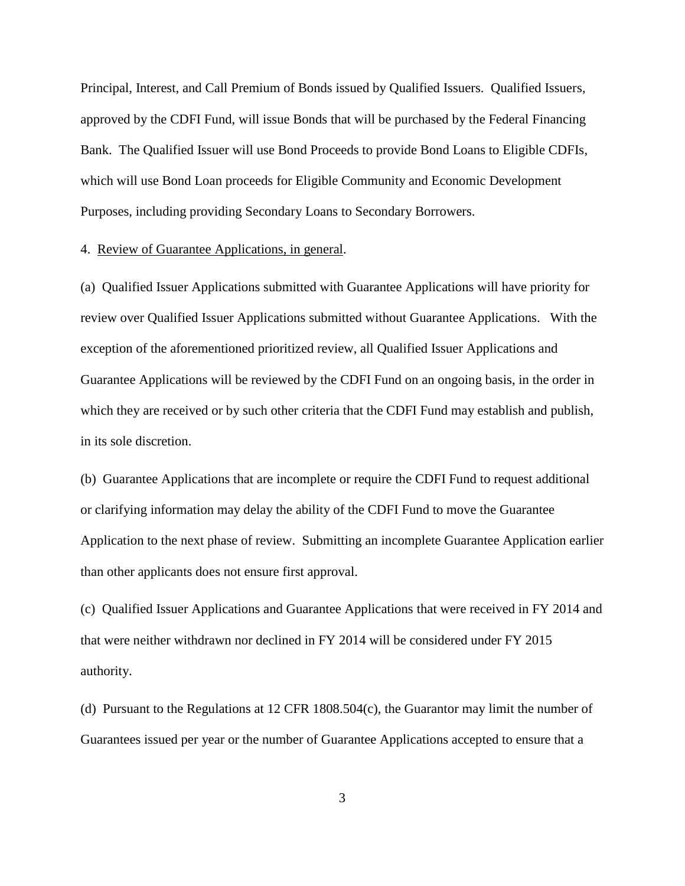Principal, Interest, and Call Premium of Bonds issued by Qualified Issuers. Qualified Issuers, approved by the CDFI Fund, will issue Bonds that will be purchased by the Federal Financing Bank. The Qualified Issuer will use Bond Proceeds to provide Bond Loans to Eligible CDFIs, which will use Bond Loan proceeds for Eligible Community and Economic Development Purposes, including providing Secondary Loans to Secondary Borrowers.

4. Review of Guarantee Applications, in general.

(a) Qualified Issuer Applications submitted with Guarantee Applications will have priority for review over Qualified Issuer Applications submitted without Guarantee Applications. With the exception of the aforementioned prioritized review, all Qualified Issuer Applications and Guarantee Applications will be reviewed by the CDFI Fund on an ongoing basis, in the order in which they are received or by such other criteria that the CDFI Fund may establish and publish, in its sole discretion.

(b) Guarantee Applications that are incomplete or require the CDFI Fund to request additional or clarifying information may delay the ability of the CDFI Fund to move the Guarantee Application to the next phase of review. Submitting an incomplete Guarantee Application earlier than other applicants does not ensure first approval.

(c) Qualified Issuer Applications and Guarantee Applications that were received in FY 2014 and that were neither withdrawn nor declined in FY 2014 will be considered under FY 2015 authority.

(d) Pursuant to the Regulations at 12 CFR 1808.504(c), the Guarantor may limit the number of Guarantees issued per year or the number of Guarantee Applications accepted to ensure that a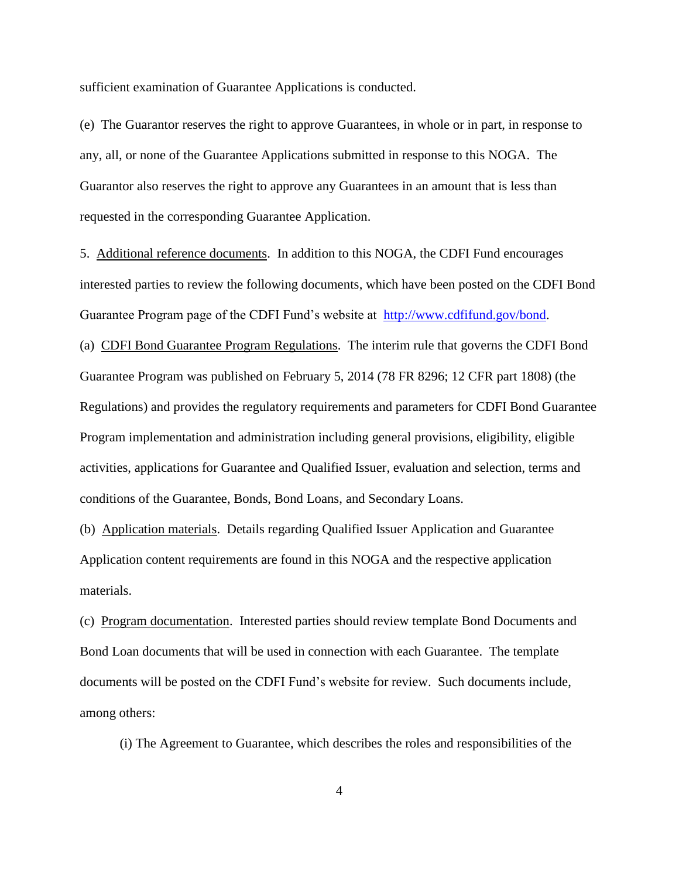sufficient examination of Guarantee Applications is conducted.

(e) The Guarantor reserves the right to approve Guarantees, in whole or in part, in response to any, all, or none of the Guarantee Applications submitted in response to this NOGA. The Guarantor also reserves the right to approve any Guarantees in an amount that is less than requested in the corresponding Guarantee Application.

5. Additional reference documents. In addition to this NOGA, the CDFI Fund encourages interested parties to review the following documents, which have been posted on the CDFI Bond Guarantee Program page of the CDFI Fund's website at [http://www.cdfifund.gov/bond](http://www.cdfifund.gov/bond).

(a) CDFI Bond Guarantee Program Regulations. The interim rule that governs the CDFI Bond Guarantee Program was published on February 5, 2014 (78 FR 8296; 12 CFR part 1808) (the Regulations) and provides the regulatory requirements and parameters for CDFI Bond Guarantee Program implementation and administration including general provisions, eligibility, eligible activities, applications for Guarantee and Qualified Issuer, evaluation and selection, terms and conditions of the Guarantee, Bonds, Bond Loans, and Secondary Loans.

(b) Application materials. Details regarding Qualified Issuer Application and Guarantee Application content requirements are found in this NOGA and the respective application materials.

(c) Program documentation. Interested parties should review template Bond Documents and Bond Loan documents that will be used in connection with each Guarantee. The template documents will be posted on the CDFI Fund's website for review. Such documents include, among others:

(i) The Agreement to Guarantee, which describes the roles and responsibilities of the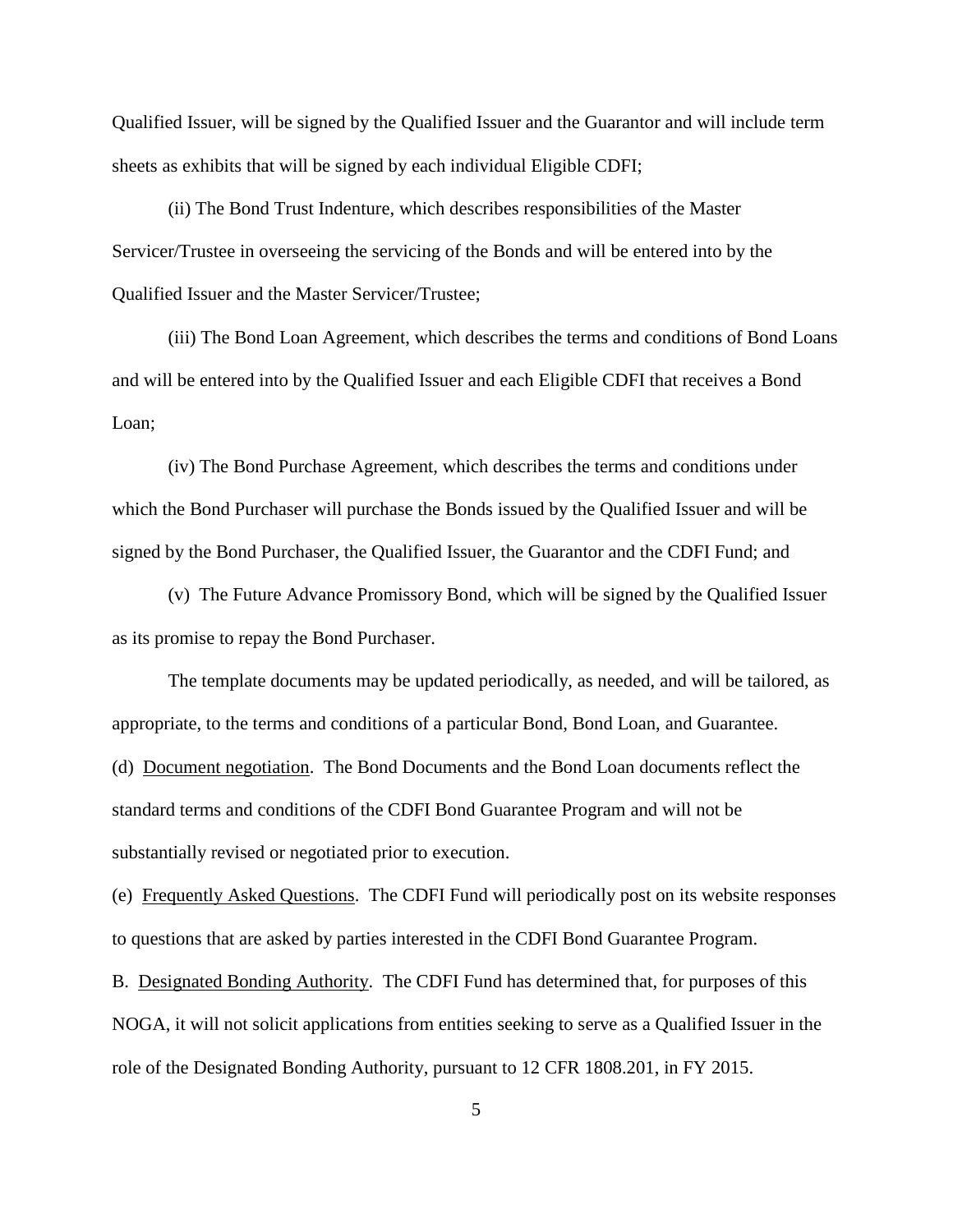Qualified Issuer, will be signed by the Qualified Issuer and the Guarantor and will include term sheets as exhibits that will be signed by each individual Eligible CDFI;

(ii) The Bond Trust Indenture, which describes responsibilities of the Master Servicer/Trustee in overseeing the servicing of the Bonds and will be entered into by the Qualified Issuer and the Master Servicer/Trustee;

(iii) The Bond Loan Agreement, which describes the terms and conditions of Bond Loans and will be entered into by the Qualified Issuer and each Eligible CDFI that receives a Bond Loan;

(iv) The Bond Purchase Agreement, which describes the terms and conditions under which the Bond Purchaser will purchase the Bonds issued by the Qualified Issuer and will be signed by the Bond Purchaser, the Qualified Issuer, the Guarantor and the CDFI Fund; and

(v) The Future Advance Promissory Bond, which will be signed by the Qualified Issuer as its promise to repay the Bond Purchaser.

The template documents may be updated periodically, as needed, and will be tailored, as appropriate, to the terms and conditions of a particular Bond, Bond Loan, and Guarantee.

(d) Document negotiation. The Bond Documents and the Bond Loan documents reflect the standard terms and conditions of the CDFI Bond Guarantee Program and will not be substantially revised or negotiated prior to execution.

(e) Frequently Asked Questions. The CDFI Fund will periodically post on its website responses to questions that are asked by parties interested in the CDFI Bond Guarantee Program.

B. Designated Bonding Authority. The CDFI Fund has determined that, for purposes of this NOGA, it will not solicit applications from entities seeking to serve as a Qualified Issuer in the role of the Designated Bonding Authority, pursuant to 12 CFR 1808.201, in FY 2015.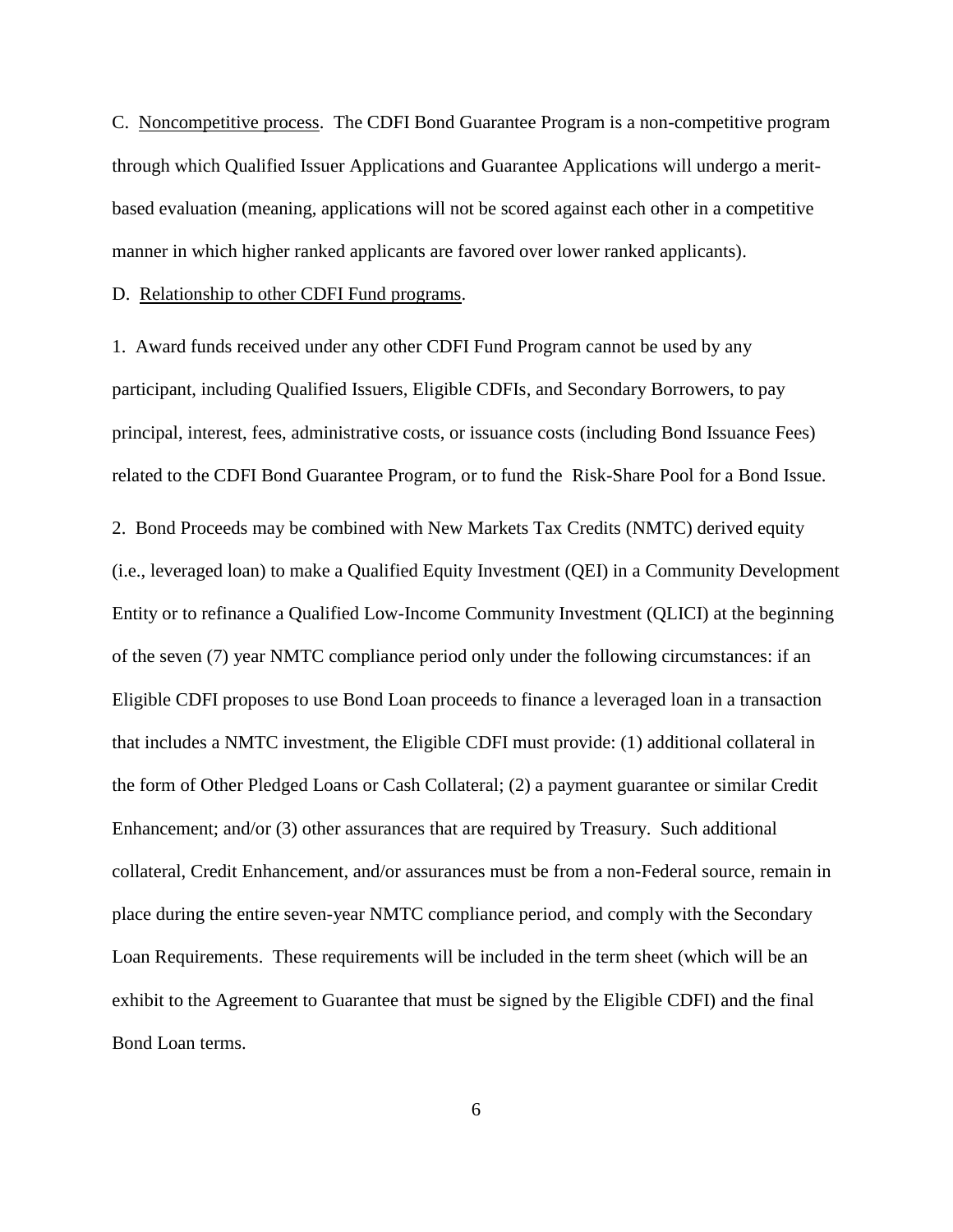C. Noncompetitive process. The CDFI Bond Guarantee Program is a non-competitive program through which Qualified Issuer Applications and Guarantee Applications will undergo a merit-based evaluation (meaning, applications will not be scored against each other in a competitive manner in which higher ranked applicants are favored over lower ranked applicants).

D. Relationship to other CDFI Fund programs.

1. Award funds received under any other CDFI Fund Program cannot be used by any participant, including Qualified Issuers, Eligible CDFIs, and Secondary Borrowers, to pay principal, interest, fees, administrative costs, or issuance costs (including Bond Issuance Fees) related to the CDFI Bond Guarantee Program, or to fund the Risk-Share Pool for a Bond Issue.

2. Bond Proceeds may be combined with New Markets Tax Credits (NMTC) derived equity (i.e., leveraged loan) to make a Qualified Equity Investment (QEI) in a Community Development Entity or to refinance a Qualified Low-Income Community Investment (QLICI) at the beginning of the seven (7) year NMTC compliance period only under the following circumstances: if an Eligible CDFI proposes to use Bond Loan proceeds to finance a leveraged loan in a transaction that includes a NMTC investment, the Eligible CDFI must provide: (1) additional collateral in the form of Other Pledged Loans or Cash Collateral; (2) a payment guarantee or similar Credit Enhancement; and/or (3) other assurances that are required by Treasury. Such additional collateral, Credit Enhancement, and/or assurances must be from a non-Federal source, remain in place during the entire seven-year NMTC compliance period, and comply with the Secondary Loan Requirements. These requirements will be included in the term sheet (which will be an exhibit to the Agreement to Guarantee that must be signed by the Eligible CDFI) and the final Bond Loan terms.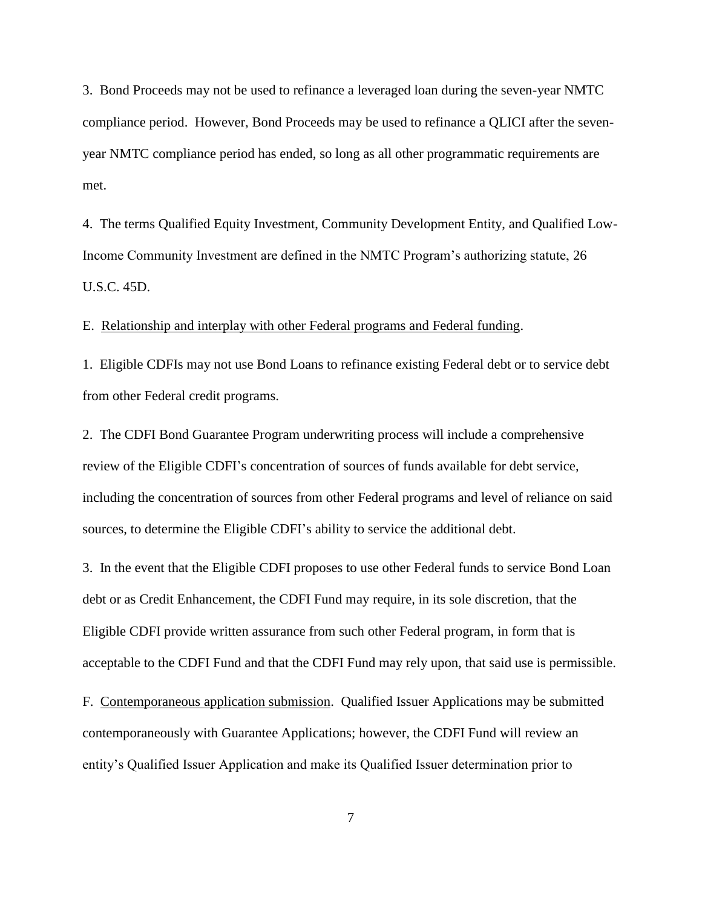3. Bond Proceeds may not be used to refinance a leveraged loan during the seven-year NMTC compliance period. However, Bond Proceeds may be used to refinance a QLICI after the seven-year NMTC compliance period has ended, so long as all other programmatic requirements are met.

4. The terms Qualified Equity Investment, Community Development Entity, and Qualified Low-Income Community Investment are defined in the NMTC Program's authorizing statute, 26 U.S.C. 45D.

E. <u>Relationship and interplay with other Federal programs and Federal funding</u>.

1. Eligible CDFIs may not use Bond Loans to refinance existing Federal debt or to service debt from other Federal credit programs.

2. The CDFI Bond Guarantee Program underwriting process will include a comprehensive review of the Eligible CDFI's concentration of sources of funds available for debt service, including the concentration of sources from other Federal programs and level of reliance on said sources, to determine the Eligible CDFI's ability to service the additional debt.

3. In the event that the Eligible CDFI proposes to use other Federal funds to service Bond Loan debt or as Credit Enhancement, the CDFI Fund may require, in its sole discretion, that the Eligible CDFI provide written assurance from such other Federal program, in form that is acceptable to the CDFI Fund and that the CDFI Fund may rely upon, that said use is permissible.

F. <u>Contemporaneous application submission</u>. Qualified Issuer Applications may be submitted contemporaneously with Guarantee Applications; however, the CDFI Fund will review an entity's Qualified Issuer Application and make its Qualified Issuer determination prior to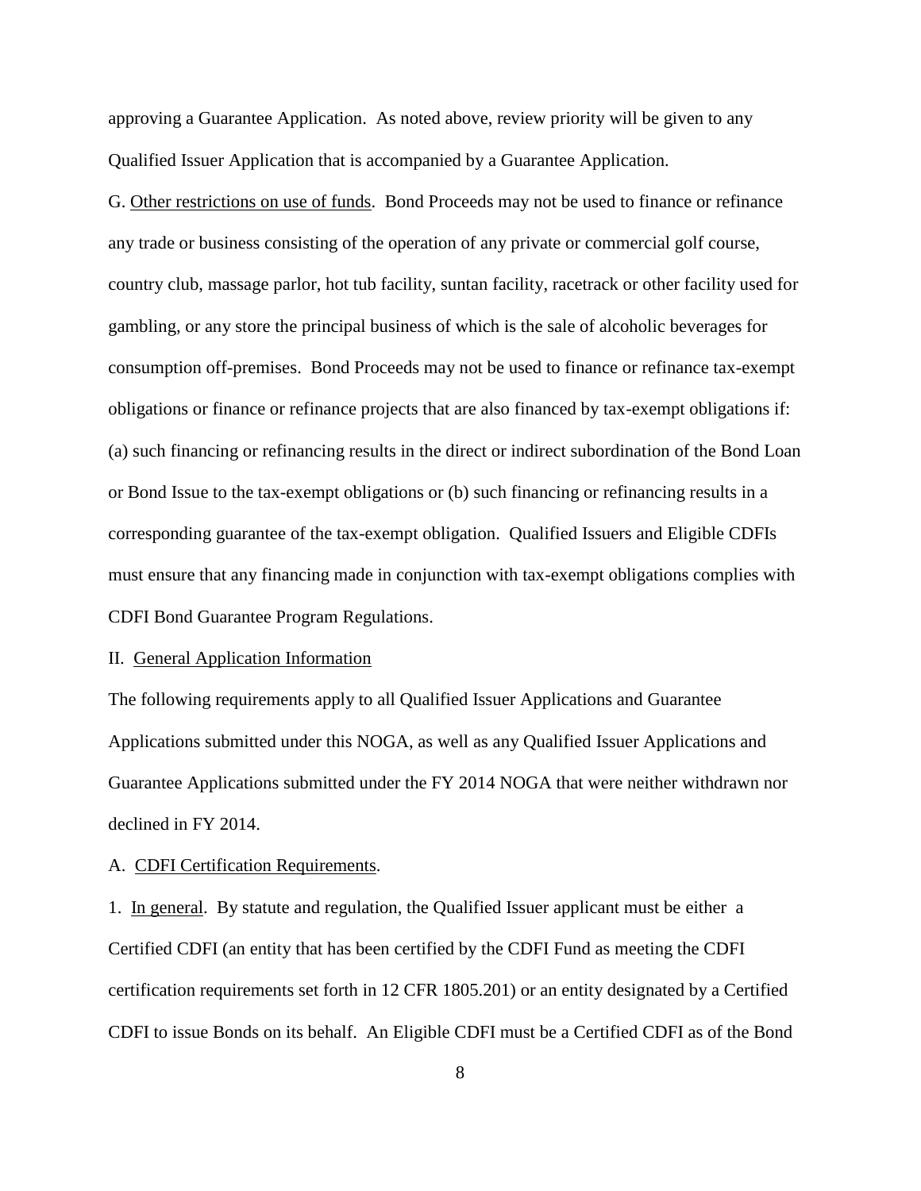approving a Guarantee Application. As noted above, review priority will be given to any Qualified Issuer Application that is accompanied by a Guarantee Application.

G. Other restrictions on use of funds. Bond Proceeds may not be used to finance or refinance any trade or business consisting of the operation of any private or commercial golf course, country club, massage parlor, hot tub facility, suntan facility, racetrack or other facility used for gambling, or any store the principal business of which is the sale of alcoholic beverages for consumption off-premises. Bond Proceeds may not be used to finance or refinance tax-exempt obligations or finance or refinance projects that are also financed by tax-exempt obligations if: (a) such financing or refinancing results in the direct or indirect subordination of the Bond Loan or Bond Issue to the tax-exempt obligations or (b) such financing or refinancing results in a corresponding guarantee of the tax-exempt obligation. Qualified Issuers and Eligible CDFIs must ensure that any financing made in conjunction with tax-exempt obligations complies with CDFI Bond Guarantee Program Regulations.

## II. General Application Information

The following requirements apply to all Qualified Issuer Applications and Guarantee Applications submitted under this NOGA, as well as any Qualified Issuer Applications and Guarantee Applications submitted under the FY 2014 NOGA that were neither withdrawn nor declined in FY 2014.

### A. CDFI Certification Requirements.

1. In general. By statute and regulation, the Qualified Issuer applicant must be either a Certified CDFI (an entity that has been certified by the CDFI Fund as meeting the CDFI certification requirements set forth in 12 CFR 1805.201) or an entity designated by a Certified CDFI to issue Bonds on its behalf. An Eligible CDFI must be a Certified CDFI as of the Bond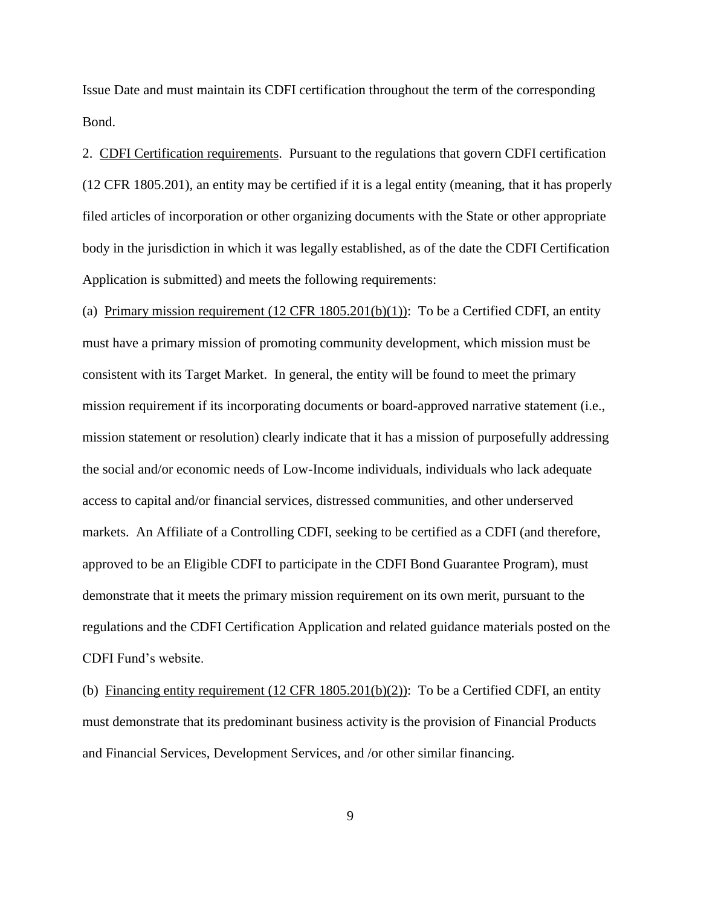Issue Date and must maintain its CDFI certification throughout the term of the corresponding Bond.

2. CDFI Certification requirements. Pursuant to the regulations that govern CDFI certification (12 CFR 1805.201), an entity may be certified if it is a legal entity (meaning, that it has properly filed articles of incorporation or other organizing documents with the State or other appropriate body in the jurisdiction in which it was legally established, as of the date the CDFI Certification Application is submitted) and meets the following requirements:

(a) Primary mission requirement (12 CFR 1805.201(b)(1)): To be a Certified CDFI, an entity must have a primary mission of promoting community development, which mission must be consistent with its Target Market. In general, the entity will be found to meet the primary mission requirement if its incorporating documents or board-approved narrative statement (i.e., mission statement or resolution) clearly indicate that it has a mission of purposefully addressing the social and/or economic needs of Low-Income individuals, individuals who lack adequate access to capital and/or financial services, distressed communities, and other underserved markets. An Affiliate of a Controlling CDFI, seeking to be certified as a CDFI (and therefore, approved to be an Eligible CDFI to participate in the CDFI Bond Guarantee Program), must demonstrate that it meets the primary mission requirement on its own merit, pursuant to the regulations and the CDFI Certification Application and related guidance materials posted on the CDFI Fund's website.

(b) Financing entity requirement (12 CFR 1805.201(b)(2)): To be a Certified CDFI, an entity must demonstrate that its predominant business activity is the provision of Financial Products and Financial Services, Development Services, and /or other similar financing.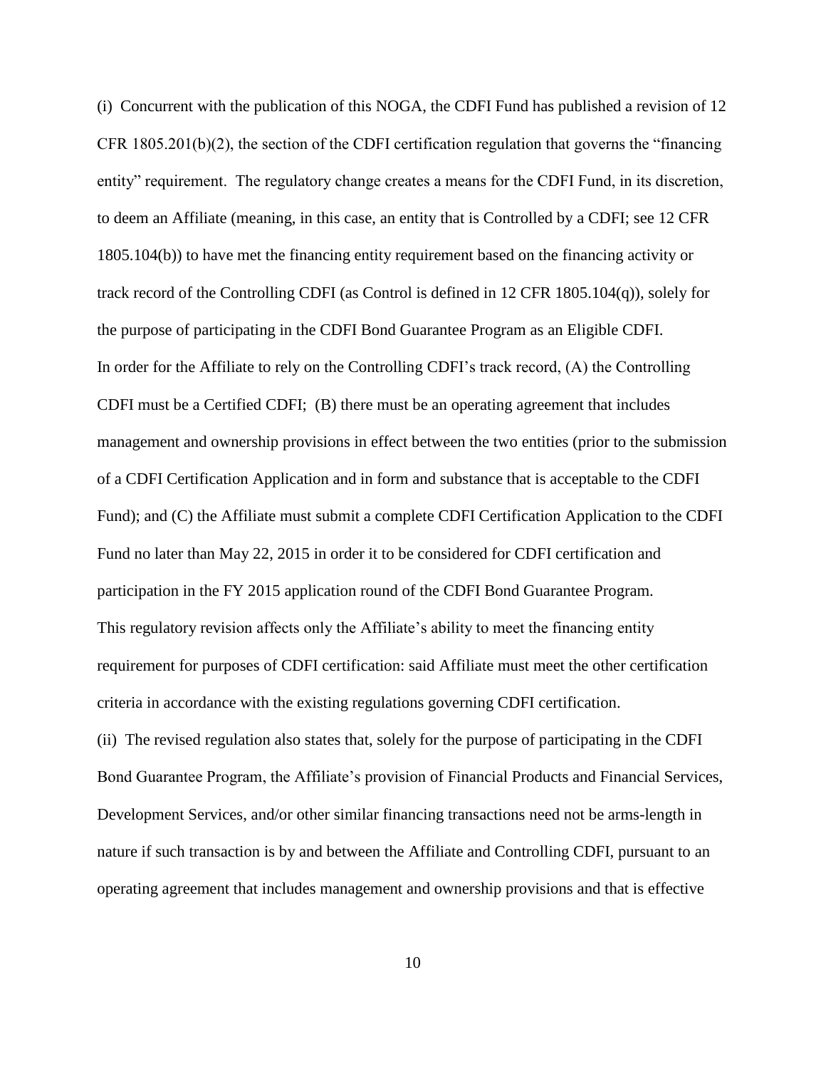(i) Concurrent with the publication of this NOGA, the CDFI Fund has published a revision of 12 CFR 1805.201(b)(2), the section of the CDFI certification regulation that governs the "financing entity" requirement. The regulatory change creates a means for the CDFI Fund, in its discretion, to deem an Affiliate (meaning, in this case, an entity that is Controlled by a CDFI; see 12 CFR 1805.104(b)) to have met the financing entity requirement based on the financing activity or track record of the Controlling CDFI (as Control is defined in 12 CFR 1805.104(q)), solely for the purpose of participating in the CDFI Bond Guarantee Program as an Eligible CDFI.

In order for the Affiliate to rely on the Controlling CDFI's track record, (A) the Controlling CDFI must be a Certified CDFI; (B) there must be an operating agreement that includes management and ownership provisions in effect between the two entities (prior to the submission of a CDFI Certification Application and in form and substance that is acceptable to the CDFI Fund); and (C) the Affiliate must submit a complete CDFI Certification Application to the CDFI Fund no later than May 22, 2015 in order it to be considered for CDFI certification and participation in the FY 2015 application round of the CDFI Bond Guarantee Program.

This regulatory revision affects only the Affiliate's ability to meet the financing entity requirement for purposes of CDFI certification: said Affiliate must meet the other certification criteria in accordance with the existing regulations governing CDFI certification.

(ii) The revised regulation also states that, solely for the purpose of participating in the CDFI Bond Guarantee Program, the Affiliate's provision of Financial Products and Financial Services, Development Services, and/or other similar financing transactions need not be arms-length in nature if such transaction is by and between the Affiliate and Controlling CDFI, pursuant to an operating agreement that includes management and ownership provisions and that is effective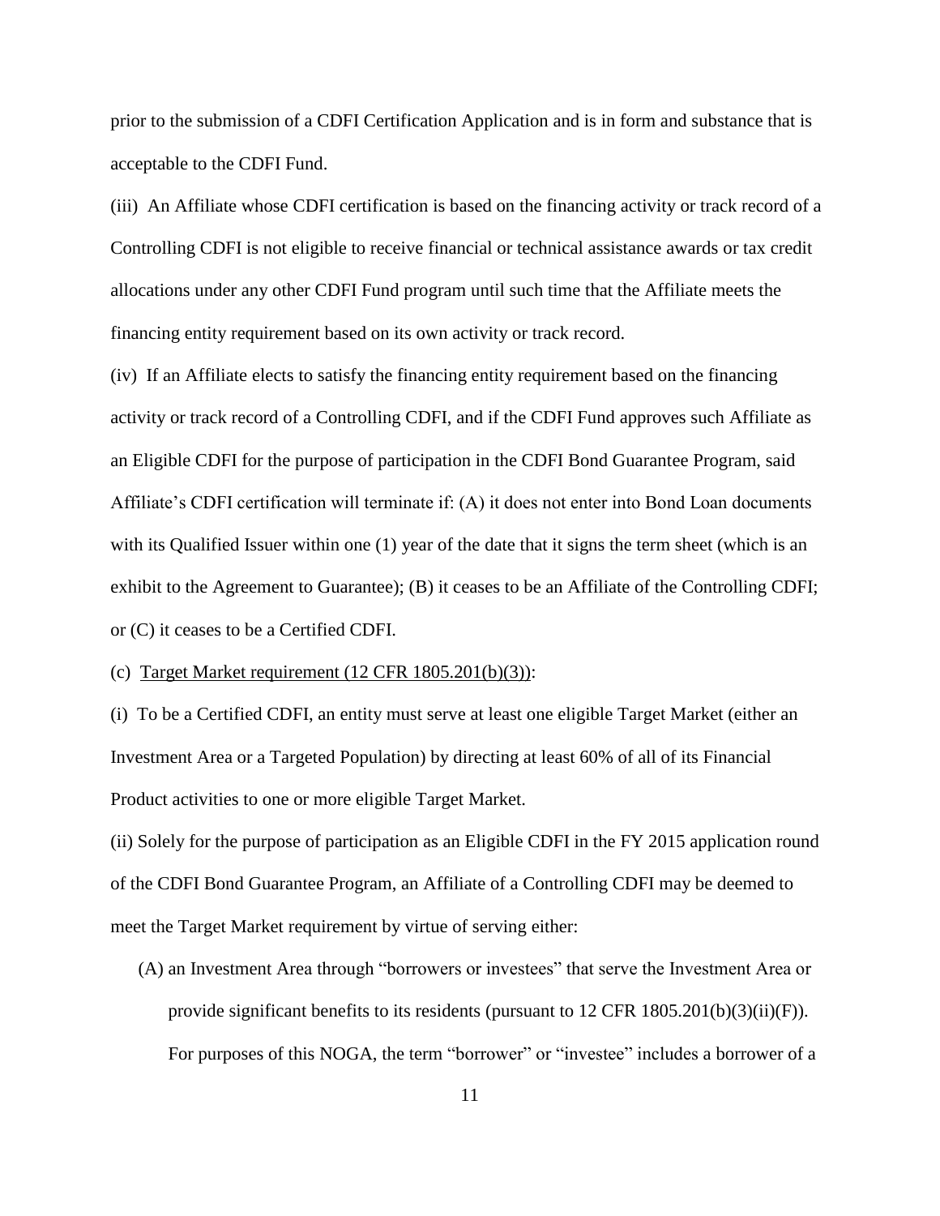prior to the submission of a CDFI Certification Application and is in form and substance that is acceptable to the CDFI Fund.

(iii) An Affiliate whose CDFI certification is based on the financing activity or track record of a Controlling CDFI is not eligible to receive financial or technical assistance awards or tax credit allocations under any other CDFI Fund program until such time that the Affiliate meets the financing entity requirement based on its own activity or track record.

(iv) If an Affiliate elects to satisfy the financing entity requirement based on the financing activity or track record of a Controlling CDFI, and if the CDFI Fund approves such Affiliate as an Eligible CDFI for the purpose of participation in the CDFI Bond Guarantee Program, said Affiliate's CDFI certification will terminate if: (A) it does not enter into Bond Loan documents with its Qualified Issuer within one (1) year of the date that it signs the term sheet (which is an exhibit to the Agreement to Guarantee); (B) it ceases to be an Affiliate of the Controlling CDFI; or (C) it ceases to be a Certified CDFI.

(c) <u>Target Market requirement (12 CFR 1805.201(b)(3))</u>:

(i) To be a Certified CDFI, an entity must serve at least one eligible Target Market (either an Investment Area or a Targeted Population) by directing at least 60% of all of its Financial Product activities to one or more eligible Target Market.

(ii) Solely for the purpose of participation as an Eligible CDFI in the FY 2015 application round of the CDFI Bond Guarantee Program, an Affiliate of a Controlling CDFI may be deemed to meet the Target Market requirement by virtue of serving either:

(A) an Investment Area through "borrowers or investees" that serve the Investment Area or provide significant benefits to its residents (pursuant to 12 CFR 1805.201(b)(3)(ii)(F)). For purposes of this NOGA, the term "borrower" or "investee" includes a borrower of a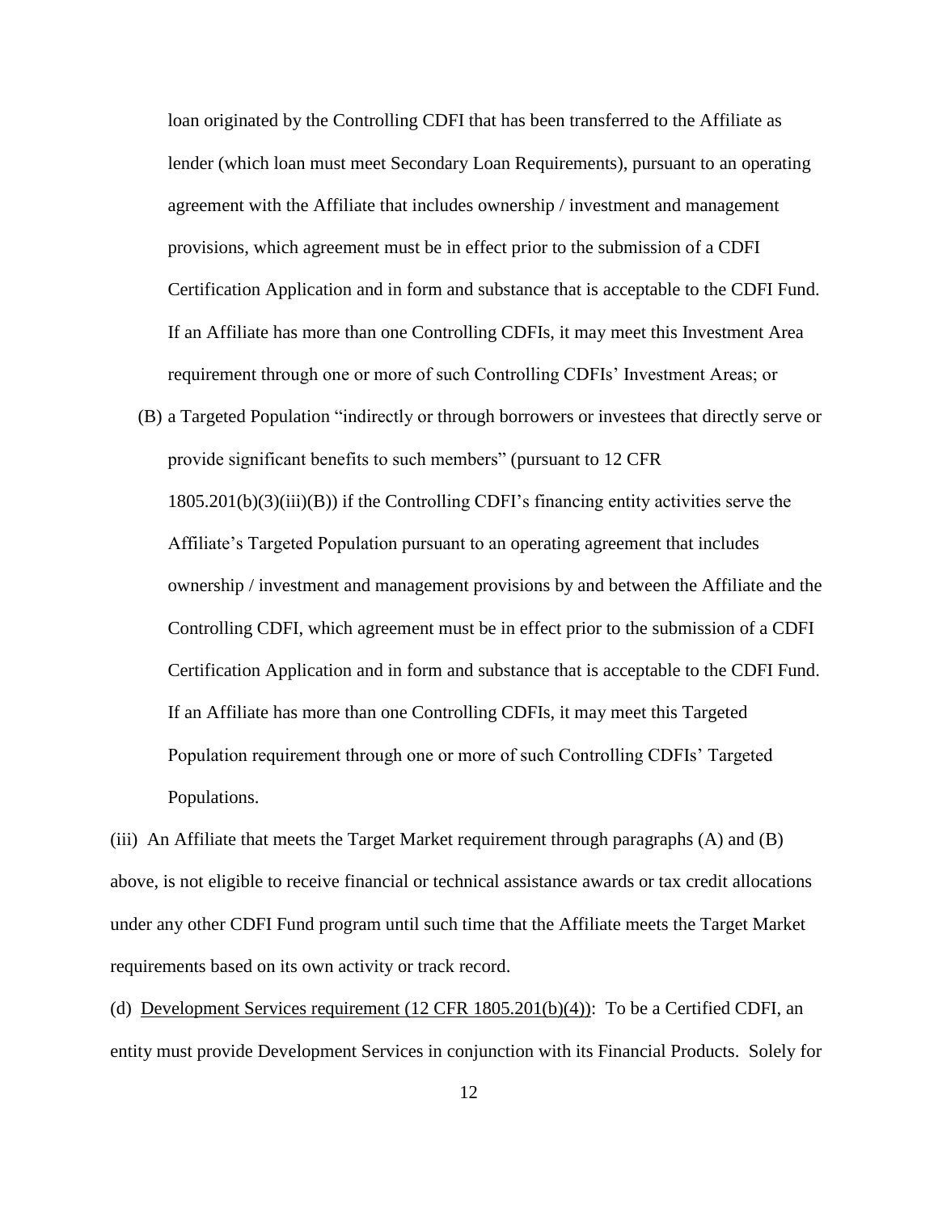loan originated by the Controlling CDFI that has been transferred to the Affiliate as lender (which loan must meet Secondary Loan Requirements), pursuant to an operating agreement with the Affiliate that includes ownership / investment and management provisions, which agreement must be in effect prior to the submission of a CDFI Certification Application and in form and substance that is acceptable to the CDFI Fund. If an Affiliate has more than one Controlling CDFIs, it may meet this Investment Area requirement through one or more of such Controlling CDFIs' Investment Areas; or

(B) a Targeted Population "indirectly or through borrowers or investees that directly serve or provide significant benefits to such members" (pursuant to 12 CFR 1805.201(b)(3)(iii)(B)) if the Controlling CDFI's financing entity activities serve the Affiliate's Targeted Population pursuant to an operating agreement that includes ownership / investment and management provisions by and between the Affiliate and the Controlling CDFI, which agreement must be in effect prior to the submission of a CDFI Certification Application and in form and substance that is acceptable to the CDFI Fund. If an Affiliate has more than one Controlling CDFIs, it may meet this Targeted Population requirement through one or more of such Controlling CDFIs' Targeted Populations.

(iii) An Affiliate that meets the Target Market requirement through paragraphs (A) and (B) above, is not eligible to receive financial or technical assistance awards or tax credit allocations under any other CDFI Fund program until such time that the Affiliate meets the Target Market requirements based on its own activity or track record.

(d) Development Services requirement (12 CFR 1805.201(b)(4)): To be a Certified CDFI, an entity must provide Development Services in conjunction with its Financial Products. Solely for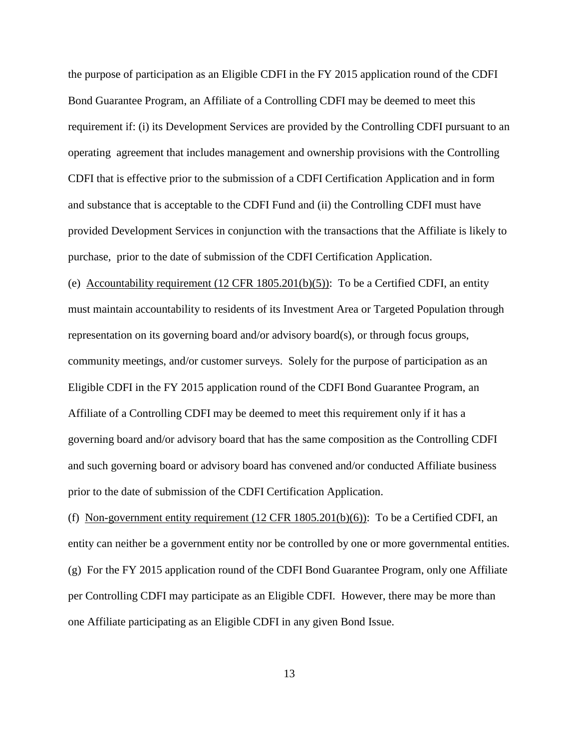the purpose of participation as an Eligible CDFI in the FY 2015 application round of the CDFI Bond Guarantee Program, an Affiliate of a Controlling CDFI may be deemed to meet this requirement if: (i) its Development Services are provided by the Controlling CDFI pursuant to an operating agreement that includes management and ownership provisions with the Controlling CDFI that is effective prior to the submission of a CDFI Certification Application and in form and substance that is acceptable to the CDFI Fund and (ii) the Controlling CDFI must have provided Development Services in conjunction with the transactions that the Affiliate is likely to purchase, prior to the date of submission of the CDFI Certification Application.

(e) Accountability requirement (12 CFR 1805.201(b)(5)): To be a Certified CDFI, an entity must maintain accountability to residents of its Investment Area or Targeted Population through representation on its governing board and/or advisory board(s), or through focus groups, community meetings, and/or customer surveys. Solely for the purpose of participation as an Eligible CDFI in the FY 2015 application round of the CDFI Bond Guarantee Program, an Affiliate of a Controlling CDFI may be deemed to meet this requirement only if it has a governing board and/or advisory board that has the same composition as the Controlling CDFI and such governing board or advisory board has convened and/or conducted Affiliate business prior to the date of submission of the CDFI Certification Application.

(f) Non-government entity requirement (12 CFR 1805.201(b)(6)): To be a Certified CDFI, an entity can neither be a government entity nor be controlled by one or more governmental entities.

(g) For the FY 2015 application round of the CDFI Bond Guarantee Program, only one Affiliate per Controlling CDFI may participate as an Eligible CDFI. However, there may be more than one Affiliate participating as an Eligible CDFI in any given Bond Issue.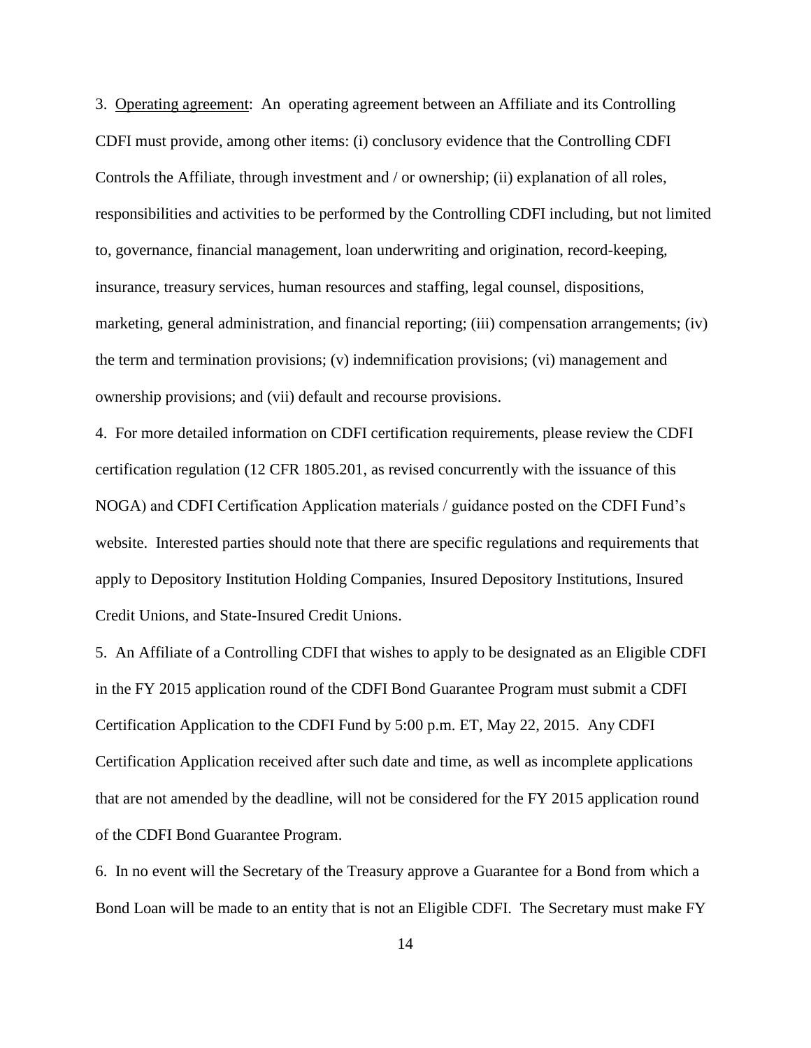3. Operating agreement: An operating agreement between an Affiliate and its Controlling CDFI must provide, among other items: (i) conclusory evidence that the Controlling CDFI Controls the Affiliate, through investment and / or ownership; (ii) explanation of all roles, responsibilities and activities to be performed by the Controlling CDFI including, but not limited to, governance, financial management, loan underwriting and origination, record-keeping, insurance, treasury services, human resources and staffing, legal counsel, dispositions, marketing, general administration, and financial reporting; (iii) compensation arrangements; (iv) the term and termination provisions; (v) indemnification provisions; (vi) management and ownership provisions; and (vii) default and recourse provisions.

4. For more detailed information on CDFI certification requirements, please review the CDFI certification regulation (12 CFR 1805.201, as revised concurrently with the issuance of this NOGA) and CDFI Certification Application materials / guidance posted on the CDFI Fund's website. Interested parties should note that there are specific regulations and requirements that apply to Depository Institution Holding Companies, Insured Depository Institutions, Insured Credit Unions, and State-Insured Credit Unions.

5. An Affiliate of a Controlling CDFI that wishes to apply to be designated as an Eligible CDFI in the FY 2015 application round of the CDFI Bond Guarantee Program must submit a CDFI Certification Application to the CDFI Fund by 5:00 p.m. ET, May 22, 2015. Any CDFI Certification Application received after such date and time, as well as incomplete applications that are not amended by the deadline, will not be considered for the FY 2015 application round of the CDFI Bond Guarantee Program.

6. In no event will the Secretary of the Treasury approve a Guarantee for a Bond from which a Bond Loan will be made to an entity that is not an Eligible CDFI. The Secretary must make FY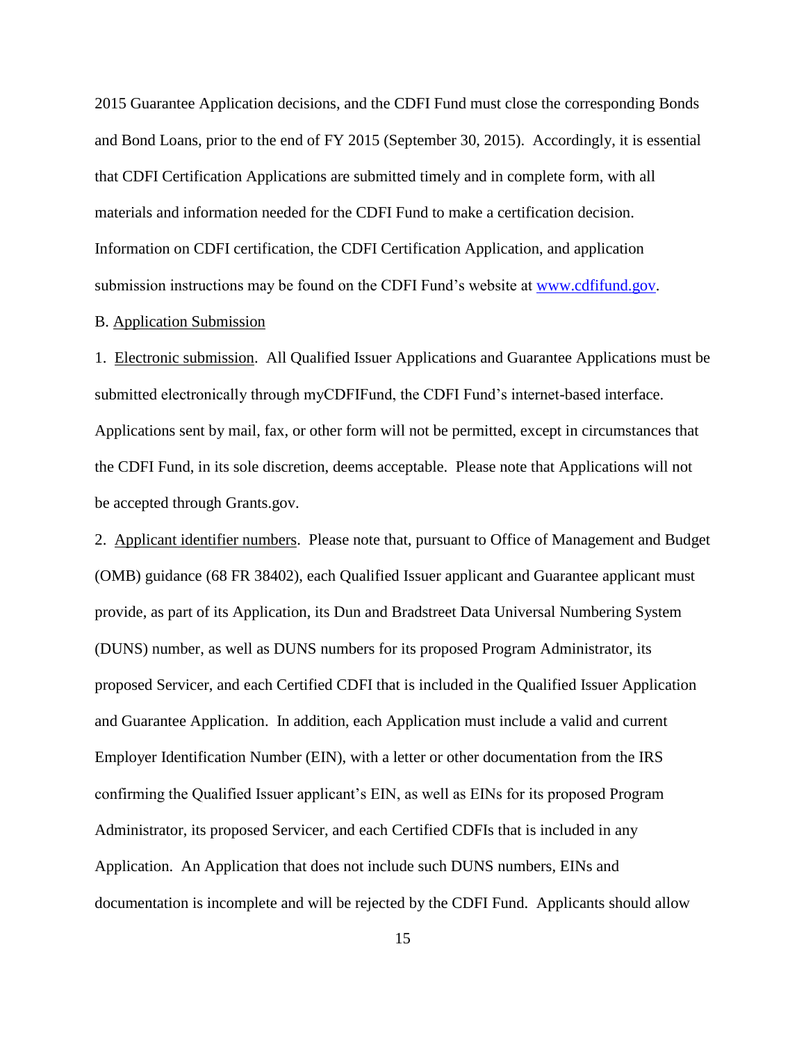2015 Guarantee Application decisions, and the CDFI Fund must close the corresponding Bonds and Bond Loans, prior to the end of FY 2015 (September 30, 2015). Accordingly, it is essential that CDFI Certification Applications are submitted timely and in complete form, with all materials and information needed for the CDFI Fund to make a certification decision. Information on CDFI certification, the CDFI Certification Application, and application submission instructions may be found on the CDFI Fund's website at [www.cdfifund.gov](http://www.cdfifund.gov).

B. Application Submission

1. Electronic submission. All Qualified Issuer Applications and Guarantee Applications must be submitted electronically through myCDFIFund, the CDFI Fund's internet-based interface. Applications sent by mail, fax, or other form will not be permitted, except in circumstances that the CDFI Fund, in its sole discretion, deems acceptable. Please note that Applications will not be accepted through Grants.gov.

2. Applicant identifier numbers. Please note that, pursuant to Office of Management and Budget (OMB) guidance (68 FR 38402), each Qualified Issuer applicant and Guarantee applicant must provide, as part of its Application, its Dun and Bradstreet Data Universal Numbering System (DUNS) number, as well as DUNS numbers for its proposed Program Administrator, its proposed Servicer, and each Certified CDFI that is included in the Qualified Issuer Application and Guarantee Application. In addition, each Application must include a valid and current Employer Identification Number (EIN), with a letter or other documentation from the IRS confirming the Qualified Issuer applicant's EIN, as well as EINs for its proposed Program Administrator, its proposed Servicer, and each Certified CDFIs that is included in any Application. An Application that does not include such DUNS numbers, EINs and documentation is incomplete and will be rejected by the CDFI Fund. Applicants should allow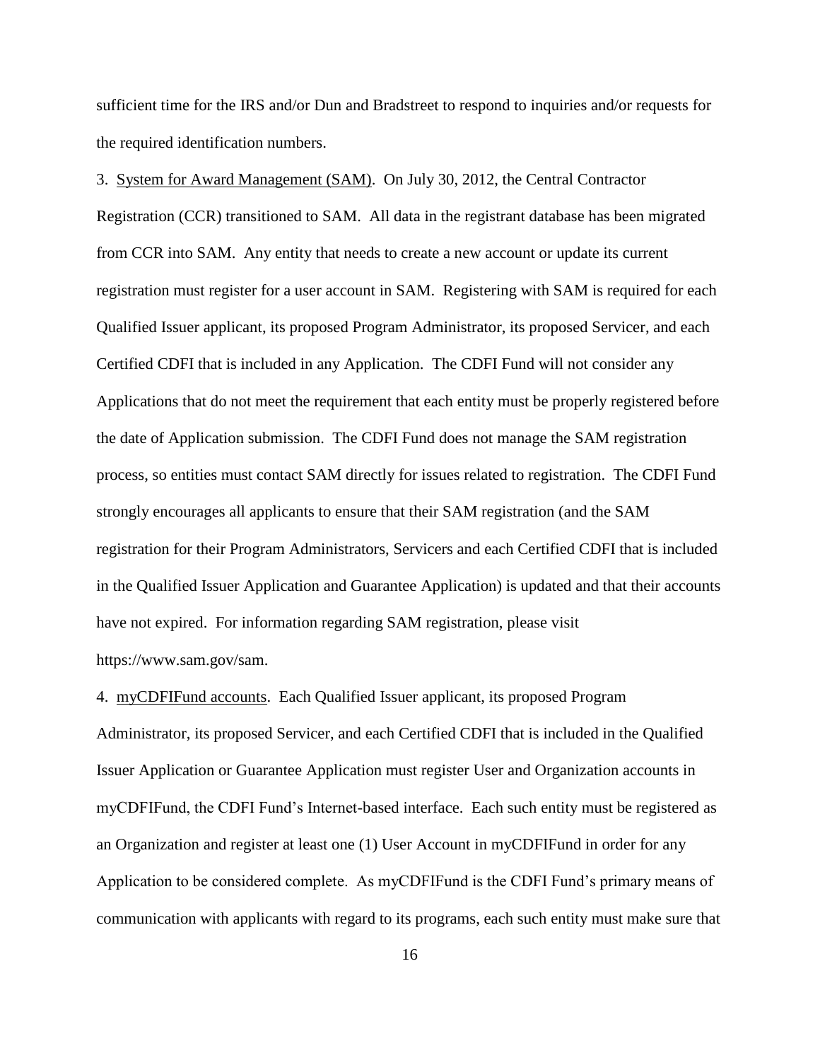sufficient time for the IRS and/or Dun and Bradstreet to respond to inquiries and/or requests for the required identification numbers.

3. System for Award Management (SAM). On July 30, 2012, the Central Contractor Registration (CCR) transitioned to SAM. All data in the registrant database has been migrated from CCR into SAM. Any entity that needs to create a new account or update its current registration must register for a user account in SAM. Registering with SAM is required for each Qualified Issuer applicant, its proposed Program Administrator, its proposed Servicer, and each Certified CDFI that is included in any Application. The CDFI Fund will not consider any Applications that do not meet the requirement that each entity must be properly registered before the date of Application submission. The CDFI Fund does not manage the SAM registration process, so entities must contact SAM directly for issues related to registration. The CDFI Fund strongly encourages all applicants to ensure that their SAM registration (and the SAM registration for their Program Administrators, Servicers and each Certified CDFI that is included in the Qualified Issuer Application and Guarantee Application) is updated and that their accounts have not expired. For information regarding SAM registration, please visit https://www.sam.gov/sam.

4. myCDFIFund accounts. Each Qualified Issuer applicant, its proposed Program Administrator, its proposed Servicer, and each Certified CDFI that is included in the Qualified Issuer Application or Guarantee Application must register User and Organization accounts in myCDFIFund, the CDFI Fund's Internet-based interface. Each such entity must be registered as an Organization and register at least one (1) User Account in myCDFIFund in order for any Application to be considered complete. As myCDFIFund is the CDFI Fund's primary means of communication with applicants with regard to its programs, each such entity must make sure that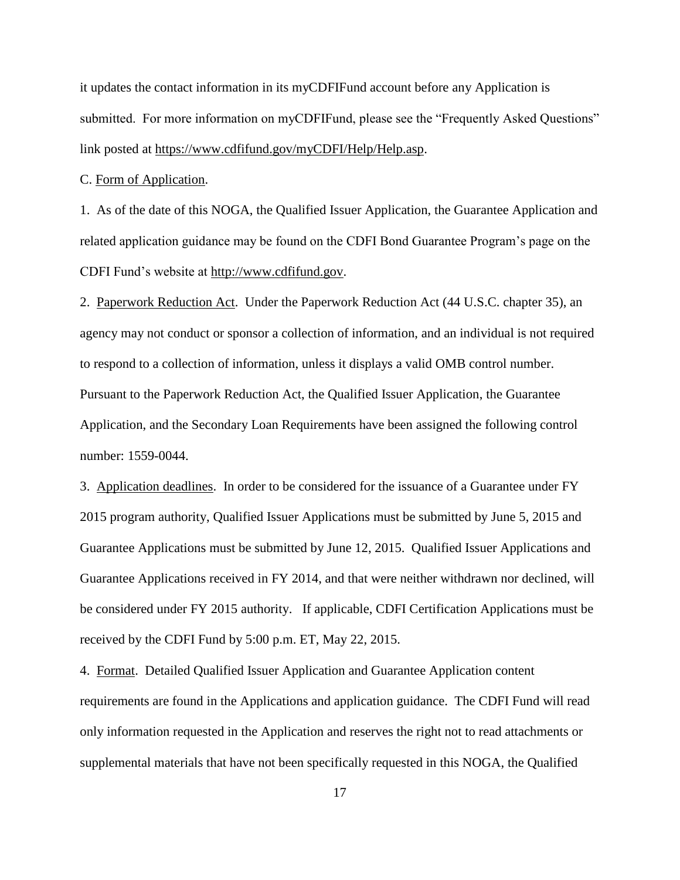it updates the contact information in its myCDFIFund account before any Application is submitted. For more information on myCDFIFund, please see the "Frequently Asked Questions" link posted at https://www.cdfifund.gov/myCDFI/Help/Help.asp.

C. Form of Application.

1. As of the date of this NOGA, the Qualified Issuer Application, the Guarantee Application and related application guidance may be found on the CDFI Bond Guarantee Program's page on the CDFI Fund's website at http://www.cdfifund.gov.

2. Paperwork Reduction Act. Under the Paperwork Reduction Act (44 U.S.C. chapter 35), an agency may not conduct or sponsor a collection of information, and an individual is not required to respond to a collection of information, unless it displays a valid OMB control number. Pursuant to the Paperwork Reduction Act, the Qualified Issuer Application, the Guarantee Application, and the Secondary Loan Requirements have been assigned the following control number: 1559-0044.

3. Application deadlines. In order to be considered for the issuance of a Guarantee under FY 2015 program authority, Qualified Issuer Applications must be submitted by June 5, 2015 and Guarantee Applications must be submitted by June 12, 2015. Qualified Issuer Applications and Guarantee Applications received in FY 2014, and that were neither withdrawn nor declined, will be considered under FY 2015 authority. If applicable, CDFI Certification Applications must be received by the CDFI Fund by 5:00 p.m. ET, May 22, 2015.

4. Format. Detailed Qualified Issuer Application and Guarantee Application content requirements are found in the Applications and application guidance. The CDFI Fund will read only information requested in the Application and reserves the right not to read attachments or supplemental materials that have not been specifically requested in this NOGA, the Qualified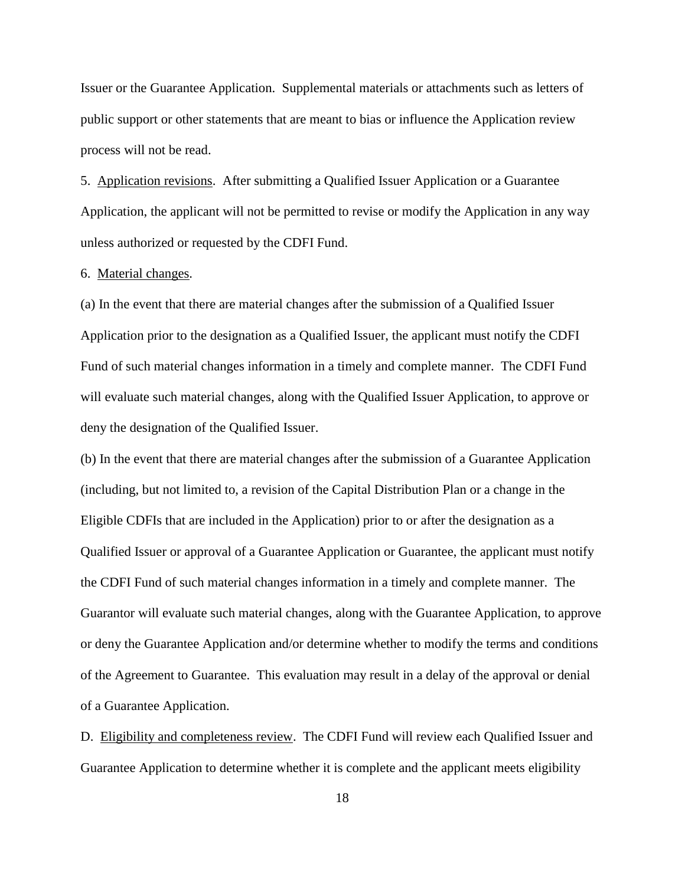Issuer or the Guarantee Application. Supplemental materials or attachments such as letters of public support or other statements that are meant to bias or influence the Application review process will not be read.

5. Application revisions. After submitting a Qualified Issuer Application or a Guarantee Application, the applicant will not be permitted to revise or modify the Application in any way unless authorized or requested by the CDFI Fund.

6. Material changes.

(a) In the event that there are material changes after the submission of a Qualified Issuer Application prior to the designation as a Qualified Issuer, the applicant must notify the CDFI Fund of such material changes information in a timely and complete manner. The CDFI Fund will evaluate such material changes, along with the Qualified Issuer Application, to approve or deny the designation of the Qualified Issuer.

(b) In the event that there are material changes after the submission of a Guarantee Application (including, but not limited to, a revision of the Capital Distribution Plan or a change in the Eligible CDFIs that are included in the Application) prior to or after the designation as a Qualified Issuer or approval of a Guarantee Application or Guarantee, the applicant must notify the CDFI Fund of such material changes information in a timely and complete manner. The Guarantor will evaluate such material changes, along with the Guarantee Application, to approve or deny the Guarantee Application and/or determine whether to modify the terms and conditions of the Agreement to Guarantee. This evaluation may result in a delay of the approval or denial of a Guarantee Application.

D. Eligibility and completeness review. The CDFI Fund will review each Qualified Issuer and Guarantee Application to determine whether it is complete and the applicant meets eligibility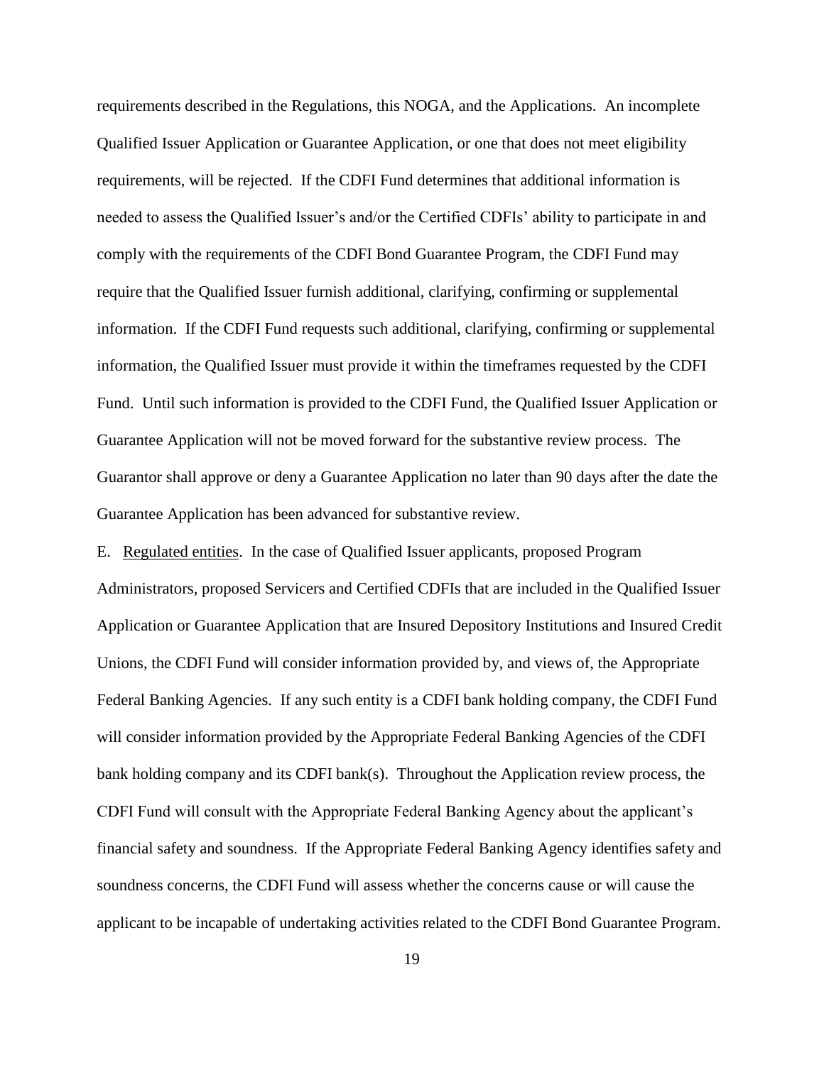requirements described in the Regulations, this NOGA, and the Applications. An incomplete Qualified Issuer Application or Guarantee Application, or one that does not meet eligibility requirements, will be rejected. If the CDFI Fund determines that additional information is needed to assess the Qualified Issuer's and/or the Certified CDFIs' ability to participate in and comply with the requirements of the CDFI Bond Guarantee Program, the CDFI Fund may require that the Qualified Issuer furnish additional, clarifying, confirming or supplemental information. If the CDFI Fund requests such additional, clarifying, confirming or supplemental information, the Qualified Issuer must provide it within the timeframes requested by the CDFI Fund. Until such information is provided to the CDFI Fund, the Qualified Issuer Application or Guarantee Application will not be moved forward for the substantive review process. The Guarantor shall approve or deny a Guarantee Application no later than 90 days after the date the Guarantee Application has been advanced for substantive review.

E. Regulated entities. In the case of Qualified Issuer applicants, proposed Program Administrators, proposed Servicers and Certified CDFIs that are included in the Qualified Issuer Application or Guarantee Application that are Insured Depository Institutions and Insured Credit Unions, the CDFI Fund will consider information provided by, and views of, the Appropriate Federal Banking Agencies. If any such entity is a CDFI bank holding company, the CDFI Fund will consider information provided by the Appropriate Federal Banking Agencies of the CDFI bank holding company and its CDFI bank(s). Throughout the Application review process, the CDFI Fund will consult with the Appropriate Federal Banking Agency about the applicant's financial safety and soundness. If the Appropriate Federal Banking Agency identifies safety and soundness concerns, the CDFI Fund will assess whether the concerns cause or will cause the applicant to be incapable of undertaking activities related to the CDFI Bond Guarantee Program.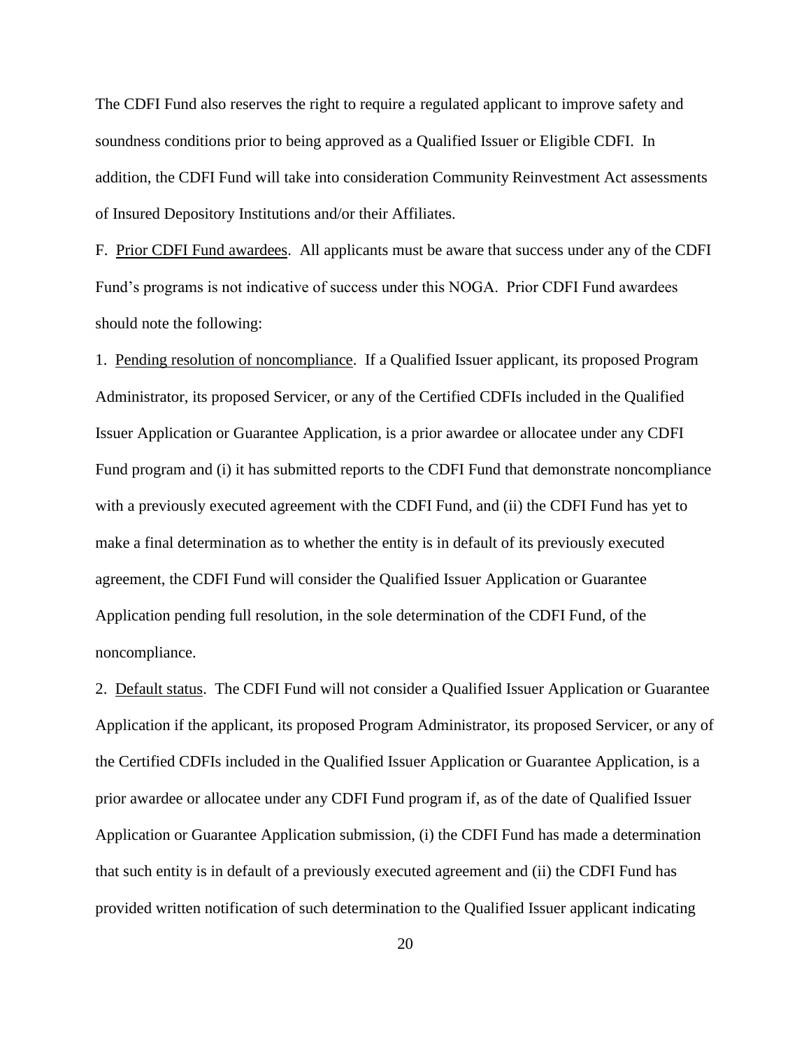The CDFI Fund also reserves the right to require a regulated applicant to improve safety and soundness conditions prior to being approved as a Qualified Issuer or Eligible CDFI. In addition, the CDFI Fund will take into consideration Community Reinvestment Act assessments of Insured Depository Institutions and/or their Affiliates.

F. Prior CDFI Fund awardees. All applicants must be aware that success under any of the CDFI Fund's programs is not indicative of success under this NOGA. Prior CDFI Fund awardees should note the following:

1. Pending resolution of noncompliance. If a Qualified Issuer applicant, its proposed Program Administrator, its proposed Servicer, or any of the Certified CDFIs included in the Qualified Issuer Application or Guarantee Application, is a prior awardee or allocatee under any CDFI Fund program and (i) it has submitted reports to the CDFI Fund that demonstrate noncompliance with a previously executed agreement with the CDFI Fund, and (ii) the CDFI Fund has yet to make a final determination as to whether the entity is in default of its previously executed agreement, the CDFI Fund will consider the Qualified Issuer Application or Guarantee Application pending full resolution, in the sole determination of the CDFI Fund, of the noncompliance.

2. Default status. The CDFI Fund will not consider a Qualified Issuer Application or Guarantee Application if the applicant, its proposed Program Administrator, its proposed Servicer, or any of the Certified CDFIs included in the Qualified Issuer Application or Guarantee Application, is a prior awardee or allocatee under any CDFI Fund program if, as of the date of Qualified Issuer Application or Guarantee Application submission, (i) the CDFI Fund has made a determination that such entity is in default of a previously executed agreement and (ii) the CDFI Fund has provided written notification of such determination to the Qualified Issuer applicant indicating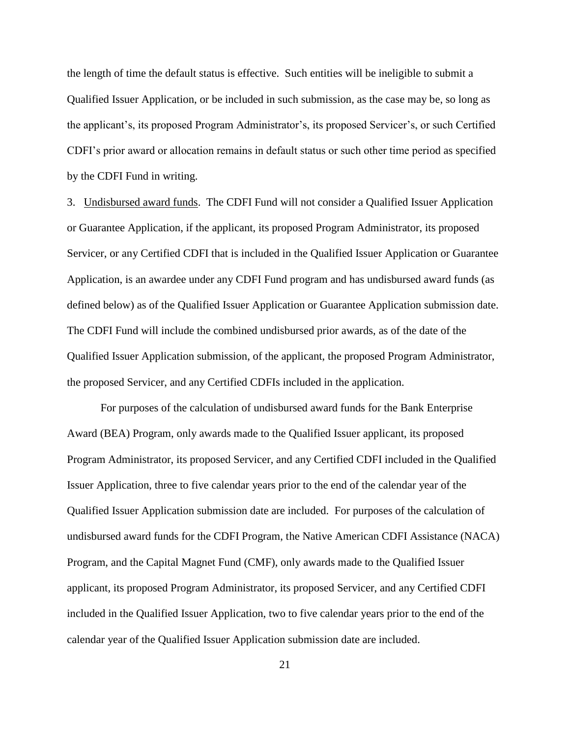the length of time the default status is effective. Such entities will be ineligible to submit a Qualified Issuer Application, or be included in such submission, as the case may be, so long as the applicant's, its proposed Program Administrator's, its proposed Servicer's, or such Certified CDFI's prior award or allocation remains in default status or such other time period as specified by the CDFI Fund in writing.

3. Undisbursed award funds. The CDFI Fund will not consider a Qualified Issuer Application or Guarantee Application, if the applicant, its proposed Program Administrator, its proposed Servicer, or any Certified CDFI that is included in the Qualified Issuer Application or Guarantee Application, is an awardee under any CDFI Fund program and has undisbursed award funds (as defined below) as of the Qualified Issuer Application or Guarantee Application submission date. The CDFI Fund will include the combined undisbursed prior awards, as of the date of the Qualified Issuer Application submission, of the applicant, the proposed Program Administrator, the proposed Servicer, and any Certified CDFIs included in the application.

For purposes of the calculation of undisbursed award funds for the Bank Enterprise Award (BEA) Program, only awards made to the Qualified Issuer applicant, its proposed Program Administrator, its proposed Servicer, and any Certified CDFI included in the Qualified Issuer Application, three to five calendar years prior to the end of the calendar year of the Qualified Issuer Application submission date are included. For purposes of the calculation of undisbursed award funds for the CDFI Program, the Native American CDFI Assistance (NACA) Program, and the Capital Magnet Fund (CMF), only awards made to the Qualified Issuer applicant, its proposed Program Administrator, its proposed Servicer, and any Certified CDFI included in the Qualified Issuer Application, two to five calendar years prior to the end of the calendar year of the Qualified Issuer Application submission date are included.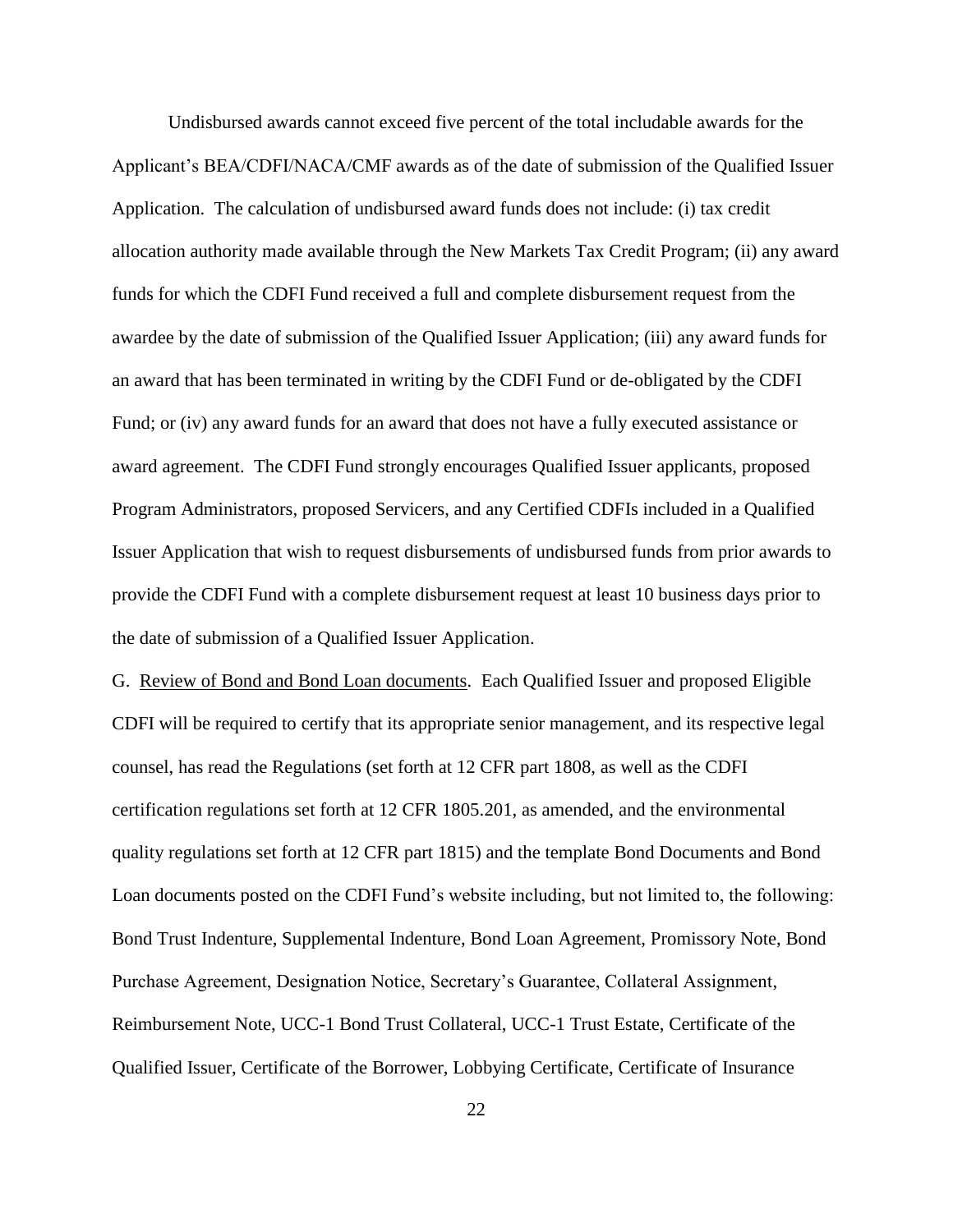Undisbursed awards cannot exceed five percent of the total includable awards for the Applicant's BEA/CDFI/NACA/CMF awards as of the date of submission of the Qualified Issuer Application. The calculation of undisbursed award funds does not include: (i) tax credit allocation authority made available through the New Markets Tax Credit Program; (ii) any award funds for which the CDFI Fund received a full and complete disbursement request from the awardee by the date of submission of the Qualified Issuer Application; (iii) any award funds for an award that has been terminated in writing by the CDFI Fund or de-obligated by the CDFI Fund; or (iv) any award funds for an award that does not have a fully executed assistance or award agreement. The CDFI Fund strongly encourages Qualified Issuer applicants, proposed Program Administrators, proposed Servicers, and any Certified CDFIs included in a Qualified Issuer Application that wish to request disbursements of undisbursed funds from prior awards to provide the CDFI Fund with a complete disbursement request at least 10 business days prior to the date of submission of a Qualified Issuer Application.

G. Review of Bond and Bond Loan documents. Each Qualified Issuer and proposed Eligible CDFI will be required to certify that its appropriate senior management, and its respective legal counsel, has read the Regulations (set forth at 12 CFR part 1808, as well as the CDFI certification regulations set forth at 12 CFR 1805.201, as amended, and the environmental quality regulations set forth at 12 CFR part 1815) and the template Bond Documents and Bond Loan documents posted on the CDFI Fund's website including, but not limited to, the following: Bond Trust Indenture, Supplemental Indenture, Bond Loan Agreement, Promissory Note, Bond Purchase Agreement, Designation Notice, Secretary's Guarantee, Collateral Assignment, Reimbursement Note, UCC-1 Bond Trust Collateral, UCC-1 Trust Estate, Certificate of the Qualified Issuer, Certificate of the Borrower, Lobbying Certificate, Certificate of Insurance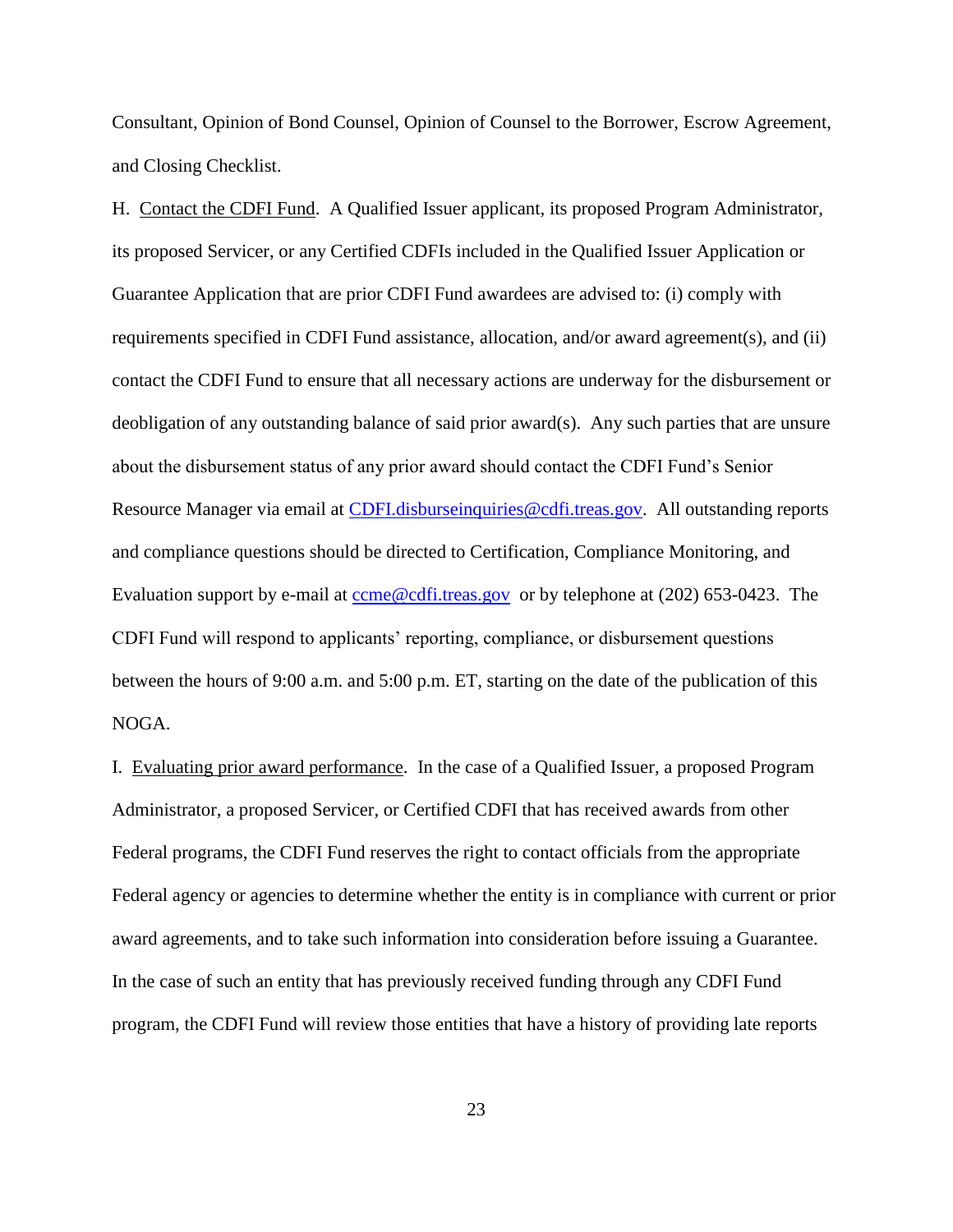Consultant, Opinion of Bond Counsel, Opinion of Counsel to the Borrower, Escrow Agreement, and Closing Checklist.

H. Contact the CDFI Fund. A Qualified Issuer applicant, its proposed Program Administrator, its proposed Servicer, or any Certified CDFIs included in the Qualified Issuer Application or Guarantee Application that are prior CDFI Fund awardees are advised to: (i) comply with requirements specified in CDFI Fund assistance, allocation, and/or award agreement(s), and (ii) contact the CDFI Fund to ensure that all necessary actions are underway for the disbursement or deobligation of any outstanding balance of said prior award(s). Any such parties that are unsure about the disbursement status of any prior award should contact the CDFI Fund's Senior Resource Manager via email at CDFI.disburseinquiries@cdfi.treas.gov. All outstanding reports and compliance questions should be directed to Certification, Compliance Monitoring, and Evaluation support by e-mail at ccme@cdfi.treas.gov or by telephone at (202) 653-0423. The CDFI Fund will respond to applicants' reporting, compliance, or disbursement questions between the hours of 9:00 a.m. and 5:00 p.m. ET, starting on the date of the publication of this NOGA.

I. Evaluating prior award performance. In the case of a Qualified Issuer, a proposed Program Administrator, a proposed Servicer, or Certified CDFI that has received awards from other Federal programs, the CDFI Fund reserves the right to contact officials from the appropriate Federal agency or agencies to determine whether the entity is in compliance with current or prior award agreements, and to take such information into consideration before issuing a Guarantee. In the case of such an entity that has previously received funding through any CDFI Fund program, the CDFI Fund will review those entities that have a history of providing late reports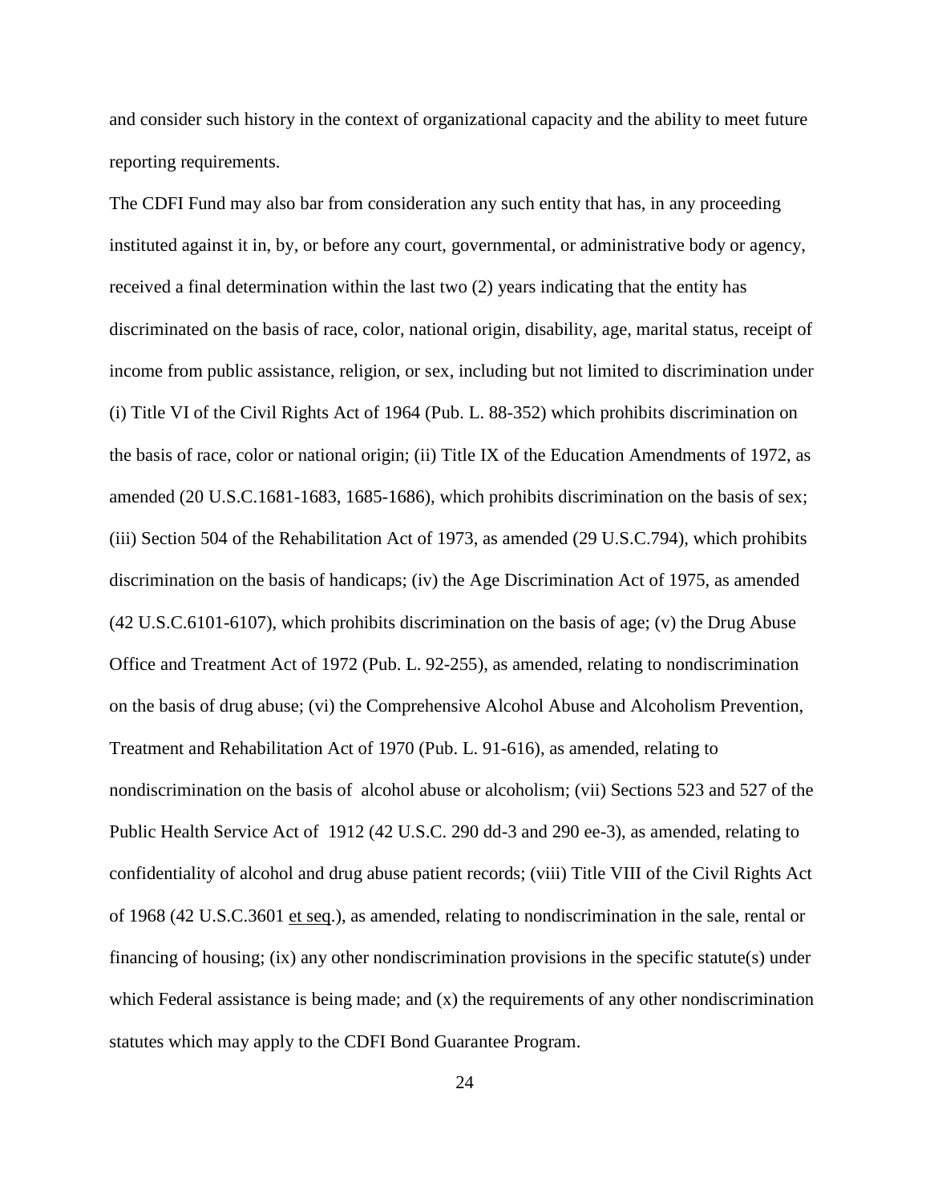and consider such history in the context of organizational capacity and the ability to meet future reporting requirements.

The CDFI Fund may also bar from consideration any such entity that has, in any proceeding instituted against it in, by, or before any court, governmental, or administrative body or agency, received a final determination within the last two (2) years indicating that the entity has discriminated on the basis of race, color, national origin, disability, age, marital status, receipt of income from public assistance, religion, or sex, including but not limited to discrimination under (i) Title VI of the Civil Rights Act of 1964 (Pub. L. 88-352) which prohibits discrimination on the basis of race, color or national origin; (ii) Title IX of the Education Amendments of 1972, as amended (20 U.S.C.1681-1683, 1685-1686), which prohibits discrimination on the basis of sex; (iii) Section 504 of the Rehabilitation Act of 1973, as amended (29 U.S.C.794), which prohibits discrimination on the basis of handicaps; (iv) the Age Discrimination Act of 1975, as amended (42 U.S.C.6101-6107), which prohibits discrimination on the basis of age; (v) the Drug Abuse Office and Treatment Act of 1972 (Pub. L. 92-255), as amended, relating to nondiscrimination on the basis of drug abuse; (vi) the Comprehensive Alcohol Abuse and Alcoholism Prevention, Treatment and Rehabilitation Act of 1970 (Pub. L. 91-616), as amended, relating to nondiscrimination on the basis of alcohol abuse or alcoholism; (vii) Sections 523 and 527 of the Public Health Service Act of 1912 (42 U.S.C. 290 dd-3 and 290 ee-3), as amended, relating to confidentiality of alcohol and drug abuse patient records; (viii) Title VIII of the Civil Rights Act of 1968 (42 U.S.C.3601 et seq.), as amended, relating to nondiscrimination in the sale, rental or financing of housing; (ix) any other nondiscrimination provisions in the specific statute(s) under which Federal assistance is being made; and (x) the requirements of any other nondiscrimination statutes which may apply to the CDFI Bond Guarantee Program.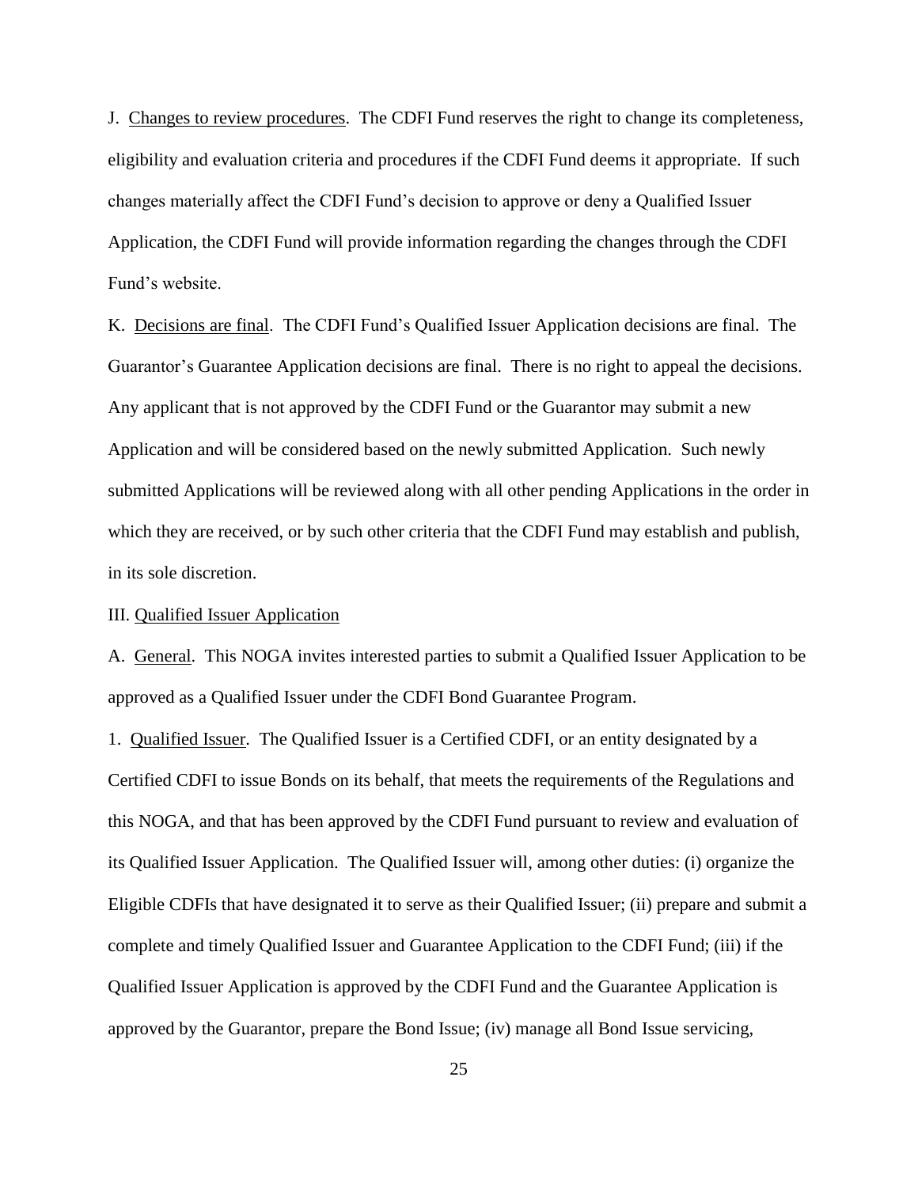J. Changes to review procedures. The CDFI Fund reserves the right to change its completeness, eligibility and evaluation criteria and procedures if the CDFI Fund deems it appropriate. If such changes materially affect the CDFI Fund's decision to approve or deny a Qualified Issuer Application, the CDFI Fund will provide information regarding the changes through the CDFI Fund's website.

K. Decisions are final. The CDFI Fund's Qualified Issuer Application decisions are final. The Guarantor's Guarantee Application decisions are final. There is no right to appeal the decisions. Any applicant that is not approved by the CDFI Fund or the Guarantor may submit a new Application and will be considered based on the newly submitted Application. Such newly submitted Applications will be reviewed along with all other pending Applications in the order in which they are received, or by such other criteria that the CDFI Fund may establish and publish, in its sole discretion.

## III. Qualified Issuer Application

A. General. This NOGA invites interested parties to submit a Qualified Issuer Application to be approved as a Qualified Issuer under the CDFI Bond Guarantee Program.

1. Qualified Issuer. The Qualified Issuer is a Certified CDFI, or an entity designated by a Certified CDFI to issue Bonds on its behalf, that meets the requirements of the Regulations and this NOGA, and that has been approved by the CDFI Fund pursuant to review and evaluation of its Qualified Issuer Application. The Qualified Issuer will, among other duties: (i) organize the Eligible CDFIs that have designated it to serve as their Qualified Issuer; (ii) prepare and submit a complete and timely Qualified Issuer and Guarantee Application to the CDFI Fund; (iii) if the Qualified Issuer Application is approved by the CDFI Fund and the Guarantee Application is approved by the Guarantor, prepare the Bond Issue; (iv) manage all Bond Issue servicing,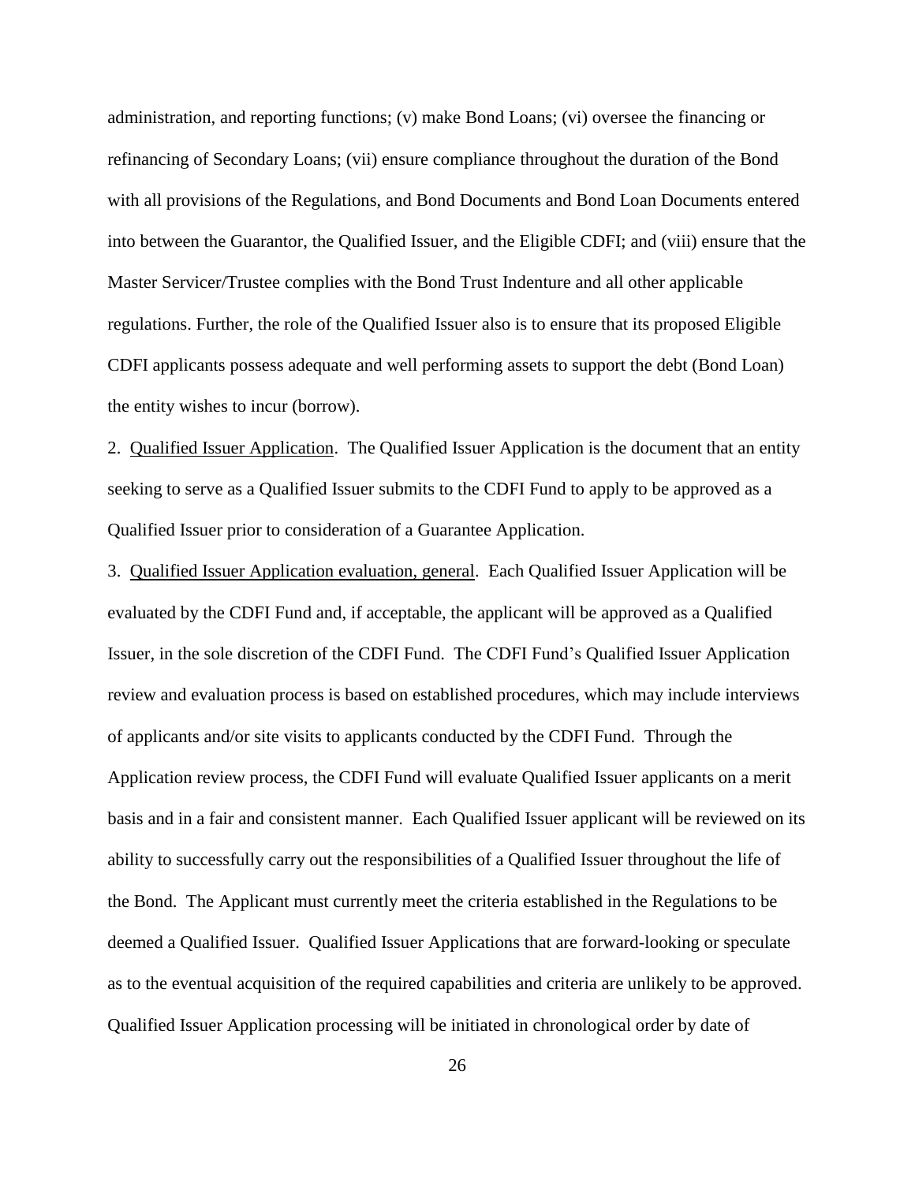administration, and reporting functions; (v) make Bond Loans; (vi) oversee the financing or refinancing of Secondary Loans; (vii) ensure compliance throughout the duration of the Bond with all provisions of the Regulations, and Bond Documents and Bond Loan Documents entered into between the Guarantor, the Qualified Issuer, and the Eligible CDFI; and (viii) ensure that the Master Servicer/Trustee complies with the Bond Trust Indenture and all other applicable regulations. Further, the role of the Qualified Issuer also is to ensure that its proposed Eligible CDFI applicants possess adequate and well performing assets to support the debt (Bond Loan) the entity wishes to incur (borrow).

2. <u>Qualified Issuer Application</u>. The Qualified Issuer Application is the document that an entity seeking to serve as a Qualified Issuer submits to the CDFI Fund to apply to be approved as a Qualified Issuer prior to consideration of a Guarantee Application.

3. <u>Qualified Issuer Application evaluation, general</u>. Each Qualified Issuer Application will be evaluated by the CDFI Fund and, if acceptable, the applicant will be approved as a Qualified Issuer, in the sole discretion of the CDFI Fund. The CDFI Fund's Qualified Issuer Application review and evaluation process is based on established procedures, which may include interviews of applicants and/or site visits to applicants conducted by the CDFI Fund. Through the Application review process, the CDFI Fund will evaluate Qualified Issuer applicants on a merit basis and in a fair and consistent manner. Each Qualified Issuer applicant will be reviewed on its ability to successfully carry out the responsibilities of a Qualified Issuer throughout the life of the Bond. The Applicant must currently meet the criteria established in the Regulations to be deemed a Qualified Issuer. Qualified Issuer Applications that are forward-looking or speculate as to the eventual acquisition of the required capabilities and criteria are unlikely to be approved. Qualified Issuer Application processing will be initiated in chronological order by date of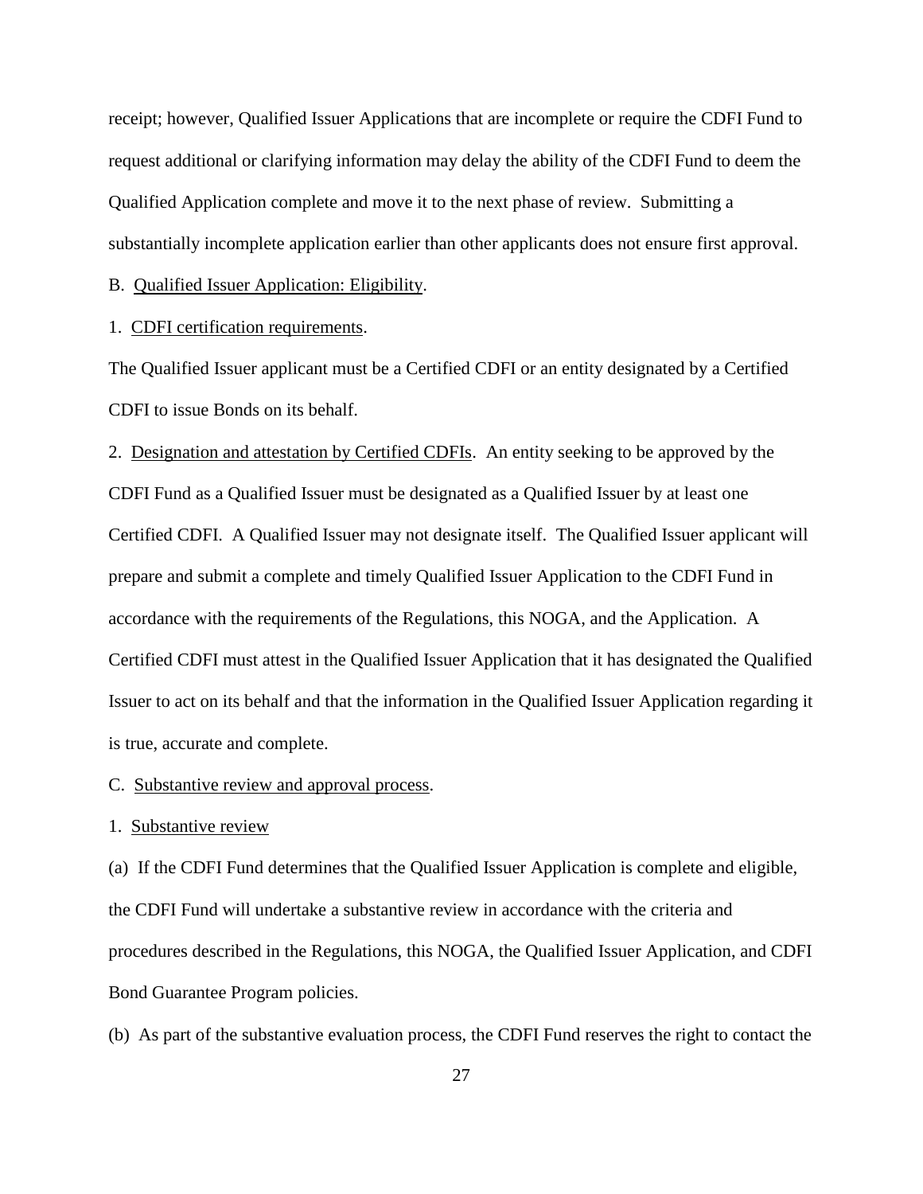receipt; however, Qualified Issuer Applications that are incomplete or require the CDFI Fund to request additional or clarifying information may delay the ability of the CDFI Fund to deem the Qualified Application complete and move it to the next phase of review. Submitting a substantially incomplete application earlier than other applicants does not ensure first approval.

B. Qualified Issuer Application: Eligibility.

1. CDFI certification requirements.

The Qualified Issuer applicant must be a Certified CDFI or an entity designated by a Certified CDFI to issue Bonds on its behalf.

2. Designation and attestation by Certified CDFIs. An entity seeking to be approved by the CDFI Fund as a Qualified Issuer must be designated as a Qualified Issuer by at least one Certified CDFI. A Qualified Issuer may not designate itself. The Qualified Issuer applicant will prepare and submit a complete and timely Qualified Issuer Application to the CDFI Fund in accordance with the requirements of the Regulations, this NOGA, and the Application. A Certified CDFI must attest in the Qualified Issuer Application that it has designated the Qualified Issuer to act on its behalf and that the information in the Qualified Issuer Application regarding it is true, accurate and complete.

C. Substantive review and approval process.

1. Substantive review

(a) If the CDFI Fund determines that the Qualified Issuer Application is complete and eligible, the CDFI Fund will undertake a substantive review in accordance with the criteria and procedures described in the Regulations, this NOGA, the Qualified Issuer Application, and CDFI Bond Guarantee Program policies.

(b) As part of the substantive evaluation process, the CDFI Fund reserves the right to contact the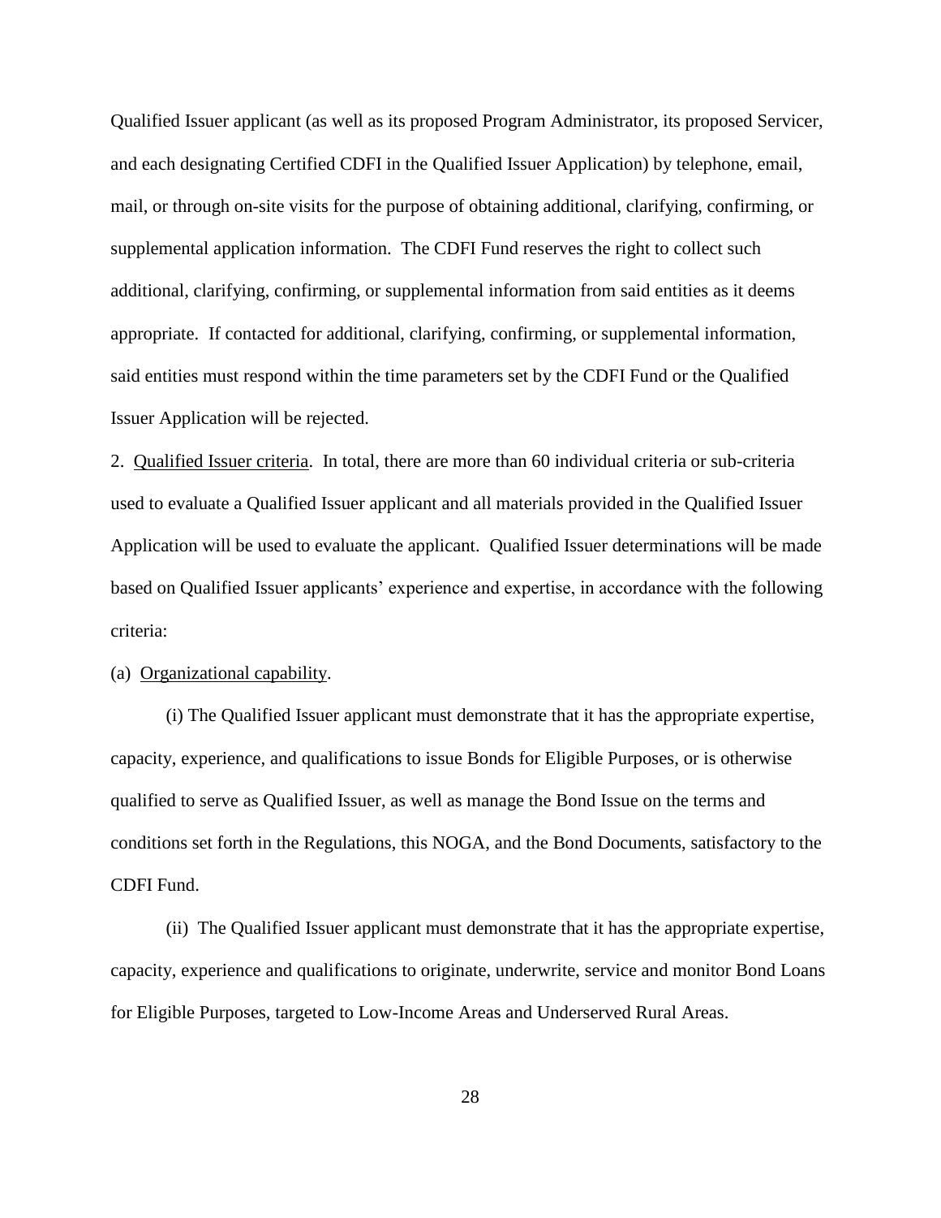Qualified Issuer applicant (as well as its proposed Program Administrator, its proposed Servicer, and each designating Certified CDFI in the Qualified Issuer Application) by telephone, email, mail, or through on-site visits for the purpose of obtaining additional, clarifying, confirming, or supplemental application information. The CDFI Fund reserves the right to collect such additional, clarifying, confirming, or supplemental information from said entities as it deems appropriate. If contacted for additional, clarifying, confirming, or supplemental information, said entities must respond within the time parameters set by the CDFI Fund or the Qualified Issuer Application will be rejected.

2. Qualified Issuer criteria. In total, there are more than 60 individual criteria or sub-criteria used to evaluate a Qualified Issuer applicant and all materials provided in the Qualified Issuer Application will be used to evaluate the applicant. Qualified Issuer determinations will be made based on Qualified Issuer applicants' experience and expertise, in accordance with the following criteria:

(a) Organizational capability.

(i) The Qualified Issuer applicant must demonstrate that it has the appropriate expertise, capacity, experience, and qualifications to issue Bonds for Eligible Purposes, or is otherwise qualified to serve as Qualified Issuer, as well as manage the Bond Issue on the terms and conditions set forth in the Regulations, this NOGA, and the Bond Documents, satisfactory to the CDFI Fund.

(ii) The Qualified Issuer applicant must demonstrate that it has the appropriate expertise, capacity, experience and qualifications to originate, underwrite, service and monitor Bond Loans for Eligible Purposes, targeted to Low-Income Areas and Underserved Rural Areas.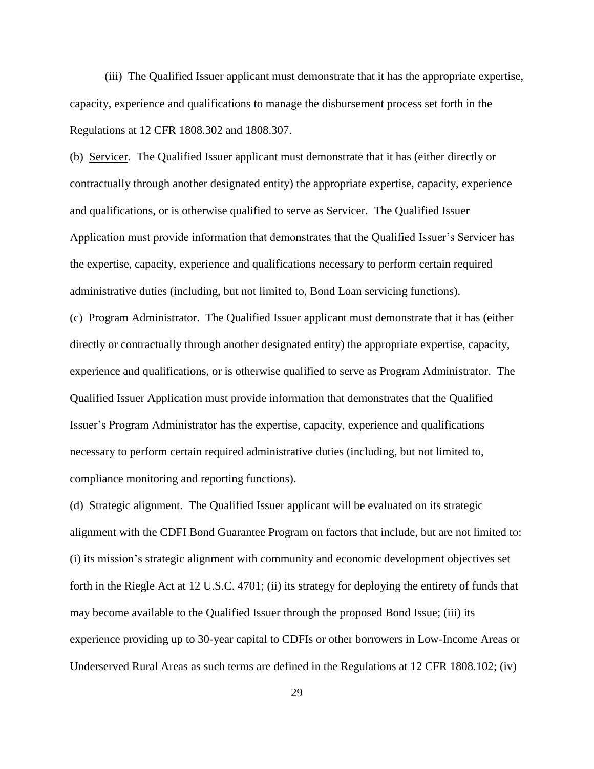(iii) The Qualified Issuer applicant must demonstrate that it has the appropriate expertise, capacity, experience and qualifications to manage the disbursement process set forth in the Regulations at 12 CFR 1808.302 and 1808.307.

(b) Servicer. The Qualified Issuer applicant must demonstrate that it has (either directly or contractually through another designated entity) the appropriate expertise, capacity, experience and qualifications, or is otherwise qualified to serve as Servicer. The Qualified Issuer Application must provide information that demonstrates that the Qualified Issuer's Servicer has the expertise, capacity, experience and qualifications necessary to perform certain required administrative duties (including, but not limited to, Bond Loan servicing functions).

(c) Program Administrator. The Qualified Issuer applicant must demonstrate that it has (either directly or contractually through another designated entity) the appropriate expertise, capacity, experience and qualifications, or is otherwise qualified to serve as Program Administrator. The Qualified Issuer Application must provide information that demonstrates that the Qualified Issuer's Program Administrator has the expertise, capacity, experience and qualifications necessary to perform certain required administrative duties (including, but not limited to, compliance monitoring and reporting functions).

(d) Strategic alignment. The Qualified Issuer applicant will be evaluated on its strategic alignment with the CDFI Bond Guarantee Program on factors that include, but are not limited to: (i) its mission's strategic alignment with community and economic development objectives set forth in the Riegle Act at 12 U.S.C. 4701; (ii) its strategy for deploying the entirety of funds that may become available to the Qualified Issuer through the proposed Bond Issue; (iii) its experience providing up to 30-year capital to CDFIs or other borrowers in Low-Income Areas or Underserved Rural Areas as such terms are defined in the Regulations at 12 CFR 1808.102; (iv)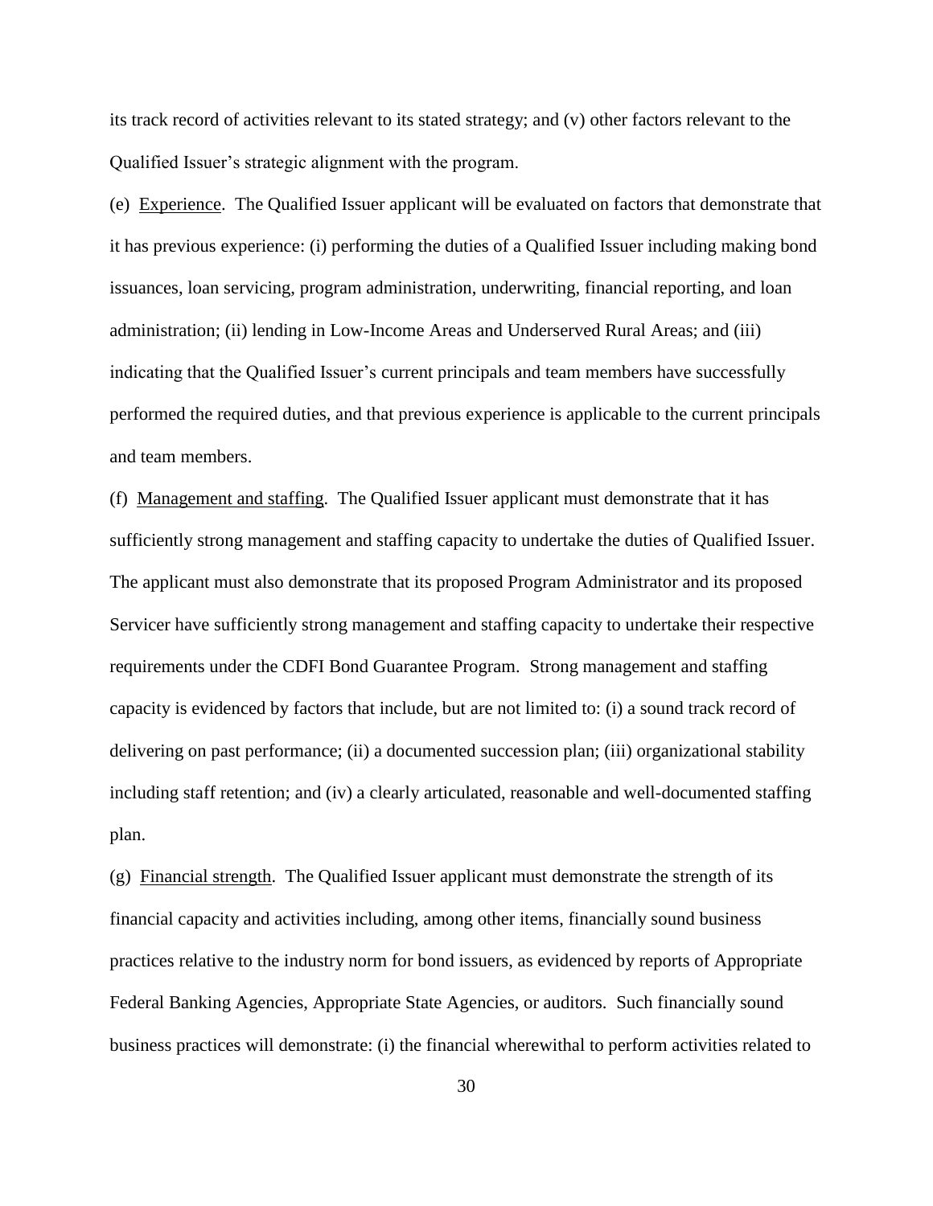its track record of activities relevant to its stated strategy; and (v) other factors relevant to the Qualified Issuer's strategic alignment with the program.

(e) Experience. The Qualified Issuer applicant will be evaluated on factors that demonstrate that it has previous experience: (i) performing the duties of a Qualified Issuer including making bond issuances, loan servicing, program administration, underwriting, financial reporting, and loan administration; (ii) lending in Low-Income Areas and Underserved Rural Areas; and (iii) indicating that the Qualified Issuer's current principals and team members have successfully performed the required duties, and that previous experience is applicable to the current principals and team members.

(f) Management and staffing. The Qualified Issuer applicant must demonstrate that it has sufficiently strong management and staffing capacity to undertake the duties of Qualified Issuer. The applicant must also demonstrate that its proposed Program Administrator and its proposed Servicer have sufficiently strong management and staffing capacity to undertake their respective requirements under the CDFI Bond Guarantee Program. Strong management and staffing capacity is evidenced by factors that include, but are not limited to: (i) a sound track record of delivering on past performance; (ii) a documented succession plan; (iii) organizational stability including staff retention; and (iv) a clearly articulated, reasonable and well-documented staffing plan.

(g) Financial strength. The Qualified Issuer applicant must demonstrate the strength of its financial capacity and activities including, among other items, financially sound business practices relative to the industry norm for bond issuers, as evidenced by reports of Appropriate Federal Banking Agencies, Appropriate State Agencies, or auditors. Such financially sound business practices will demonstrate: (i) the financial wherewithal to perform activities related to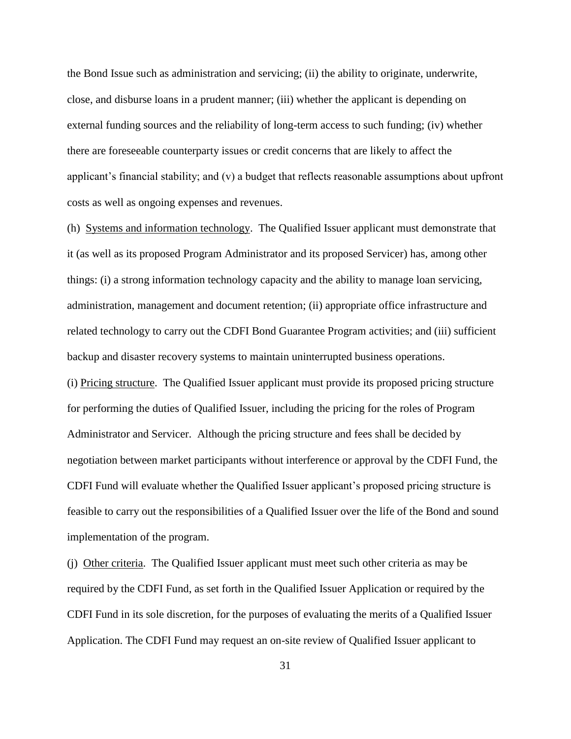the Bond Issue such as administration and servicing; (ii) the ability to originate, underwrite, close, and disburse loans in a prudent manner; (iii) whether the applicant is depending on external funding sources and the reliability of long-term access to such funding; (iv) whether there are foreseeable counterparty issues or credit concerns that are likely to affect the applicant's financial stability; and (v) a budget that reflects reasonable assumptions about upfront costs as well as ongoing expenses and revenues.

(h) Systems and information technology. The Qualified Issuer applicant must demonstrate that it (as well as its proposed Program Administrator and its proposed Servicer) has, among other things: (i) a strong information technology capacity and the ability to manage loan servicing, administration, management and document retention; (ii) appropriate office infrastructure and related technology to carry out the CDFI Bond Guarantee Program activities; and (iii) sufficient backup and disaster recovery systems to maintain uninterrupted business operations.

(i) Pricing structure. The Qualified Issuer applicant must provide its proposed pricing structure for performing the duties of Qualified Issuer, including the pricing for the roles of Program Administrator and Servicer. Although the pricing structure and fees shall be decided by negotiation between market participants without interference or approval by the CDFI Fund, the CDFI Fund will evaluate whether the Qualified Issuer applicant's proposed pricing structure is feasible to carry out the responsibilities of a Qualified Issuer over the life of the Bond and sound implementation of the program.

(j) Other criteria. The Qualified Issuer applicant must meet such other criteria as may be required by the CDFI Fund, as set forth in the Qualified Issuer Application or required by the CDFI Fund in its sole discretion, for the purposes of evaluating the merits of a Qualified Issuer Application. The CDFI Fund may request an on-site review of Qualified Issuer applicant to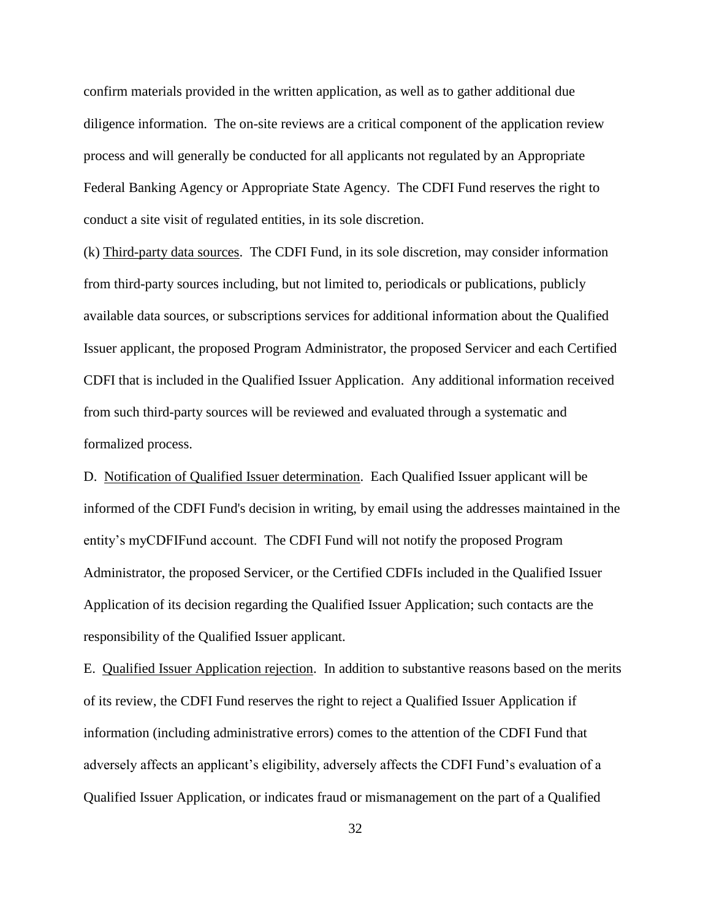confirm materials provided in the written application, as well as to gather additional due diligence information. The on-site reviews are a critical component of the application review process and will generally be conducted for all applicants not regulated by an Appropriate Federal Banking Agency or Appropriate State Agency. The CDFI Fund reserves the right to conduct a site visit of regulated entities, in its sole discretion.

(k) Third-party data sources. The CDFI Fund, in its sole discretion, may consider information from third-party sources including, but not limited to, periodicals or publications, publicly available data sources, or subscriptions services for additional information about the Qualified Issuer applicant, the proposed Program Administrator, the proposed Servicer and each Certified CDFI that is included in the Qualified Issuer Application. Any additional information received from such third-party sources will be reviewed and evaluated through a systematic and formalized process.

D. Notification of Qualified Issuer determination. Each Qualified Issuer applicant will be informed of the CDFI Fund's decision in writing, by email using the addresses maintained in the entity's myCDFIFund account. The CDFI Fund will not notify the proposed Program Administrator, the proposed Servicer, or the Certified CDFIs included in the Qualified Issuer Application of its decision regarding the Qualified Issuer Application; such contacts are the responsibility of the Qualified Issuer applicant.

E. Qualified Issuer Application rejection. In addition to substantive reasons based on the merits of its review, the CDFI Fund reserves the right to reject a Qualified Issuer Application if information (including administrative errors) comes to the attention of the CDFI Fund that adversely affects an applicant's eligibility, adversely affects the CDFI Fund's evaluation of a Qualified Issuer Application, or indicates fraud or mismanagement on the part of a Qualified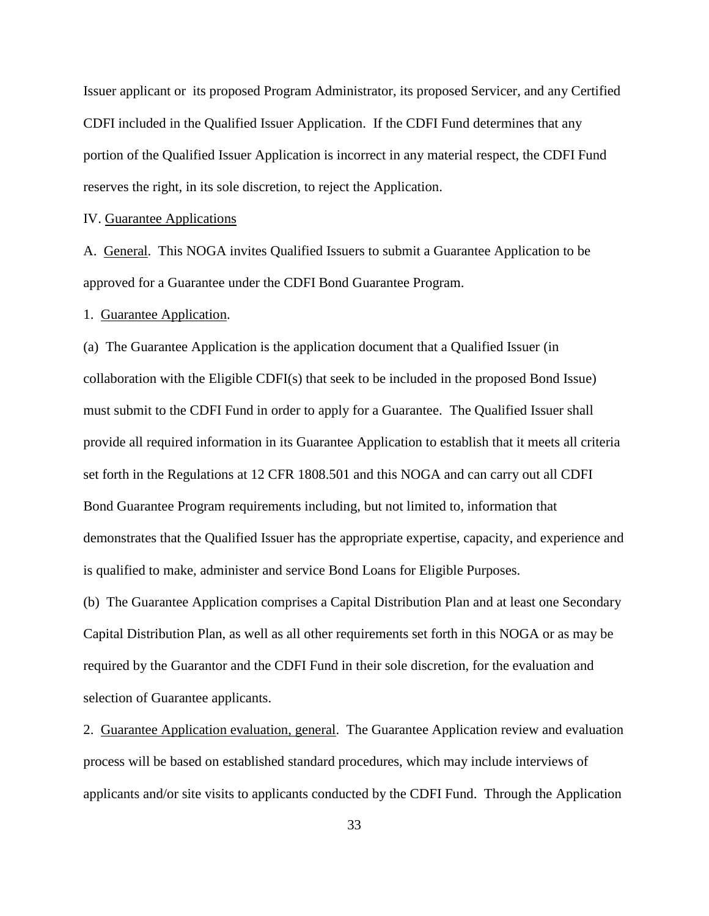Issuer applicant or its proposed Program Administrator, its proposed Servicer, and any Certified CDFI included in the Qualified Issuer Application. If the CDFI Fund determines that any portion of the Qualified Issuer Application is incorrect in any material respect, the CDFI Fund reserves the right, in its sole discretion, to reject the Application.

IV. Guarantee Applications

A. General. This NOGA invites Qualified Issuers to submit a Guarantee Application to be approved for a Guarantee under the CDFI Bond Guarantee Program.

1. Guarantee Application.

(a) The Guarantee Application is the application document that a Qualified Issuer (in collaboration with the Eligible CDFI(s) that seek to be included in the proposed Bond Issue) must submit to the CDFI Fund in order to apply for a Guarantee. The Qualified Issuer shall provide all required information in its Guarantee Application to establish that it meets all criteria set forth in the Regulations at 12 CFR 1808.501 and this NOGA and can carry out all CDFI Bond Guarantee Program requirements including, but not limited to, information that demonstrates that the Qualified Issuer has the appropriate expertise, capacity, and experience and is qualified to make, administer and service Bond Loans for Eligible Purposes.

(b) The Guarantee Application comprises a Capital Distribution Plan and at least one Secondary Capital Distribution Plan, as well as all other requirements set forth in this NOGA or as may be required by the Guarantor and the CDFI Fund in their sole discretion, for the evaluation and selection of Guarantee applicants.

2. Guarantee Application evaluation, general. The Guarantee Application review and evaluation process will be based on established standard procedures, which may include interviews of applicants and/or site visits to applicants conducted by the CDFI Fund. Through the Application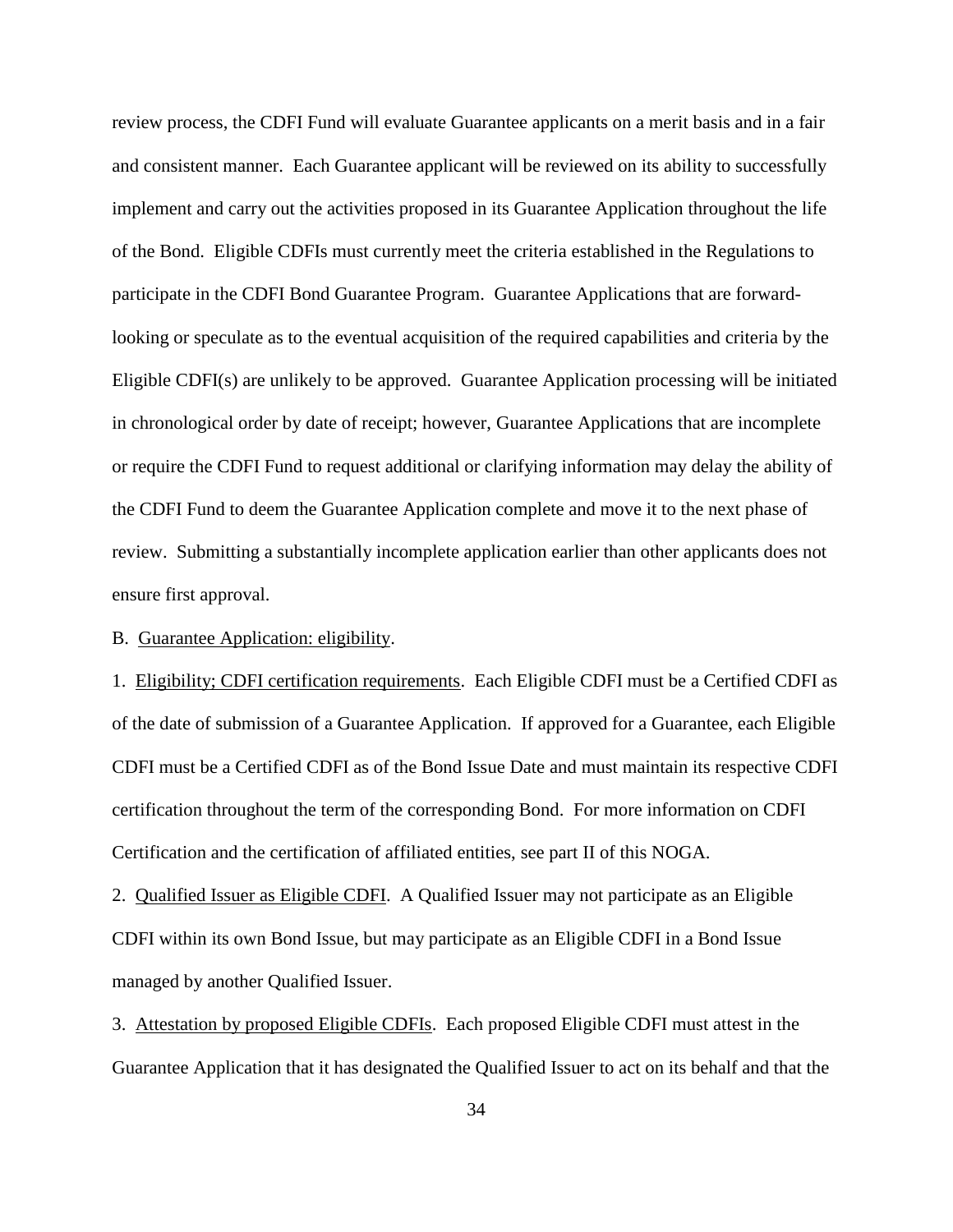review process, the CDFI Fund will evaluate Guarantee applicants on a merit basis and in a fair and consistent manner. Each Guarantee applicant will be reviewed on its ability to successfully implement and carry out the activities proposed in its Guarantee Application throughout the life of the Bond. Eligible CDFIs must currently meet the criteria established in the Regulations to participate in the CDFI Bond Guarantee Program. Guarantee Applications that are forward-looking or speculate as to the eventual acquisition of the required capabilities and criteria by the Eligible CDFI(s) are unlikely to be approved. Guarantee Application processing will be initiated in chronological order by date of receipt; however, Guarantee Applications that are incomplete or require the CDFI Fund to request additional or clarifying information may delay the ability of the CDFI Fund to deem the Guarantee Application complete and move it to the next phase of review. Submitting a substantially incomplete application earlier than other applicants does not ensure first approval.

B. Guarantee Application: eligibility.

1. Eligibility; CDFI certification requirements. Each Eligible CDFI must be a Certified CDFI as of the date of submission of a Guarantee Application. If approved for a Guarantee, each Eligible CDFI must be a Certified CDFI as of the Bond Issue Date and must maintain its respective CDFI certification throughout the term of the corresponding Bond. For more information on CDFI Certification and the certification of affiliated entities, see part II of this NOGA.

2. Qualified Issuer as Eligible CDFI. A Qualified Issuer may not participate as an Eligible CDFI within its own Bond Issue, but may participate as an Eligible CDFI in a Bond Issue managed by another Qualified Issuer.

3. Attestation by proposed Eligible CDFIs. Each proposed Eligible CDFI must attest in the Guarantee Application that it has designated the Qualified Issuer to act on its behalf and that the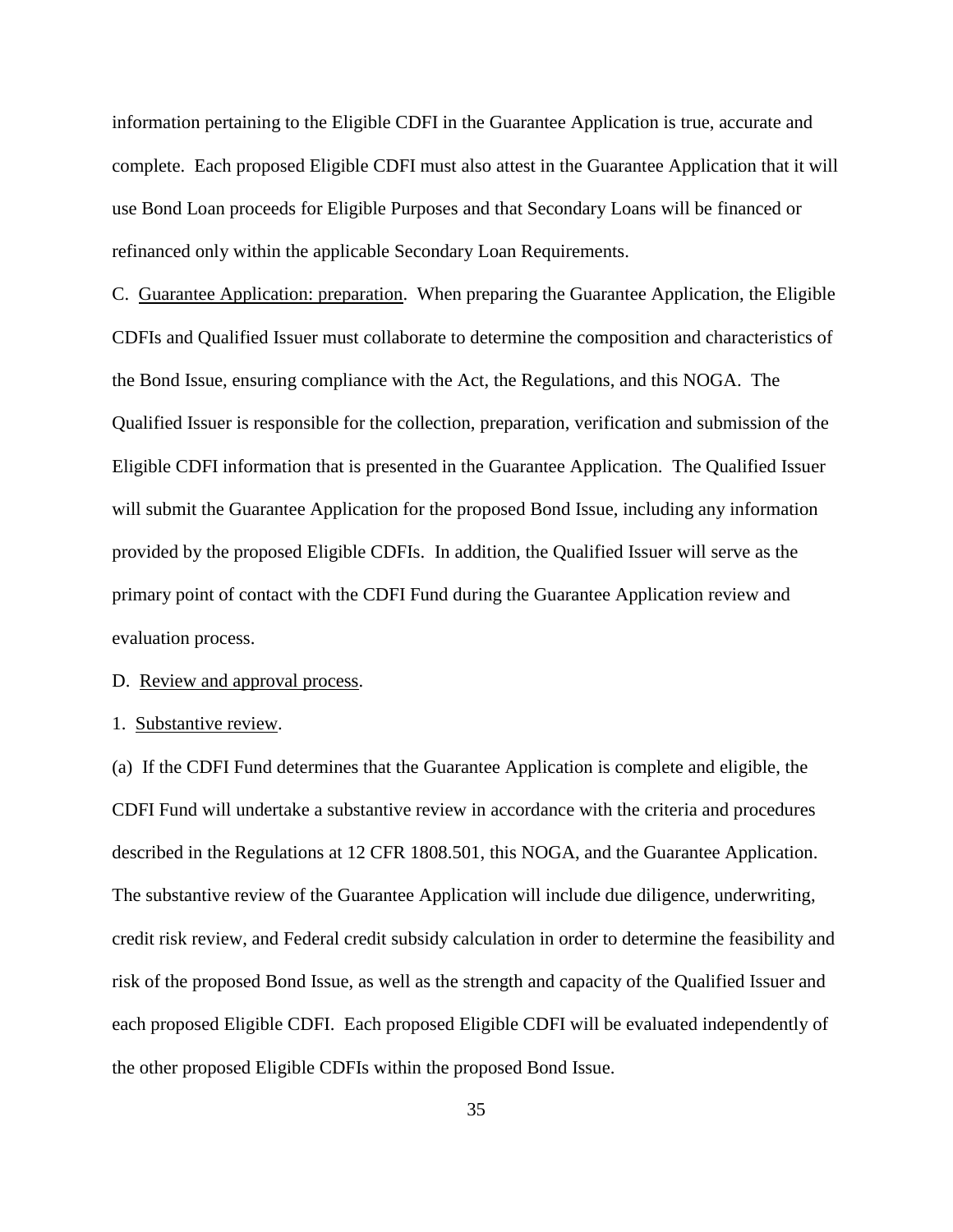information pertaining to the Eligible CDFI in the Guarantee Application is true, accurate and complete. Each proposed Eligible CDFI must also attest in the Guarantee Application that it will use Bond Loan proceeds for Eligible Purposes and that Secondary Loans will be financed or refinanced only within the applicable Secondary Loan Requirements.

C. Guarantee Application: preparation. When preparing the Guarantee Application, the Eligible CDFIs and Qualified Issuer must collaborate to determine the composition and characteristics of the Bond Issue, ensuring compliance with the Act, the Regulations, and this NOGA. The Qualified Issuer is responsible for the collection, preparation, verification and submission of the Eligible CDFI information that is presented in the Guarantee Application. The Qualified Issuer will submit the Guarantee Application for the proposed Bond Issue, including any information provided by the proposed Eligible CDFIs. In addition, the Qualified Issuer will serve as the primary point of contact with the CDFI Fund during the Guarantee Application review and evaluation process.

D. Review and approval process.

1. Substantive review.

(a) If the CDFI Fund determines that the Guarantee Application is complete and eligible, the CDFI Fund will undertake a substantive review in accordance with the criteria and procedures described in the Regulations at 12 CFR 1808.501, this NOGA, and the Guarantee Application. The substantive review of the Guarantee Application will include due diligence, underwriting, credit risk review, and Federal credit subsidy calculation in order to determine the feasibility and risk of the proposed Bond Issue, as well as the strength and capacity of the Qualified Issuer and each proposed Eligible CDFI. Each proposed Eligible CDFI will be evaluated independently of the other proposed Eligible CDFIs within the proposed Bond Issue.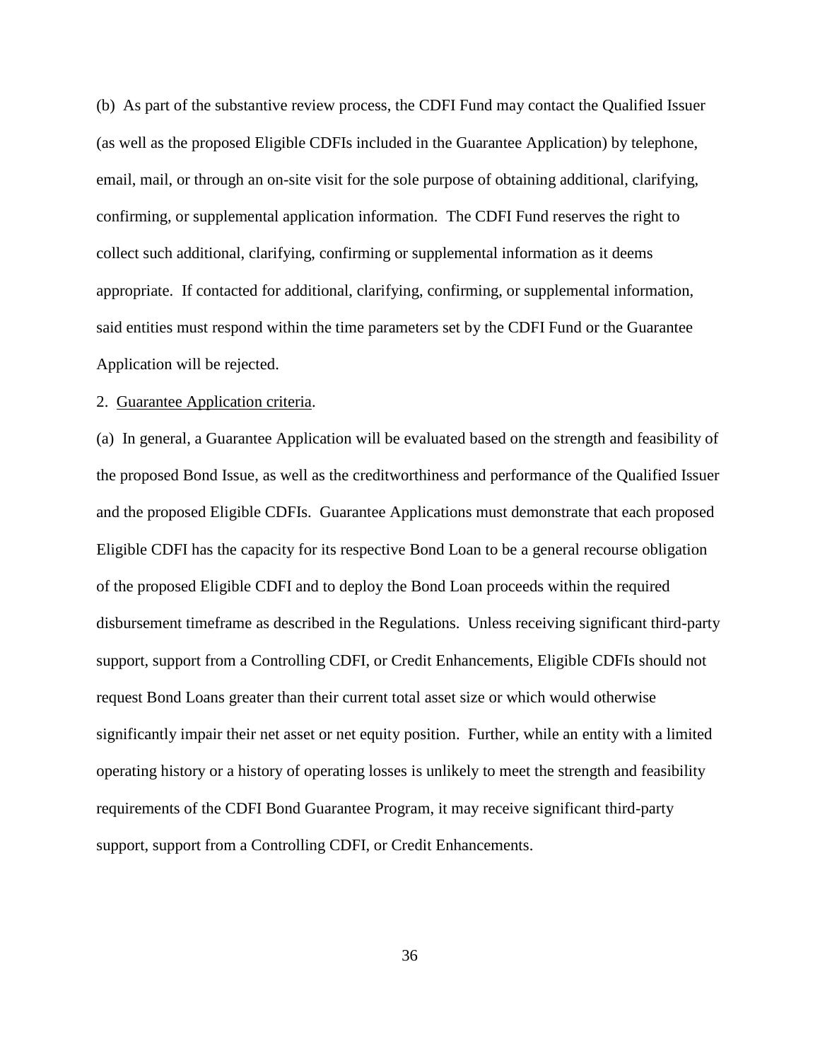(b) As part of the substantive review process, the CDFI Fund may contact the Qualified Issuer (as well as the proposed Eligible CDFIs included in the Guarantee Application) by telephone, email, mail, or through an on-site visit for the sole purpose of obtaining additional, clarifying, confirming, or supplemental application information. The CDFI Fund reserves the right to collect such additional, clarifying, confirming or supplemental information as it deems appropriate. If contacted for additional, clarifying, confirming, or supplemental information, said entities must respond within the time parameters set by the CDFI Fund or the Guarantee Application will be rejected.

2. Guarantee Application criteria.

(a) In general, a Guarantee Application will be evaluated based on the strength and feasibility of the proposed Bond Issue, as well as the creditworthiness and performance of the Qualified Issuer and the proposed Eligible CDFIs. Guarantee Applications must demonstrate that each proposed Eligible CDFI has the capacity for its respective Bond Loan to be a general recourse obligation of the proposed Eligible CDFI and to deploy the Bond Loan proceeds within the required disbursement timeframe as described in the Regulations. Unless receiving significant third-party support, support from a Controlling CDFI, or Credit Enhancements, Eligible CDFIs should not request Bond Loans greater than their current total asset size or which would otherwise significantly impair their net asset or net equity position. Further, while an entity with a limited operating history or a history of operating losses is unlikely to meet the strength and feasibility requirements of the CDFI Bond Guarantee Program, it may receive significant third-party support, support from a Controlling CDFI, or Credit Enhancements.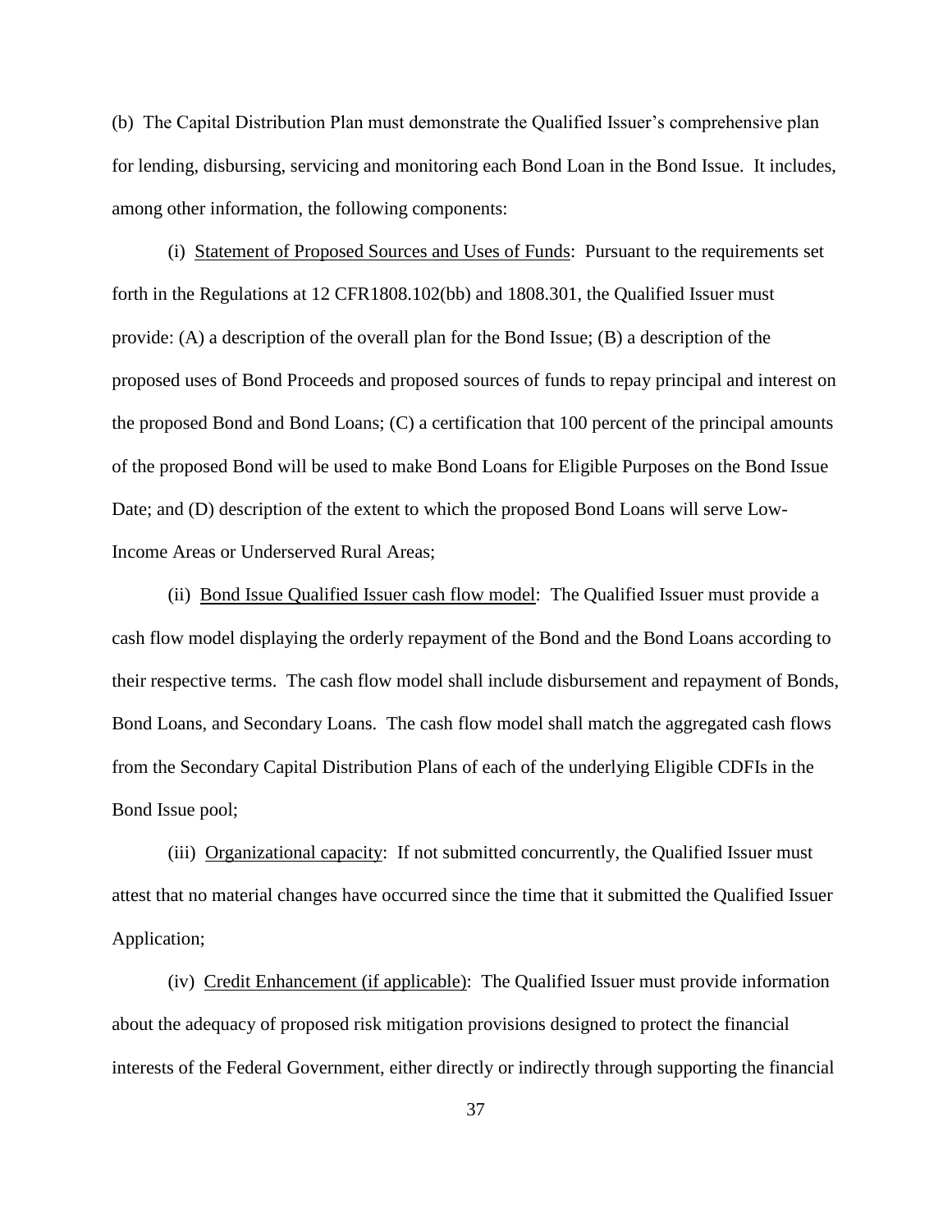(b) The Capital Distribution Plan must demonstrate the Qualified Issuer's comprehensive plan for lending, disbursing, servicing and monitoring each Bond Loan in the Bond Issue. It includes, among other information, the following components:

(i) <u>Statement of Proposed Sources and Uses of Funds</u>: Pursuant to the requirements set forth in the Regulations at 12 CFR1808.102(bb) and 1808.301, the Qualified Issuer must provide: (A) a description of the overall plan for the Bond Issue; (B) a description of the proposed uses of Bond Proceeds and proposed sources of funds to repay principal and interest on the proposed Bond and Bond Loans; (C) a certification that 100 percent of the principal amounts of the proposed Bond will be used to make Bond Loans for Eligible Purposes on the Bond Issue Date; and (D) description of the extent to which the proposed Bond Loans will serve Low-Income Areas or Underserved Rural Areas;

(ii) <u>Bond Issue Qualified Issuer cash flow model</u>: The Qualified Issuer must provide a cash flow model displaying the orderly repayment of the Bond and the Bond Loans according to their respective terms. The cash flow model shall include disbursement and repayment of Bonds, Bond Loans, and Secondary Loans. The cash flow model shall match the aggregated cash flows from the Secondary Capital Distribution Plans of each of the underlying Eligible CDFIs in the Bond Issue pool;

(iii) <u>Organizational capacity</u>: If not submitted concurrently, the Qualified Issuer must attest that no material changes have occurred since the time that it submitted the Qualified Issuer Application;

(iv) <u>Credit Enhancement (if applicable)</u>: The Qualified Issuer must provide information about the adequacy of proposed risk mitigation provisions designed to protect the financial interests of the Federal Government, either directly or indirectly through supporting the financial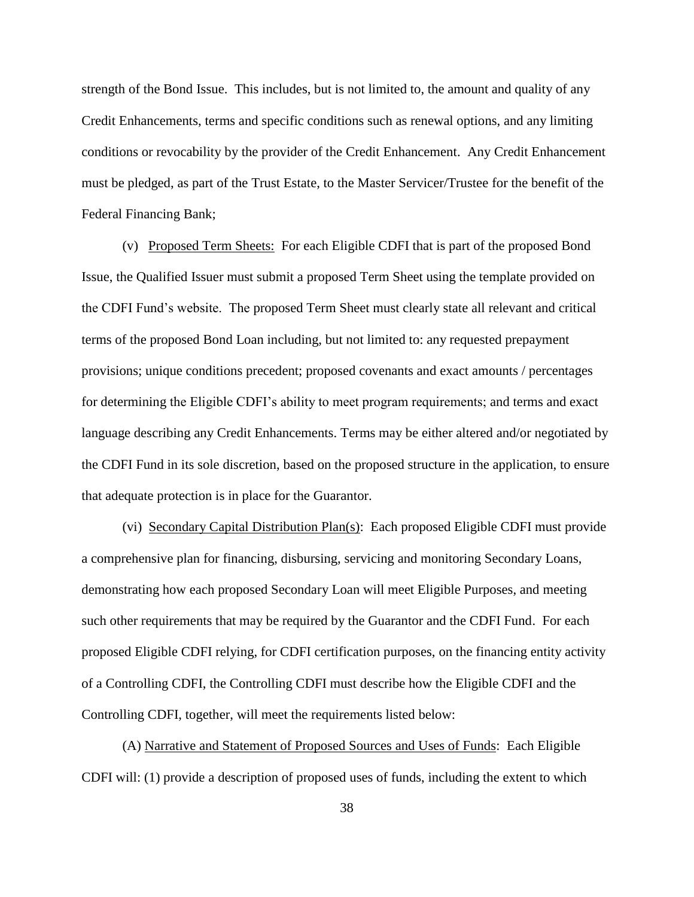strength of the Bond Issue. This includes, but is not limited to, the amount and quality of any Credit Enhancements, terms and specific conditions such as renewal options, and any limiting conditions or revocability by the provider of the Credit Enhancement. Any Credit Enhancement must be pledged, as part of the Trust Estate, to the Master Servicer/Trustee for the benefit of the Federal Financing Bank;

(v) Proposed Term Sheets: For each Eligible CDFI that is part of the proposed Bond Issue, the Qualified Issuer must submit a proposed Term Sheet using the template provided on the CDFI Fund's website. The proposed Term Sheet must clearly state all relevant and critical terms of the proposed Bond Loan including, but not limited to: any requested prepayment provisions; unique conditions precedent; proposed covenants and exact amounts / percentages for determining the Eligible CDFI's ability to meet program requirements; and terms and exact language describing any Credit Enhancements. Terms may be either altered and/or negotiated by the CDFI Fund in its sole discretion, based on the proposed structure in the application, to ensure that adequate protection is in place for the Guarantor.

(vi) Secondary Capital Distribution Plan(s): Each proposed Eligible CDFI must provide a comprehensive plan for financing, disbursing, servicing and monitoring Secondary Loans, demonstrating how each proposed Secondary Loan will meet Eligible Purposes, and meeting such other requirements that may be required by the Guarantor and the CDFI Fund. For each proposed Eligible CDFI relying, for CDFI certification purposes, on the financing entity activity of a Controlling CDFI, the Controlling CDFI must describe how the Eligible CDFI and the Controlling CDFI, together, will meet the requirements listed below:

(A) Narrative and Statement of Proposed Sources and Uses of Funds: Each Eligible CDFI will: (1) provide a description of proposed uses of funds, including the extent to which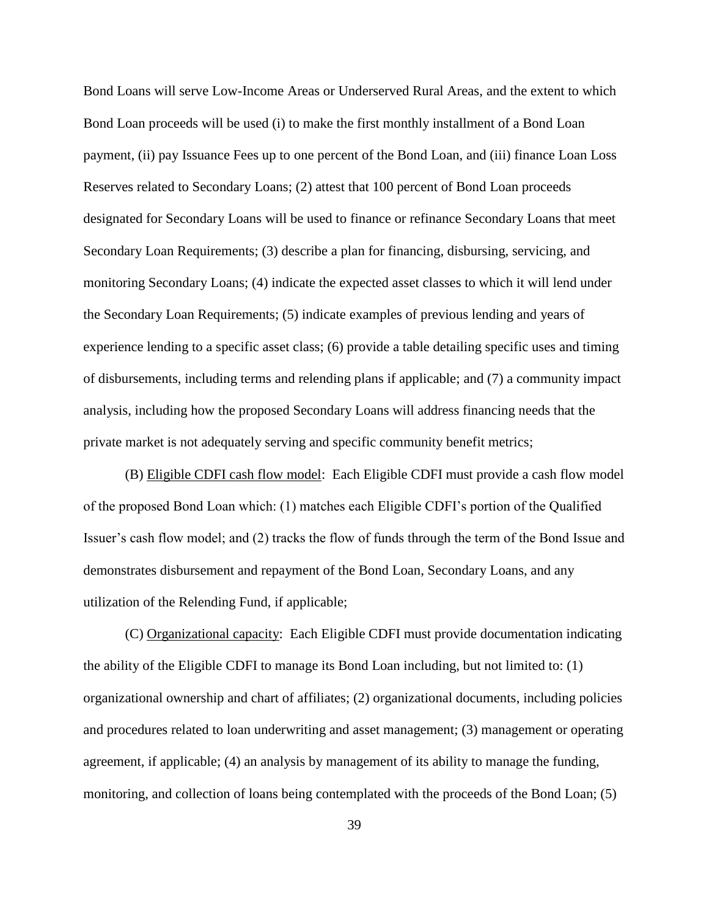Bond Loans will serve Low-Income Areas or Underserved Rural Areas, and the extent to which Bond Loan proceeds will be used (i) to make the first monthly installment of a Bond Loan payment, (ii) pay Issuance Fees up to one percent of the Bond Loan, and (iii) finance Loan Loss Reserves related to Secondary Loans; (2) attest that 100 percent of Bond Loan proceeds designated for Secondary Loans will be used to finance or refinance Secondary Loans that meet Secondary Loan Requirements; (3) describe a plan for financing, disbursing, servicing, and monitoring Secondary Loans; (4) indicate the expected asset classes to which it will lend under the Secondary Loan Requirements; (5) indicate examples of previous lending and years of experience lending to a specific asset class; (6) provide a table detailing specific uses and timing of disbursements, including terms and relending plans if applicable; and (7) a community impact analysis, including how the proposed Secondary Loans will address financing needs that the private market is not adequately serving and specific community benefit metrics;

(B) Eligible CDFI cash flow model: Each Eligible CDFI must provide a cash flow model of the proposed Bond Loan which: (1) matches each Eligible CDFI's portion of the Qualified Issuer's cash flow model; and (2) tracks the flow of funds through the term of the Bond Issue and demonstrates disbursement and repayment of the Bond Loan, Secondary Loans, and any utilization of the Relending Fund, if applicable;

(C) Organizational capacity: Each Eligible CDFI must provide documentation indicating the ability of the Eligible CDFI to manage its Bond Loan including, but not limited to: (1) organizational ownership and chart of affiliates; (2) organizational documents, including policies and procedures related to loan underwriting and asset management; (3) management or operating agreement, if applicable; (4) an analysis by management of its ability to manage the funding, monitoring, and collection of loans being contemplated with the proceeds of the Bond Loan; (5)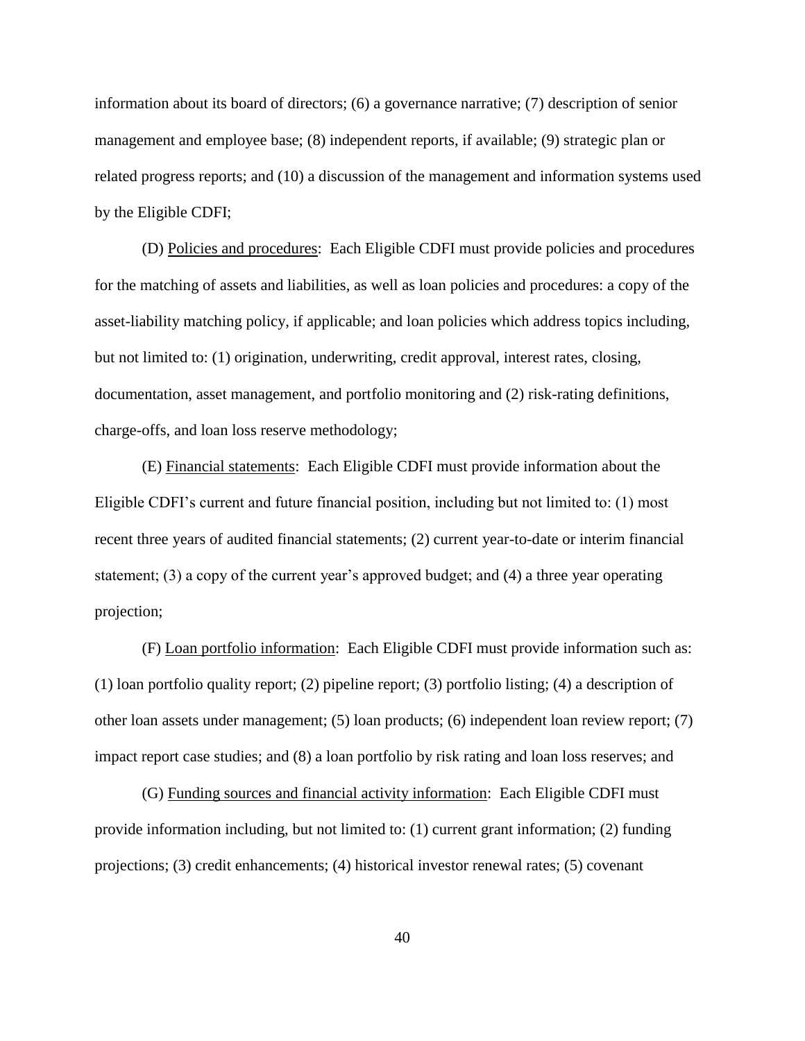information about its board of directors; (6) a governance narrative; (7) description of senior management and employee base; (8) independent reports, if available; (9) strategic plan or related progress reports; and (10) a discussion of the management and information systems used by the Eligible CDFI;

(D) <u>Policies and procedures</u>: Each Eligible CDFI must provide policies and procedures for the matching of assets and liabilities, as well as loan policies and procedures: a copy of the asset-liability matching policy, if applicable; and loan policies which address topics including, but not limited to: (1) origination, underwriting, credit approval, interest rates, closing, documentation, asset management, and portfolio monitoring and (2) risk-rating definitions, charge-offs, and loan loss reserve methodology;

(E) <u>Financial statements</u>: Each Eligible CDFI must provide information about the Eligible CDFI's current and future financial position, including but not limited to: (1) most recent three years of audited financial statements; (2) current year-to-date or interim financial statement; (3) a copy of the current year's approved budget; and (4) a three year operating projection;

(F) <u>Loan portfolio information</u>: Each Eligible CDFI must provide information such as: (1) loan portfolio quality report; (2) pipeline report; (3) portfolio listing; (4) a description of other loan assets under management; (5) loan products; (6) independent loan review report; (7) impact report case studies; and (8) a loan portfolio by risk rating and loan loss reserves; and

(G) <u>Funding sources and financial activity information</u>: Each Eligible CDFI must provide information including, but not limited to: (1) current grant information; (2) funding projections; (3) credit enhancements; (4) historical investor renewal rates; (5) covenant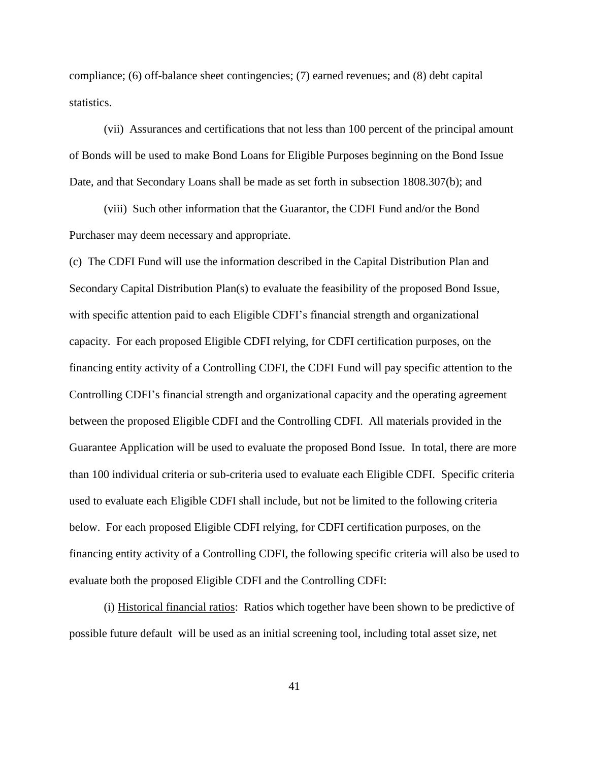compliance; (6) off-balance sheet contingencies; (7) earned revenues; and (8) debt capital statistics.

(vii) Assurances and certifications that not less than 100 percent of the principal amount of Bonds will be used to make Bond Loans for Eligible Purposes beginning on the Bond Issue Date, and that Secondary Loans shall be made as set forth in subsection 1808.307(b); and

(viii) Such other information that the Guarantor, the CDFI Fund and/or the Bond Purchaser may deem necessary and appropriate.

(c) The CDFI Fund will use the information described in the Capital Distribution Plan and Secondary Capital Distribution Plan(s) to evaluate the feasibility of the proposed Bond Issue, with specific attention paid to each Eligible CDFI's financial strength and organizational capacity. For each proposed Eligible CDFI relying, for CDFI certification purposes, on the financing entity activity of a Controlling CDFI, the CDFI Fund will pay specific attention to the Controlling CDFI's financial strength and organizational capacity and the operating agreement between the proposed Eligible CDFI and the Controlling CDFI. All materials provided in the Guarantee Application will be used to evaluate the proposed Bond Issue. In total, there are more than 100 individual criteria or sub-criteria used to evaluate each Eligible CDFI. Specific criteria used to evaluate each Eligible CDFI shall include, but not be limited to the following criteria below. For each proposed Eligible CDFI relying, for CDFI certification purposes, on the financing entity activity of a Controlling CDFI, the following specific criteria will also be used to evaluate both the proposed Eligible CDFI and the Controlling CDFI:

(i) <u>Historical financial ratios</u>: Ratios which together have been shown to be predictive of possible future default will be used as an initial screening tool, including total asset size, net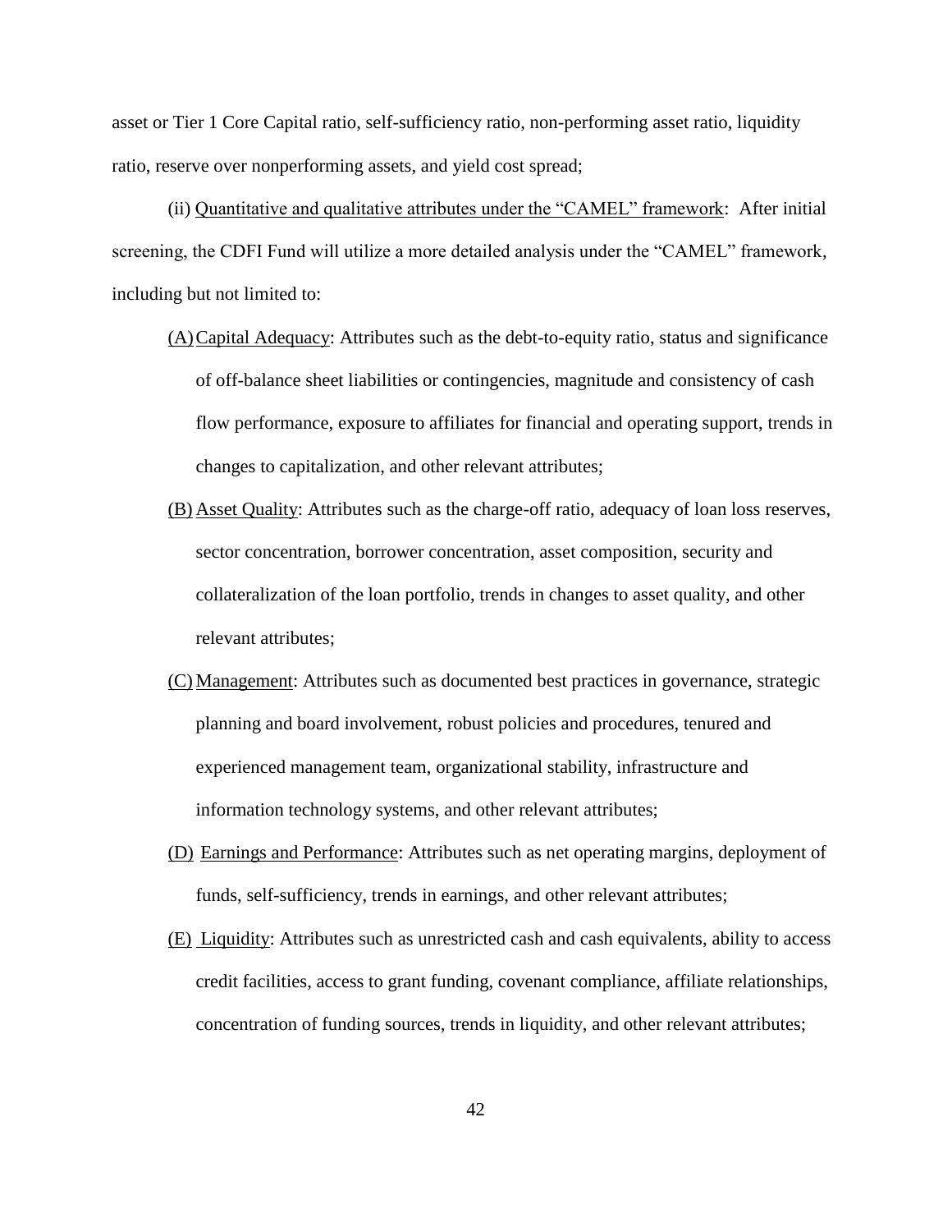asset or Tier 1 Core Capital ratio, self-sufficiency ratio, non-performing asset ratio, liquidity ratio, reserve over nonperforming assets, and yield cost spread;

(ii) Quantitative and qualitative attributes under the "CAMEL" framework: After initial screening, the CDFI Fund will utilize a more detailed analysis under the "CAMEL" framework, including but not limited to:

(A) Capital Adequacy: Attributes such as the debt-to-equity ratio, status and significance of off-balance sheet liabilities or contingencies, magnitude and consistency of cash flow performance, exposure to affiliates for financial and operating support, trends in changes to capitalization, and other relevant attributes;

(B) Asset Quality: Attributes such as the charge-off ratio, adequacy of loan loss reserves, sector concentration, borrower concentration, asset composition, security and collateralization of the loan portfolio, trends in changes to asset quality, and other relevant attributes;

(C) Management: Attributes such as documented best practices in governance, strategic planning and board involvement, robust policies and procedures, tenured and experienced management team, organizational stability, infrastructure and information technology systems, and other relevant attributes;

(D) Earnings and Performance: Attributes such as net operating margins, deployment of funds, self-sufficiency, trends in earnings, and other relevant attributes;

(E) Liquidity: Attributes such as unrestricted cash and cash equivalents, ability to access credit facilities, access to grant funding, covenant compliance, affiliate relationships, concentration of funding sources, trends in liquidity, and other relevant attributes;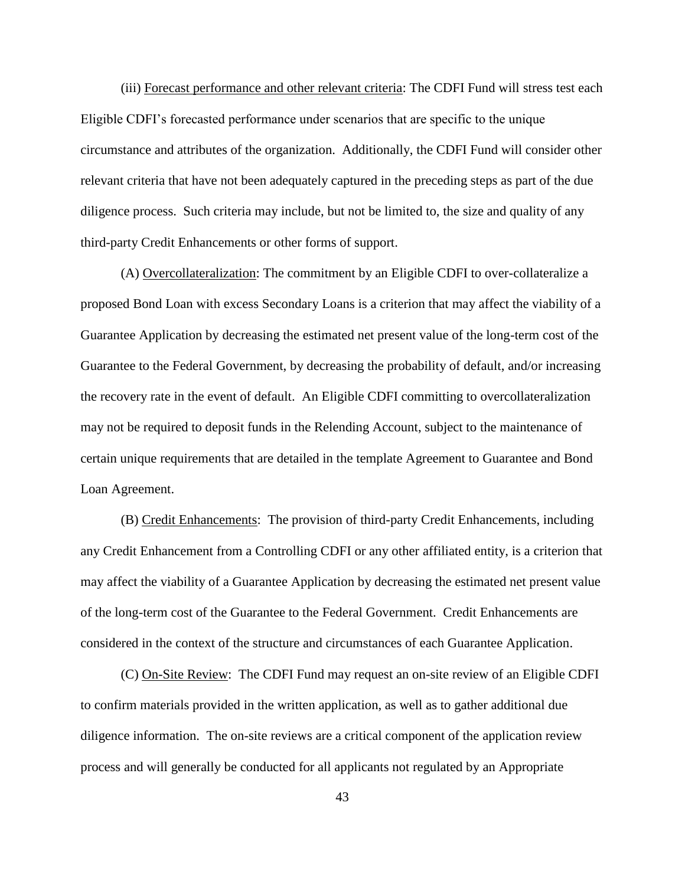(iii) Forecast performance and other relevant criteria: The CDFI Fund will stress test each Eligible CDFI's forecasted performance under scenarios that are specific to the unique circumstance and attributes of the organization. Additionally, the CDFI Fund will consider other relevant criteria that have not been adequately captured in the preceding steps as part of the due diligence process. Such criteria may include, but not be limited to, the size and quality of any third-party Credit Enhancements or other forms of support.

(A) Overcollateralization: The commitment by an Eligible CDFI to over-collateralize a proposed Bond Loan with excess Secondary Loans is a criterion that may affect the viability of a Guarantee Application by decreasing the estimated net present value of the long-term cost of the Guarantee to the Federal Government, by decreasing the probability of default, and/or increasing the recovery rate in the event of default. An Eligible CDFI committing to overcollateralization may not be required to deposit funds in the Relending Account, subject to the maintenance of certain unique requirements that are detailed in the template Agreement to Guarantee and Bond Loan Agreement.

(B) Credit Enhancements: The provision of third-party Credit Enhancements, including any Credit Enhancement from a Controlling CDFI or any other affiliated entity, is a criterion that may affect the viability of a Guarantee Application by decreasing the estimated net present value of the long-term cost of the Guarantee to the Federal Government. Credit Enhancements are considered in the context of the structure and circumstances of each Guarantee Application.

(C) On-Site Review: The CDFI Fund may request an on-site review of an Eligible CDFI to confirm materials provided in the written application, as well as to gather additional due diligence information. The on-site reviews are a critical component of the application review process and will generally be conducted for all applicants not regulated by an Appropriate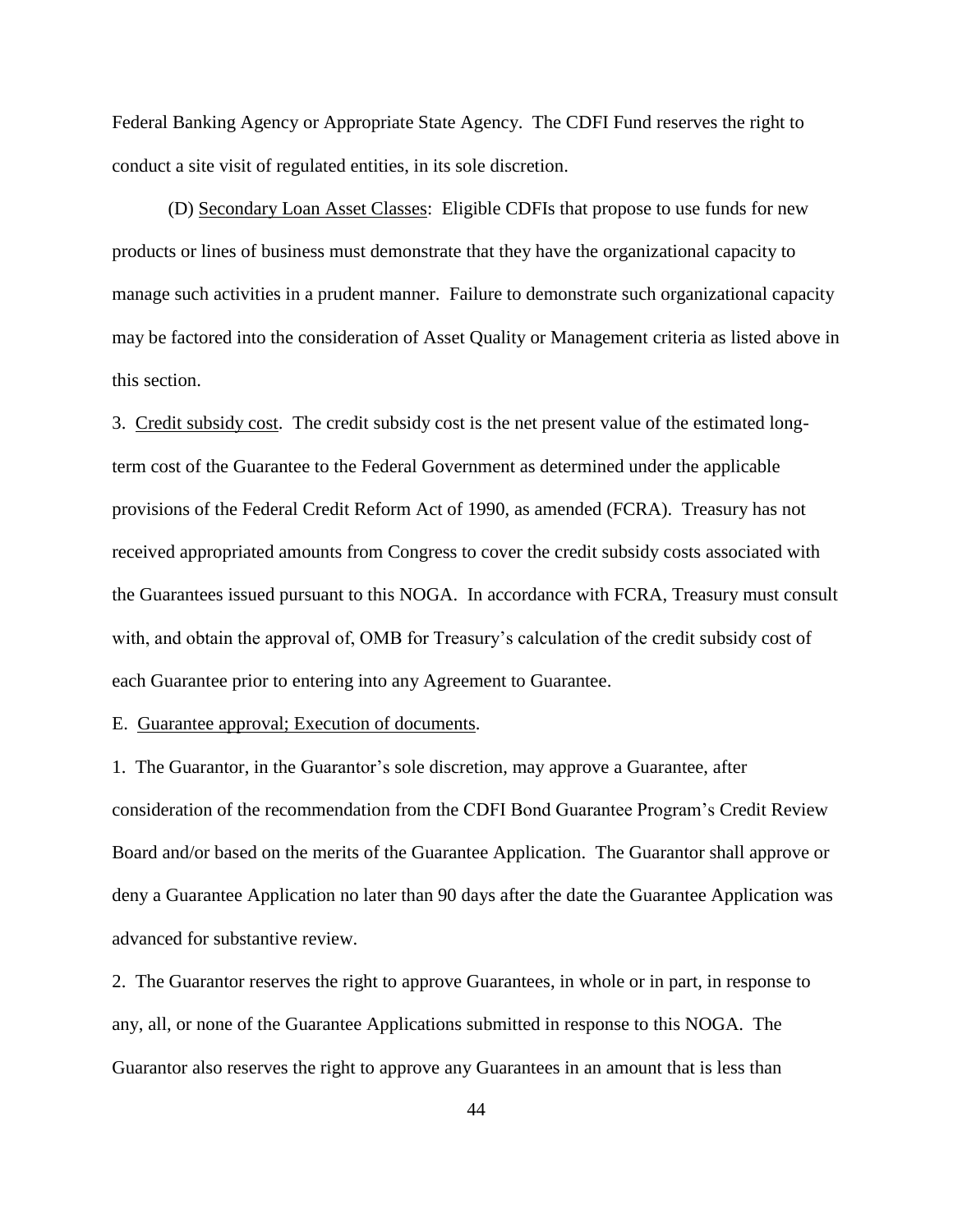Federal Banking Agency or Appropriate State Agency. The CDFI Fund reserves the right to conduct a site visit of regulated entities, in its sole discretion.

(D) Secondary Loan Asset Classes: Eligible CDFIs that propose to use funds for new products or lines of business must demonstrate that they have the organizational capacity to manage such activities in a prudent manner. Failure to demonstrate such organizational capacity may be factored into the consideration of Asset Quality or Management criteria as listed above in this section.

3. Credit subsidy cost. The credit subsidy cost is the net present value of the estimated long-term cost of the Guarantee to the Federal Government as determined under the applicable provisions of the Federal Credit Reform Act of 1990, as amended (FCRA). Treasury has not received appropriated amounts from Congress to cover the credit subsidy costs associated with the Guarantees issued pursuant to this NOGA. In accordance with FCRA, Treasury must consult with, and obtain the approval of, OMB for Treasury's calculation of the credit subsidy cost of each Guarantee prior to entering into any Agreement to Guarantee.

E. Guarantee approval; Execution of documents.

1. The Guarantor, in the Guarantor's sole discretion, may approve a Guarantee, after consideration of the recommendation from the CDFI Bond Guarantee Program's Credit Review Board and/or based on the merits of the Guarantee Application. The Guarantor shall approve or deny a Guarantee Application no later than 90 days after the date the Guarantee Application was advanced for substantive review.

2. The Guarantor reserves the right to approve Guarantees, in whole or in part, in response to any, all, or none of the Guarantee Applications submitted in response to this NOGA. The Guarantor also reserves the right to approve any Guarantees in an amount that is less than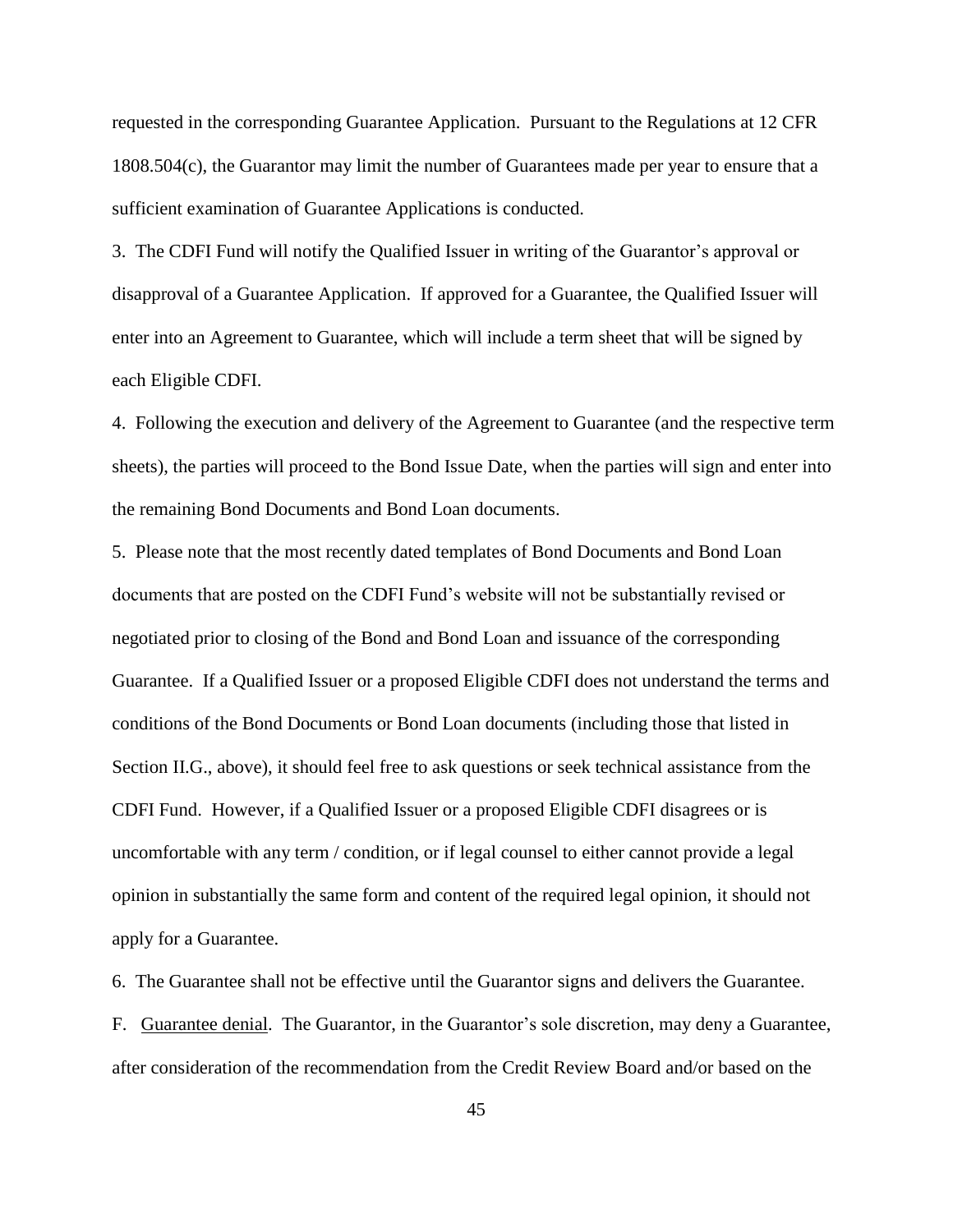requested in the corresponding Guarantee Application. Pursuant to the Regulations at 12 CFR 1808.504(c), the Guarantor may limit the number of Guarantees made per year to ensure that a sufficient examination of Guarantee Applications is conducted.

3. The CDFI Fund will notify the Qualified Issuer in writing of the Guarantor's approval or disapproval of a Guarantee Application. If approved for a Guarantee, the Qualified Issuer will enter into an Agreement to Guarantee, which will include a term sheet that will be signed by each Eligible CDFI.

4. Following the execution and delivery of the Agreement to Guarantee (and the respective term sheets), the parties will proceed to the Bond Issue Date, when the parties will sign and enter into the remaining Bond Documents and Bond Loan documents.

5. Please note that the most recently dated templates of Bond Documents and Bond Loan documents that are posted on the CDFI Fund's website will not be substantially revised or negotiated prior to closing of the Bond and Bond Loan and issuance of the corresponding Guarantee. If a Qualified Issuer or a proposed Eligible CDFI does not understand the terms and conditions of the Bond Documents or Bond Loan documents (including those that listed in Section II.G., above), it should feel free to ask questions or seek technical assistance from the CDFI Fund. However, if a Qualified Issuer or a proposed Eligible CDFI disagrees or is uncomfortable with any term / condition, or if legal counsel to either cannot provide a legal opinion in substantially the same form and content of the required legal opinion, it should not apply for a Guarantee.

6. The Guarantee shall not be effective until the Guarantor signs and delivers the Guarantee.

F. Guarantee denial. The Guarantor, in the Guarantor's sole discretion, may deny a Guarantee, after consideration of the recommendation from the Credit Review Board and/or based on the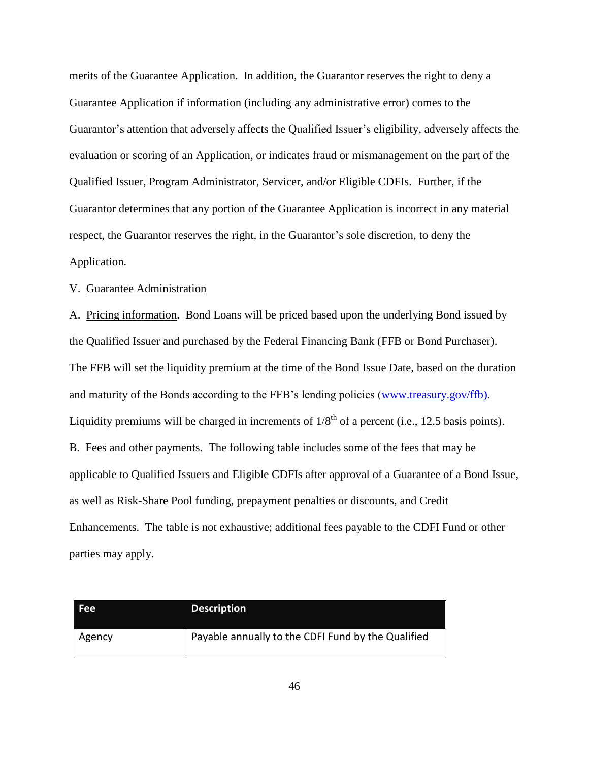merits of the Guarantee Application. In addition, the Guarantor reserves the right to deny a Guarantee Application if information (including any administrative error) comes to the Guarantor's attention that adversely affects the Qualified Issuer's eligibility, adversely affects the evaluation or scoring of an Application, or indicates fraud or mismanagement on the part of the Qualified Issuer, Program Administrator, Servicer, and/or Eligible CDFIs. Further, if the Guarantor determines that any portion of the Guarantee Application is incorrect in any material respect, the Guarantor reserves the right, in the Guarantor's sole discretion, to deny the Application.

V. Guarantee Administration

A. Pricing information. Bond Loans will be priced based upon the underlying Bond issued by the Qualified Issuer and purchased by the Federal Financing Bank (FFB or Bond Purchaser). The FFB will set the liquidity premium at the time of the Bond Issue Date, based on the duration and maturity of the Bonds according to the FFB's lending policies (www.treasury.gov/ffb). Liquidity premiums will be charged in increments of 1/8th of a percent (i.e., 12.5 basis points).

B. Fees and other payments. The following table includes some of the fees that may be applicable to Qualified Issuers and Eligible CDFIs after approval of a Guarantee of a Bond Issue, as well as Risk-Share Pool funding, prepayment penalties or discounts, and Credit Enhancements. The table is not exhaustive; additional fees payable to the CDFI Fund or other parties may apply.

| Fee | Description |
|---|---|
| Agency | Payable annually to the CDFI Fund by the Qualified |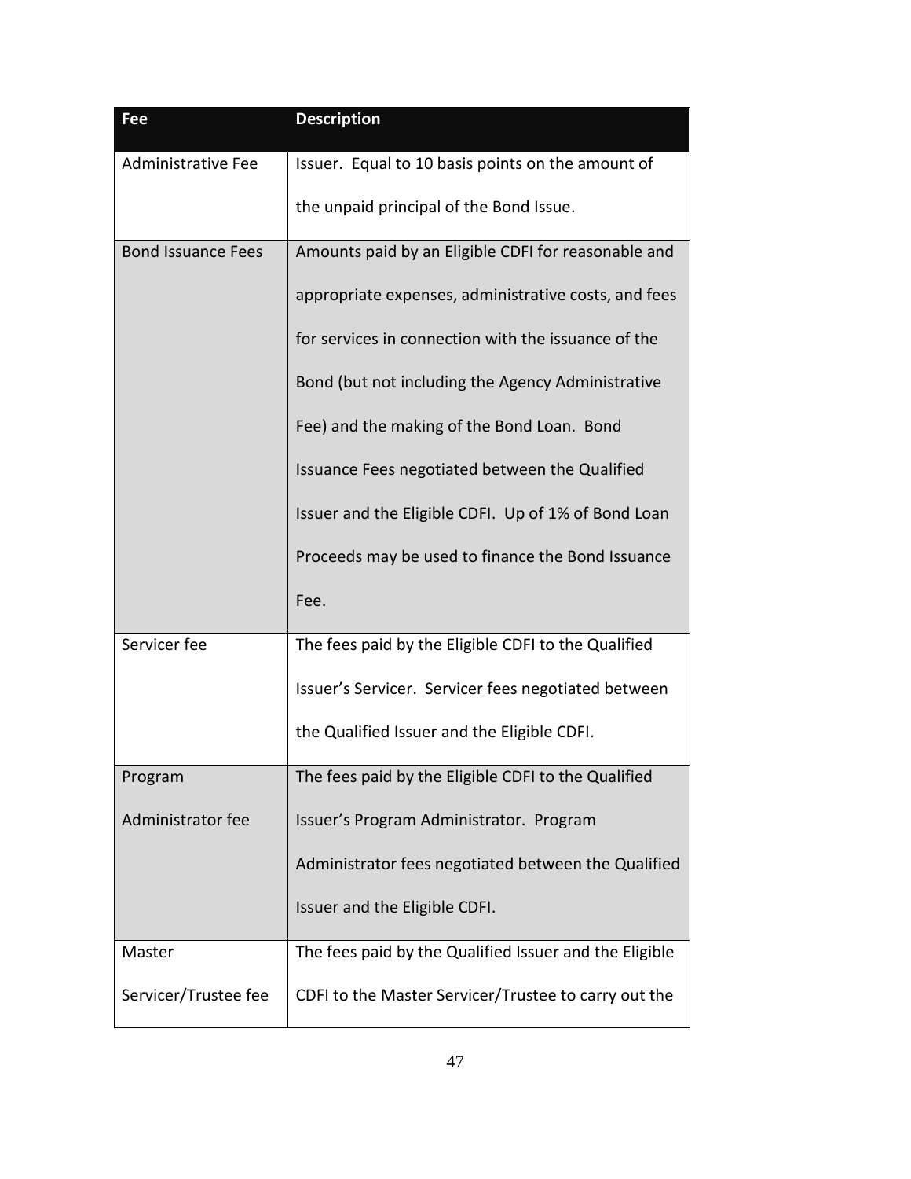| Fee | Description |
|---|---|
| Administrative Fee | Issuer. Equal to 10 basis points on the amount of the unpaid principal of the Bond Issue. |
| Bond Issuance Fees | Amounts paid by an Eligible CDFI for reasonable and appropriate expenses, administrative costs, and fees for services in connection with the issuance of the Bond (but not including the Agency Administrative Fee) and the making of the Bond Loan. Bond Issuance Fees negotiated between the Qualified Issuer and the Eligible CDFI. Up of 1% of Bond Loan Proceeds may be used to finance the Bond Issuance Fee. |
| Servicer fee | The fees paid by the Eligible CDFI to the Qualified Issuer's Servicer. Servicer fees negotiated between the Qualified Issuer and the Eligible CDFI. |
| Program Administrator fee | The fees paid by the Eligible CDFI to the Qualified Issuer's Program Administrator. Program Administrator fees negotiated between the Qualified Issuer and the Eligible CDFI. |
| Master Servicer/Trustee fee | The fees paid by the Qualified Issuer and the Eligible CDFI to the Master Servicer/Trustee to carry out the |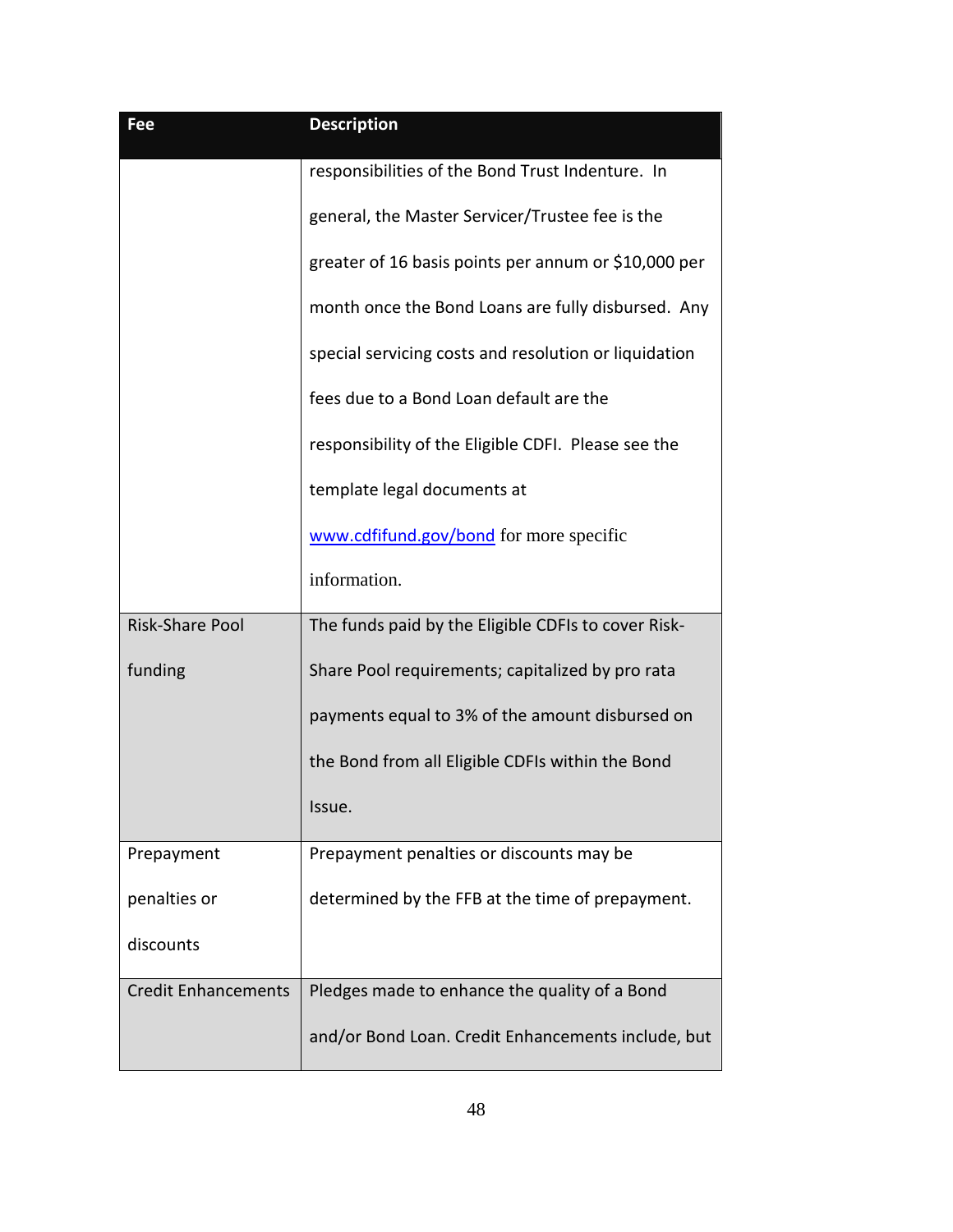| Fee | Description |
|---|---|
| | responsibilities of the Bond Trust Indenture. In general, the Master Servicer/Trustee fee is the greater of 16 basis points per annum or $10,000 per month once the Bond Loans are fully disbursed. Any special servicing costs and resolution or liquidation fees due to a Bond Loan default are the responsibility of the Eligible CDFI. Please see the template legal documents at www.cdfifund.gov/bond for more specific information. |
| Risk-Share Pool funding | The funds paid by the Eligible CDFIs to cover Risk-Share Pool requirements; capitalized by pro rata payments equal to 3% of the amount disbursed on the Bond from all Eligible CDFIs within the Bond Issue. |
| Prepayment penalties or discounts | Prepayment penalties or discounts may be determined by the FFB at the time of prepayment. |
| Credit Enhancements | Pledges made to enhance the quality of a Bond and/or Bond Loan. Credit Enhancements include, but |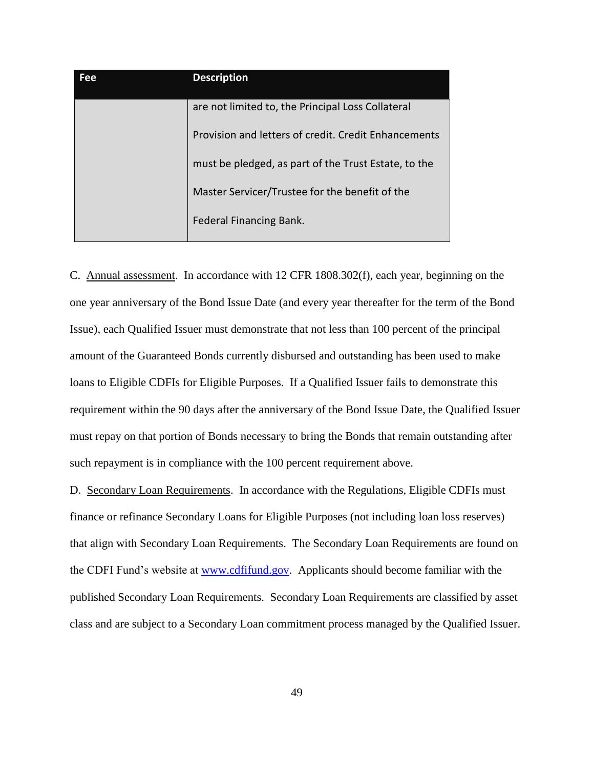| Fee | Description |
| --- | --- |
| | are not limited to, the Principal Loss Collateral Provision and letters of credit. Credit Enhancements must be pledged, as part of the Trust Estate, to the Master Servicer/Trustee for the benefit of the Federal Financing Bank. |

C. Annual assessment. In accordance with 12 CFR 1808.302(f), each year, beginning on the one year anniversary of the Bond Issue Date (and every year thereafter for the term of the Bond Issue), each Qualified Issuer must demonstrate that not less than 100 percent of the principal amount of the Guaranteed Bonds currently disbursed and outstanding has been used to make loans to Eligible CDFIs for Eligible Purposes. If a Qualified Issuer fails to demonstrate this requirement within the 90 days after the anniversary of the Bond Issue Date, the Qualified Issuer must repay on that portion of Bonds necessary to bring the Bonds that remain outstanding after such repayment is in compliance with the 100 percent requirement above.

D. Secondary Loan Requirements. In accordance with the Regulations, Eligible CDFIs must finance or refinance Secondary Loans for Eligible Purposes (not including loan loss reserves) that align with Secondary Loan Requirements. The Secondary Loan Requirements are found on the CDFI Fund's website at www.cdfifund.gov. Applicants should become familiar with the published Secondary Loan Requirements. Secondary Loan Requirements are classified by asset class and are subject to a Secondary Loan commitment process managed by the Qualified Issuer.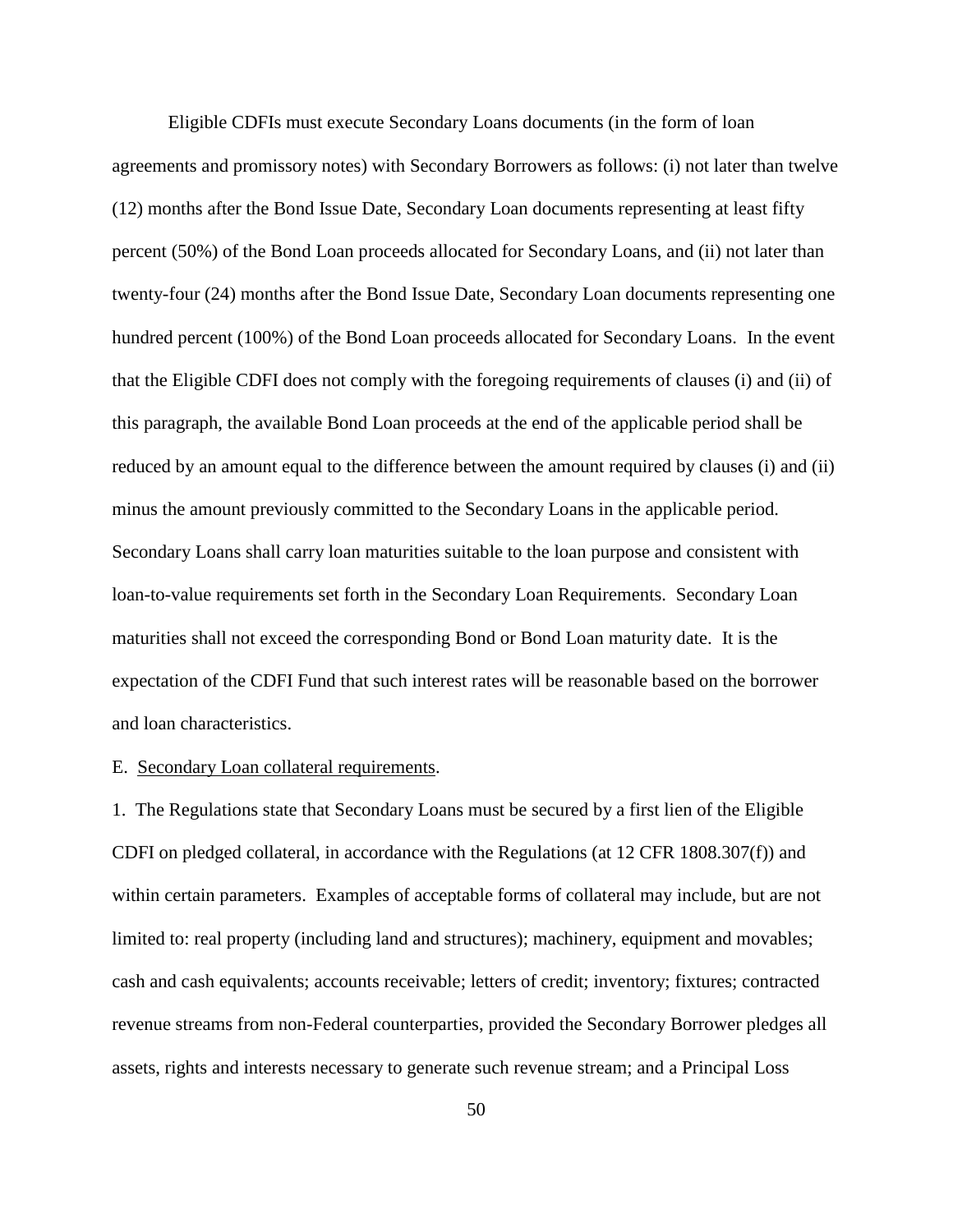Eligible CDFIs must execute Secondary Loans documents (in the form of loan agreements and promissory notes) with Secondary Borrowers as follows: (i) not later than twelve (12) months after the Bond Issue Date, Secondary Loan documents representing at least fifty percent (50%) of the Bond Loan proceeds allocated for Secondary Loans, and (ii) not later than twenty-four (24) months after the Bond Issue Date, Secondary Loan documents representing one hundred percent (100%) of the Bond Loan proceeds allocated for Secondary Loans. In the event that the Eligible CDFI does not comply with the foregoing requirements of clauses (i) and (ii) of this paragraph, the available Bond Loan proceeds at the end of the applicable period shall be reduced by an amount equal to the difference between the amount required by clauses (i) and (ii) minus the amount previously committed to the Secondary Loans in the applicable period. Secondary Loans shall carry loan maturities suitable to the loan purpose and consistent with loan-to-value requirements set forth in the Secondary Loan Requirements. Secondary Loan maturities shall not exceed the corresponding Bond or Bond Loan maturity date. It is the expectation of the CDFI Fund that such interest rates will be reasonable based on the borrower and loan characteristics.

E. <u>Secondary Loan collateral requirements</u>.

1. The Regulations state that Secondary Loans must be secured by a first lien of the Eligible CDFI on pledged collateral, in accordance with the Regulations (at 12 CFR 1808.307(f)) and within certain parameters. Examples of acceptable forms of collateral may include, but are not limited to: real property (including land and structures); machinery, equipment and movables; cash and cash equivalents; accounts receivable; letters of credit; inventory; fixtures; contracted revenue streams from non-Federal counterparties, provided the Secondary Borrower pledges all assets, rights and interests necessary to generate such revenue stream; and a Principal Loss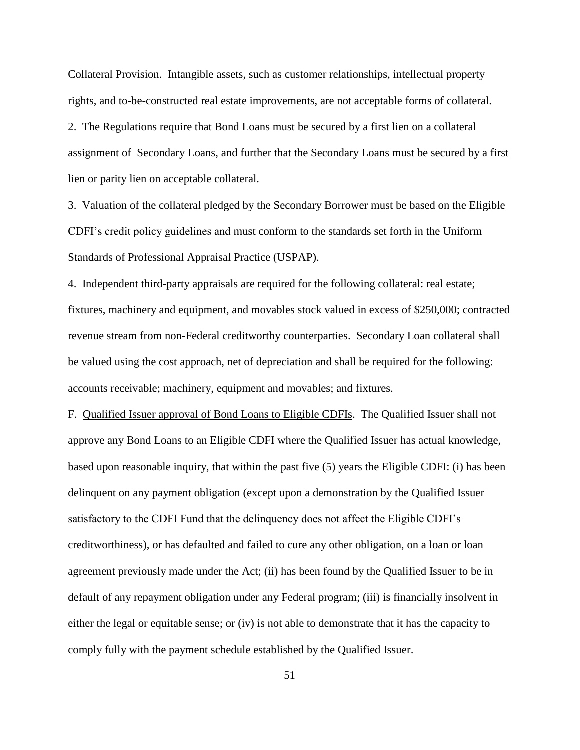Collateral Provision. Intangible assets, such as customer relationships, intellectual property rights, and to-be-constructed real estate improvements, are not acceptable forms of collateral.

2. The Regulations require that Bond Loans must be secured by a first lien on a collateral assignment of Secondary Loans, and further that the Secondary Loans must be secured by a first lien or parity lien on acceptable collateral.

3. Valuation of the collateral pledged by the Secondary Borrower must be based on the Eligible CDFI's credit policy guidelines and must conform to the standards set forth in the Uniform Standards of Professional Appraisal Practice (USPAP).

4. Independent third-party appraisals are required for the following collateral: real estate; fixtures, machinery and equipment, and movables stock valued in excess of $250,000; contracted revenue stream from non-Federal creditworthy counterparties. Secondary Loan collateral shall be valued using the cost approach, net of depreciation and shall be required for the following: accounts receivable; machinery, equipment and movables; and fixtures.

F. <u>Qualified Issuer approval of Bond Loans to Eligible CDFIs</u>. The Qualified Issuer shall not approve any Bond Loans to an Eligible CDFI where the Qualified Issuer has actual knowledge, based upon reasonable inquiry, that within the past five (5) years the Eligible CDFI: (i) has been delinquent on any payment obligation (except upon a demonstration by the Qualified Issuer satisfactory to the CDFI Fund that the delinquency does not affect the Eligible CDFI's creditworthiness), or has defaulted and failed to cure any other obligation, on a loan or loan agreement previously made under the Act; (ii) has been found by the Qualified Issuer to be in default of any repayment obligation under any Federal program; (iii) is financially insolvent in either the legal or equitable sense; or (iv) is not able to demonstrate that it has the capacity to comply fully with the payment schedule established by the Qualified Issuer.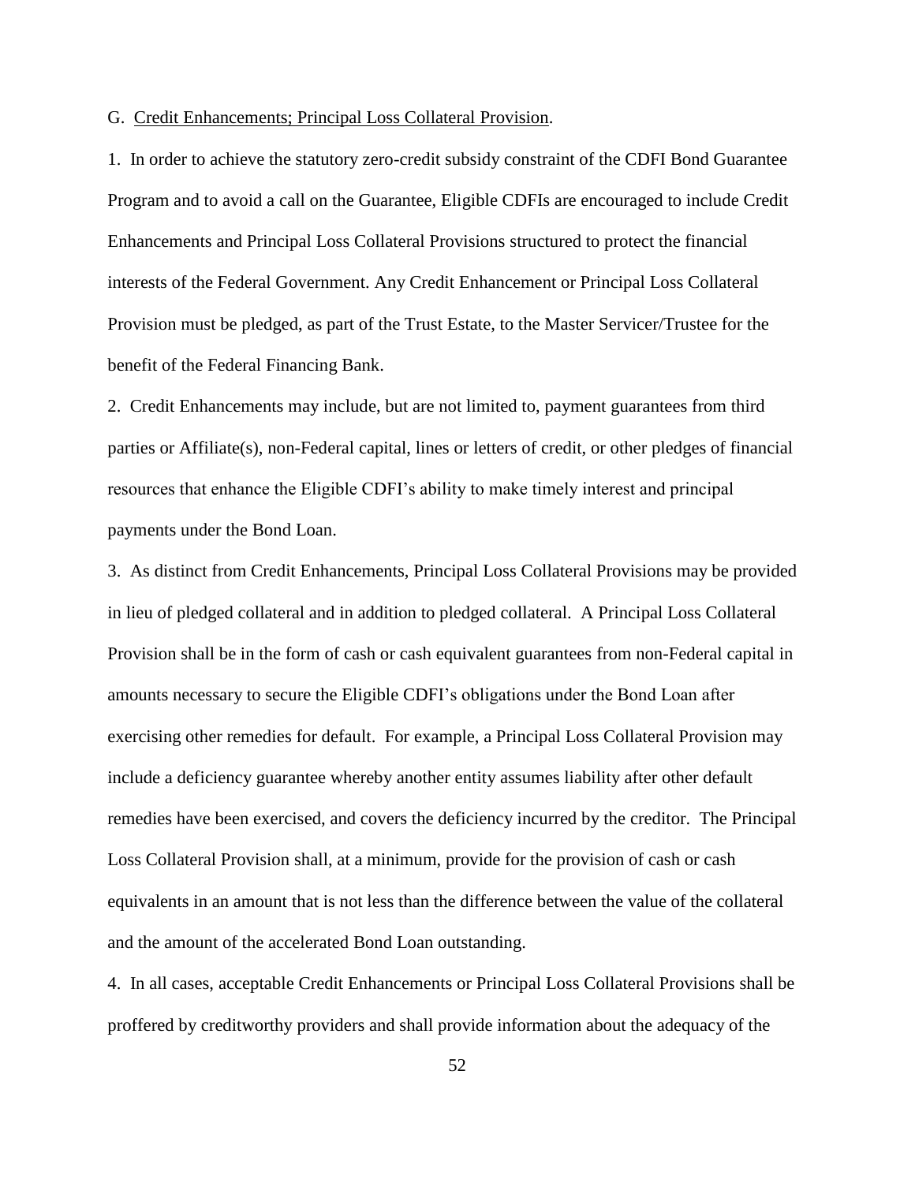G. Credit Enhancements; Principal Loss Collateral Provision.

1. In order to achieve the statutory zero-credit subsidy constraint of the CDFI Bond Guarantee Program and to avoid a call on the Guarantee, Eligible CDFIs are encouraged to include Credit Enhancements and Principal Loss Collateral Provisions structured to protect the financial interests of the Federal Government. Any Credit Enhancement or Principal Loss Collateral Provision must be pledged, as part of the Trust Estate, to the Master Servicer/Trustee for the benefit of the Federal Financing Bank.

2. Credit Enhancements may include, but are not limited to, payment guarantees from third parties or Affiliate(s), non-Federal capital, lines or letters of credit, or other pledges of financial resources that enhance the Eligible CDFI's ability to make timely interest and principal payments under the Bond Loan.

3. As distinct from Credit Enhancements, Principal Loss Collateral Provisions may be provided in lieu of pledged collateral and in addition to pledged collateral. A Principal Loss Collateral Provision shall be in the form of cash or cash equivalent guarantees from non-Federal capital in amounts necessary to secure the Eligible CDFI's obligations under the Bond Loan after exercising other remedies for default. For example, a Principal Loss Collateral Provision may include a deficiency guarantee whereby another entity assumes liability after other default remedies have been exercised, and covers the deficiency incurred by the creditor. The Principal Loss Collateral Provision shall, at a minimum, provide for the provision of cash or cash equivalents in an amount that is not less than the difference between the value of the collateral and the amount of the accelerated Bond Loan outstanding.

4. In all cases, acceptable Credit Enhancements or Principal Loss Collateral Provisions shall be proffered by creditworthy providers and shall provide information about the adequacy of the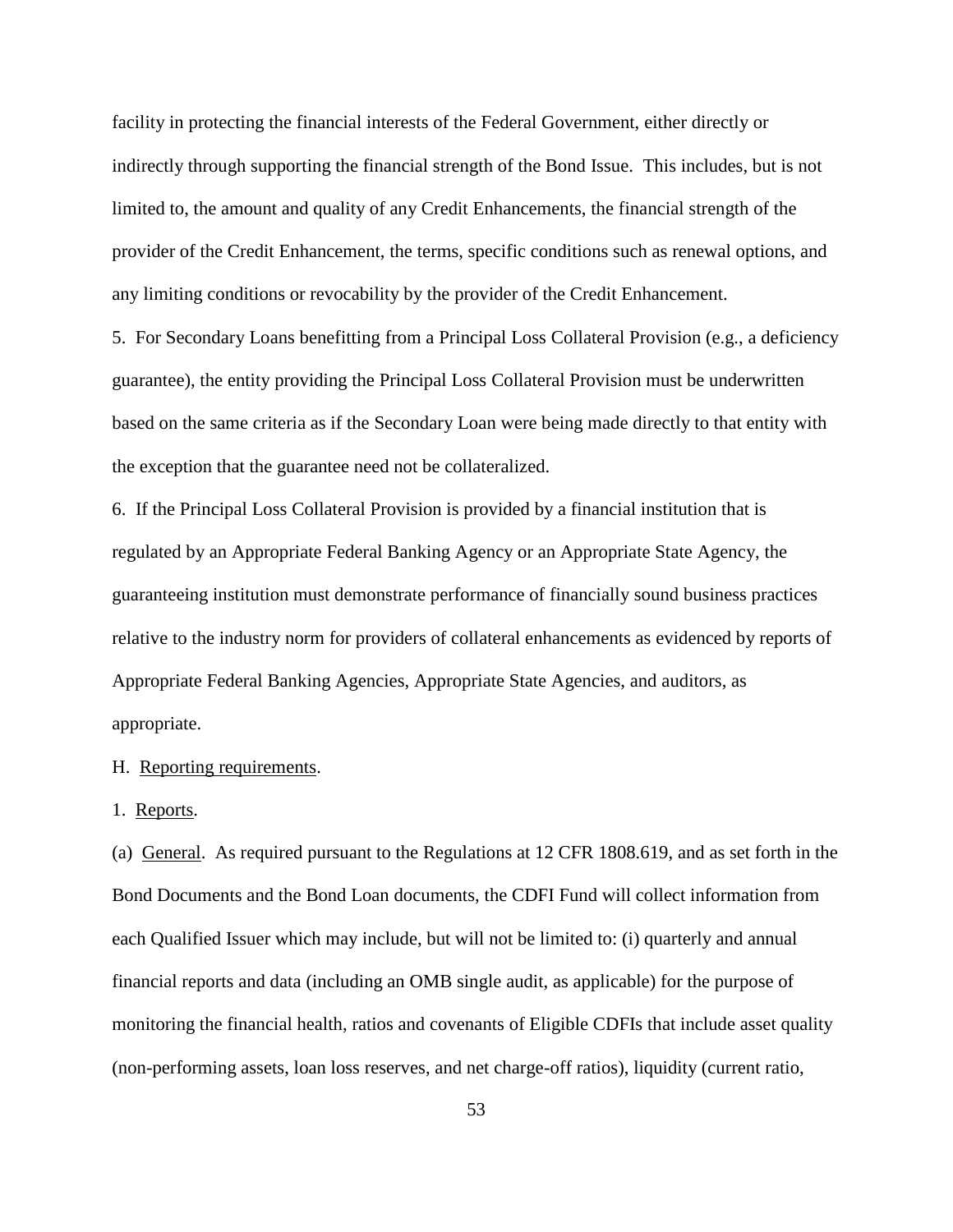facility in protecting the financial interests of the Federal Government, either directly or indirectly through supporting the financial strength of the Bond Issue. This includes, but is not limited to, the amount and quality of any Credit Enhancements, the financial strength of the provider of the Credit Enhancement, the terms, specific conditions such as renewal options, and any limiting conditions or revocability by the provider of the Credit Enhancement.

5. For Secondary Loans benefitting from a Principal Loss Collateral Provision (e.g., a deficiency guarantee), the entity providing the Principal Loss Collateral Provision must be underwritten based on the same criteria as if the Secondary Loan were being made directly to that entity with the exception that the guarantee need not be collateralized.

6. If the Principal Loss Collateral Provision is provided by a financial institution that is regulated by an Appropriate Federal Banking Agency or an Appropriate State Agency, the guaranteeing institution must demonstrate performance of financially sound business practices relative to the industry norm for providers of collateral enhancements as evidenced by reports of Appropriate Federal Banking Agencies, Appropriate State Agencies, and auditors, as appropriate.

H. Reporting requirements.

1. Reports.

(a) General. As required pursuant to the Regulations at 12 CFR 1808.619, and as set forth in the Bond Documents and the Bond Loan documents, the CDFI Fund will collect information from each Qualified Issuer which may include, but will not be limited to: (i) quarterly and annual financial reports and data (including an OMB single audit, as applicable) for the purpose of monitoring the financial health, ratios and covenants of Eligible CDFIs that include asset quality (non-performing assets, loan loss reserves, and net charge-off ratios), liquidity (current ratio,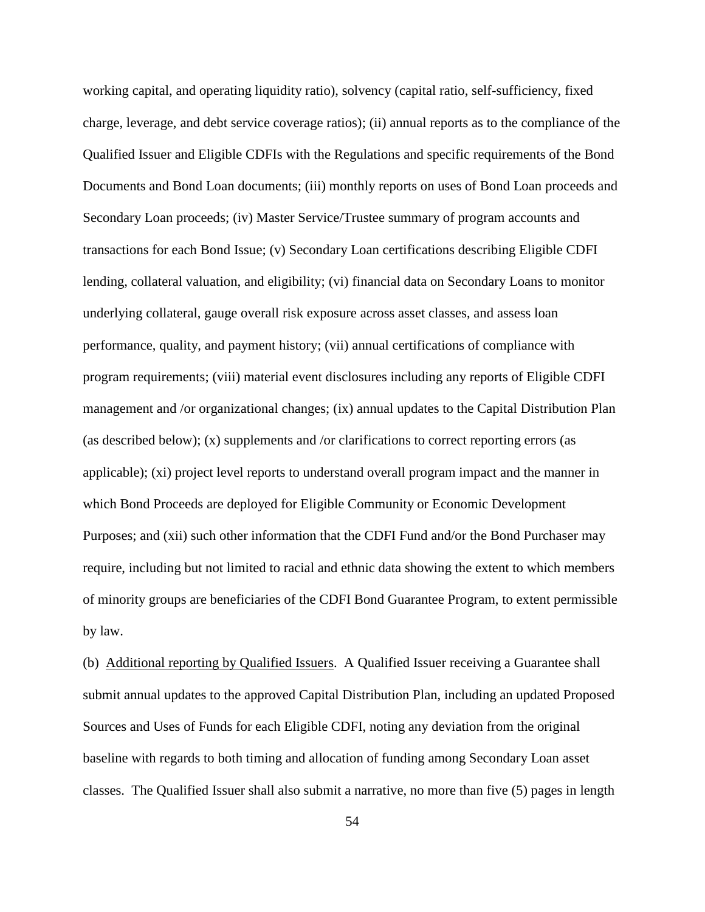working capital, and operating liquidity ratio), solvency (capital ratio, self-sufficiency, fixed charge, leverage, and debt service coverage ratios); (ii) annual reports as to the compliance of the Qualified Issuer and Eligible CDFIs with the Regulations and specific requirements of the Bond Documents and Bond Loan documents; (iii) monthly reports on uses of Bond Loan proceeds and Secondary Loan proceeds; (iv) Master Service/Trustee summary of program accounts and transactions for each Bond Issue; (v) Secondary Loan certifications describing Eligible CDFI lending, collateral valuation, and eligibility; (vi) financial data on Secondary Loans to monitor underlying collateral, gauge overall risk exposure across asset classes, and assess loan performance, quality, and payment history; (vii) annual certifications of compliance with program requirements; (viii) material event disclosures including any reports of Eligible CDFI management and /or organizational changes; (ix) annual updates to the Capital Distribution Plan (as described below); (x) supplements and /or clarifications to correct reporting errors (as applicable); (xi) project level reports to understand overall program impact and the manner in which Bond Proceeds are deployed for Eligible Community or Economic Development Purposes; and (xii) such other information that the CDFI Fund and/or the Bond Purchaser may require, including but not limited to racial and ethnic data showing the extent to which members of minority groups are beneficiaries of the CDFI Bond Guarantee Program, to extent permissible by law.

(b) Additional reporting by Qualified Issuers. A Qualified Issuer receiving a Guarantee shall submit annual updates to the approved Capital Distribution Plan, including an updated Proposed Sources and Uses of Funds for each Eligible CDFI, noting any deviation from the original baseline with regards to both timing and allocation of funding among Secondary Loan asset classes. The Qualified Issuer shall also submit a narrative, no more than five (5) pages in length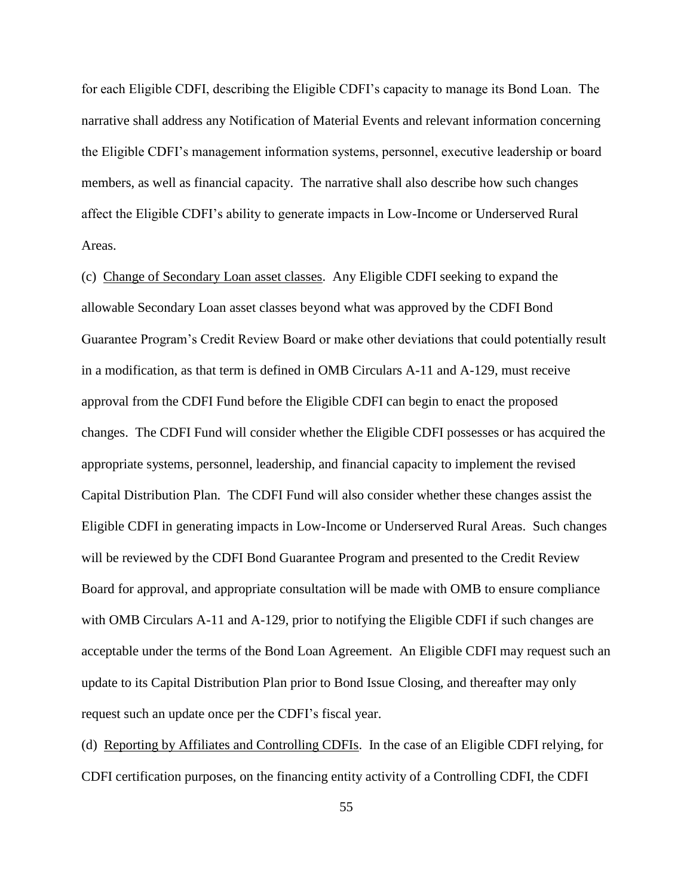for each Eligible CDFI, describing the Eligible CDFI's capacity to manage its Bond Loan. The narrative shall address any Notification of Material Events and relevant information concerning the Eligible CDFI's management information systems, personnel, executive leadership or board members, as well as financial capacity. The narrative shall also describe how such changes affect the Eligible CDFI's ability to generate impacts in Low-Income or Underserved Rural Areas.

(c) Change of Secondary Loan asset classes. Any Eligible CDFI seeking to expand the allowable Secondary Loan asset classes beyond what was approved by the CDFI Bond Guarantee Program's Credit Review Board or make other deviations that could potentially result in a modification, as that term is defined in OMB Circulars A-11 and A-129, must receive approval from the CDFI Fund before the Eligible CDFI can begin to enact the proposed changes. The CDFI Fund will consider whether the Eligible CDFI possesses or has acquired the appropriate systems, personnel, leadership, and financial capacity to implement the revised Capital Distribution Plan. The CDFI Fund will also consider whether these changes assist the Eligible CDFI in generating impacts in Low-Income or Underserved Rural Areas. Such changes will be reviewed by the CDFI Bond Guarantee Program and presented to the Credit Review Board for approval, and appropriate consultation will be made with OMB to ensure compliance with OMB Circulars A-11 and A-129, prior to notifying the Eligible CDFI if such changes are acceptable under the terms of the Bond Loan Agreement. An Eligible CDFI may request such an update to its Capital Distribution Plan prior to Bond Issue Closing, and thereafter may only request such an update once per the CDFI's fiscal year.

(d) Reporting by Affiliates and Controlling CDFIs. In the case of an Eligible CDFI relying, for CDFI certification purposes, on the financing entity activity of a Controlling CDFI, the CDFI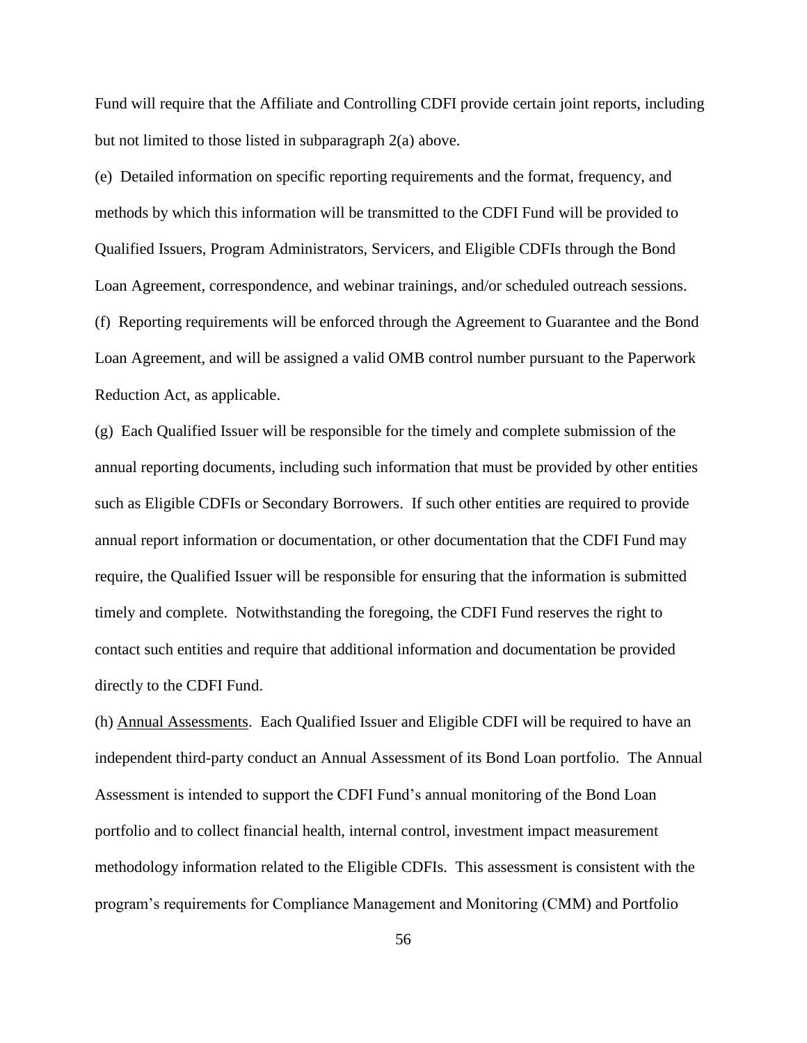Fund will require that the Affiliate and Controlling CDFI provide certain joint reports, including but not limited to those listed in subparagraph 2(a) above.

(e) Detailed information on specific reporting requirements and the format, frequency, and methods by which this information will be transmitted to the CDFI Fund will be provided to Qualified Issuers, Program Administrators, Servicers, and Eligible CDFIs through the Bond Loan Agreement, correspondence, and webinar trainings, and/or scheduled outreach sessions.

(f) Reporting requirements will be enforced through the Agreement to Guarantee and the Bond Loan Agreement, and will be assigned a valid OMB control number pursuant to the Paperwork Reduction Act, as applicable.

(g) Each Qualified Issuer will be responsible for the timely and complete submission of the annual reporting documents, including such information that must be provided by other entities such as Eligible CDFIs or Secondary Borrowers. If such other entities are required to provide annual report information or documentation, or other documentation that the CDFI Fund may require, the Qualified Issuer will be responsible for ensuring that the information is submitted timely and complete. Notwithstanding the foregoing, the CDFI Fund reserves the right to contact such entities and require that additional information and documentation be provided directly to the CDFI Fund.

(h) Annual Assessments. Each Qualified Issuer and Eligible CDFI will be required to have an independent third-party conduct an Annual Assessment of its Bond Loan portfolio. The Annual Assessment is intended to support the CDFI Fund's annual monitoring of the Bond Loan portfolio and to collect financial health, internal control, investment impact measurement methodology information related to the Eligible CDFIs. This assessment is consistent with the program's requirements for Compliance Management and Monitoring (CMM) and Portfolio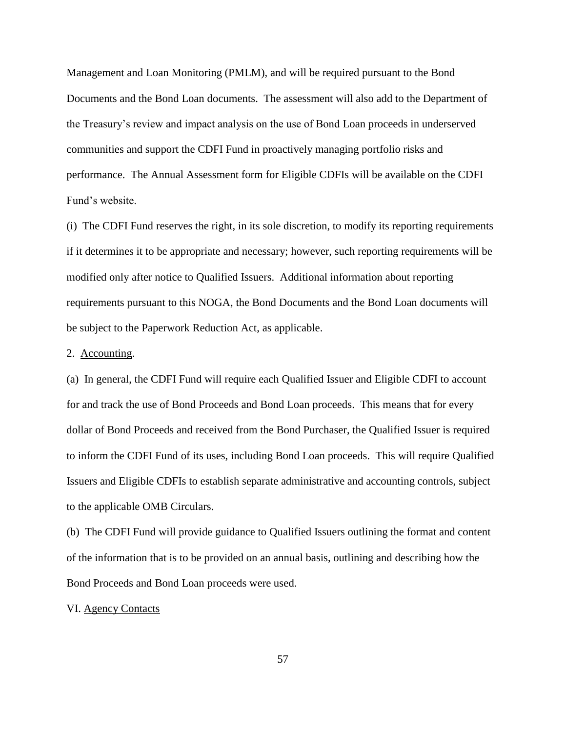Management and Loan Monitoring (PMLM), and will be required pursuant to the Bond Documents and the Bond Loan documents. The assessment will also add to the Department of the Treasury's review and impact analysis on the use of Bond Loan proceeds in underserved communities and support the CDFI Fund in proactively managing portfolio risks and performance. The Annual Assessment form for Eligible CDFIs will be available on the CDFI Fund's website.

(i) The CDFI Fund reserves the right, in its sole discretion, to modify its reporting requirements if it determines it to be appropriate and necessary; however, such reporting requirements will be modified only after notice to Qualified Issuers. Additional information about reporting requirements pursuant to this NOGA, the Bond Documents and the Bond Loan documents will be subject to the Paperwork Reduction Act, as applicable.

2. Accounting.

(a) In general, the CDFI Fund will require each Qualified Issuer and Eligible CDFI to account for and track the use of Bond Proceeds and Bond Loan proceeds. This means that for every dollar of Bond Proceeds and received from the Bond Purchaser, the Qualified Issuer is required to inform the CDFI Fund of its uses, including Bond Loan proceeds. This will require Qualified Issuers and Eligible CDFIs to establish separate administrative and accounting controls, subject to the applicable OMB Circulars.

(b) The CDFI Fund will provide guidance to Qualified Issuers outlining the format and content of the information that is to be provided on an annual basis, outlining and describing how the Bond Proceeds and Bond Loan proceeds were used.

VI. Agency Contacts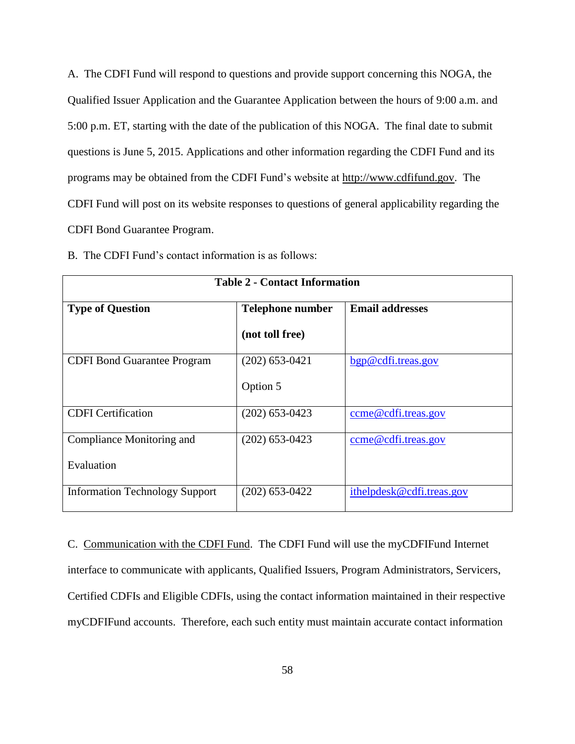A. The CDFI Fund will respond to questions and provide support concerning this NOGA, the Qualified Issuer Application and the Guarantee Application between the hours of 9:00 a.m. and 5:00 p.m. ET, starting with the date of the publication of this NOGA. The final date to submit questions is June 5, 2015. Applications and other information regarding the CDFI Fund and its programs may be obtained from the CDFI Fund's website at http://www.cdfifund.gov. The CDFI Fund will post on its website responses to questions of general applicability regarding the CDFI Bond Guarantee Program.

B. The CDFI Fund's contact information is as follows:

**Table 2 - Contact Information**

| Type of Question | Telephone number (not toll free) | Email addresses |
| --- | --- | --- |
| CDFI Bond Guarantee Program | (202) 653-0421 Option 5 | bgp@cdfi.treas.gov |
| CDFI Certification | (202) 653-0423 | ccme@cdfi.treas.gov |
| Compliance Monitoring and Evaluation | (202) 653-0423 | ccme@cdfi.treas.gov |
| Information Technology Support | (202) 653-0422 | ithelpdesk@cdfi.treas.gov |

C. Communication with the CDFI Fund. The CDFI Fund will use the myCDFIFund Internet interface to communicate with applicants, Qualified Issuers, Program Administrators, Servicers, Certified CDFIs and Eligible CDFIs, using the contact information maintained in their respective myCDFIFund accounts. Therefore, each such entity must maintain accurate contact information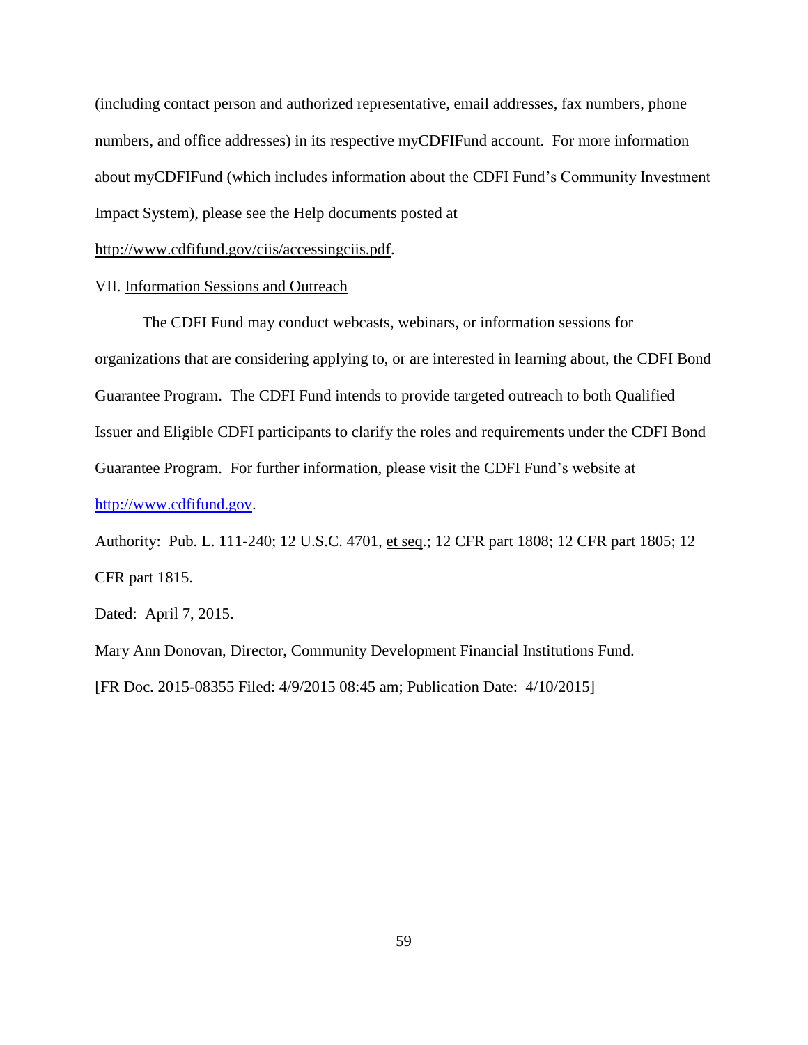(including contact person and authorized representative, email addresses, fax numbers, phone numbers, and office addresses) in its respective myCDFIFund account. For more information about myCDFIFund (which includes information about the CDFI Fund's Community Investment Impact System), please see the Help documents posted at http://www.cdfifund.gov/ciis/accessingciis.pdf.

VII. Information Sessions and Outreach

The CDFI Fund may conduct webcasts, webinars, or information sessions for organizations that are considering applying to, or are interested in learning about, the CDFI Bond Guarantee Program. The CDFI Fund intends to provide targeted outreach to both Qualified Issuer and Eligible CDFI participants to clarify the roles and requirements under the CDFI Bond Guarantee Program. For further information, please visit the CDFI Fund's website at http://www.cdfifund.gov.

Authority: Pub. L. 111-240; 12 U.S.C. 4701, et seq.; 12 CFR part 1808; 12 CFR part 1805; 12 CFR part 1815.

Dated: April 7, 2015.

Mary Ann Donovan, Director, Community Development Financial Institutions Fund.

[FR Doc. 2015-08355 Filed: 4/9/2015 08:45 am; Publication Date: 4/10/2015]